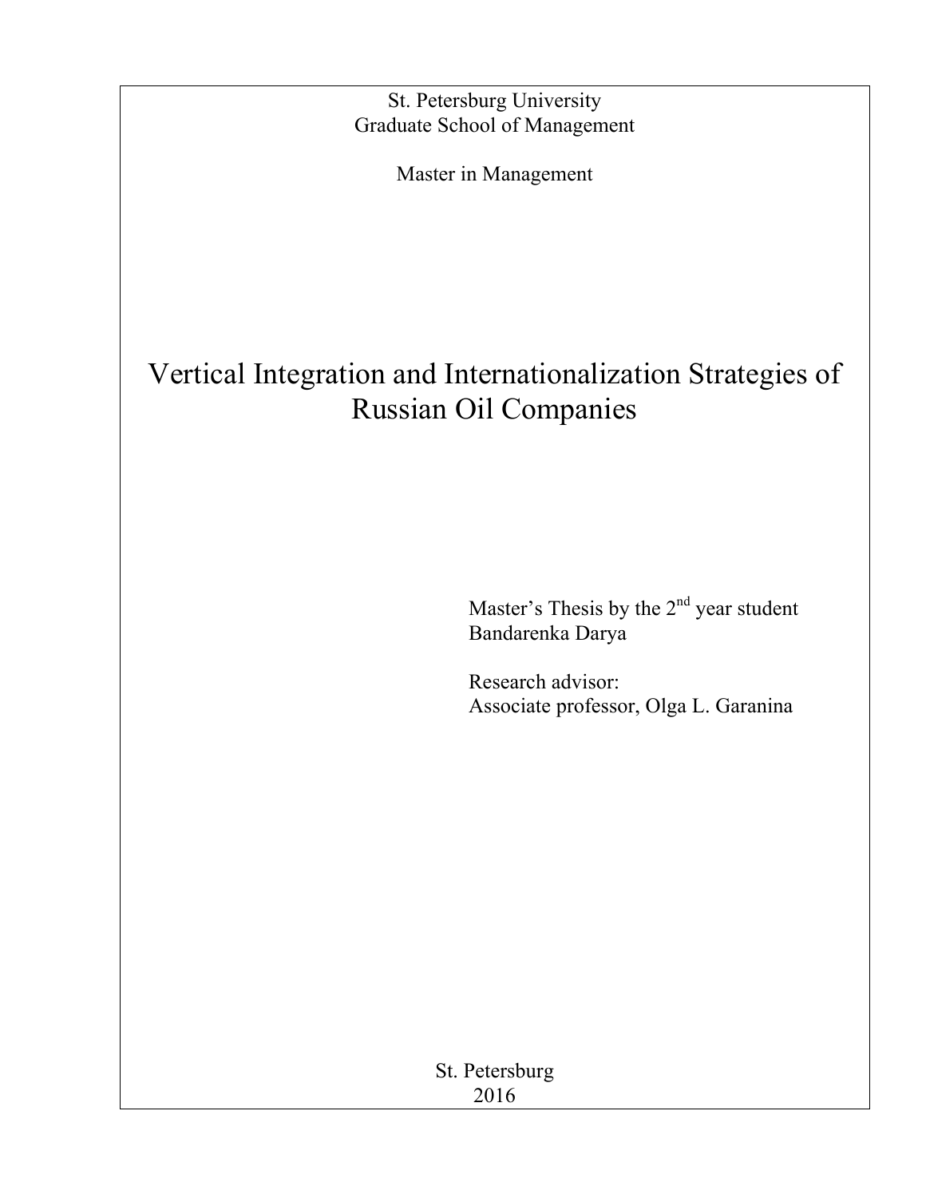St. Petersburg University
Graduate School of Management

Master in Management

# Vertical Integration and Internationalization Strategies of Russian Oil Companies

Master's Thesis by the 2nd year student
Bandarenka Darya

Research advisor:
Associate professor, Olga L. Garanina

St. Petersburg
2016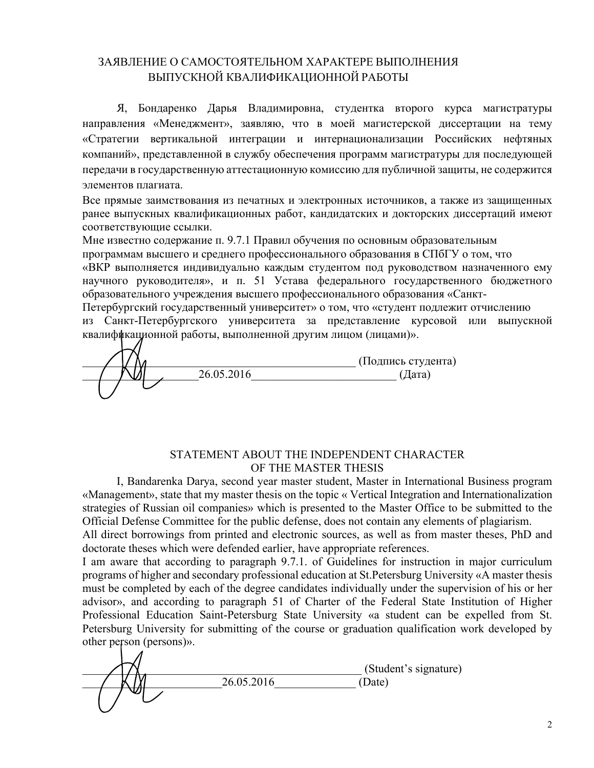## ЗАЯВЛЕНИЕ О САМОСТОЯТЕЛЬНОМ ХАРАКТЕРЕ ВЫПОЛНЕНИЯ ВЫПУСКНОЙ КВАЛИФИКАЦИОННОЙ РАБОТЫ

Я, Бондаренко Дарья Владимировна, студентка второго курса магистратуры направления «Менеджмент», заявляю, что в моей магистерской диссертации на тему «Стратегии вертикальной интеграции и интернационализации Российских нефтяных компаний», представленной в службу обеспечения программ магистратуры для последующей передачи в государственную аттестационную комиссию для публичной защиты, не содержится элементов плагиата.

Все прямые заимствования из печатных и электронных источников, а также из защищенных ранее выпускных квалификационных работ, кандидатских и докторских диссертаций имеют соответствующие ссылки.

Мне известно содержание п. 9.7.1 Правил обучения по основным образовательным программам высшего и среднего профессионального образования в СПбГУ о том, что «ВКР выполняется индивидуально каждым студентом под руководством назначенного ему научного руководителя», и п. 51 Устава федерального государственного бюджетного образовательного учреждения высшего профессионального образования «Санкт-Петербургский государственный университет» о том, что «студент подлежит отчислению из Санкт-Петербургского университета за представление курсовой или выпускной квалификационной работы, выполненной другим лицом (лицами)».

_____________________________________________ (Подпись студента)

________________26.05.2016________________________ (Дата)

## STATEMENT ABOUT THE INDEPENDENT CHARACTER OF THE MASTER THESIS

I, Bandarenka Darya, second year master student, Master in International Business program «Management», state that my master thesis on the topic « Vertical Integration and Internationalization strategies of Russian oil companies» which is presented to the Master Office to be submitted to the Official Defense Committee for the public defense, does not contain any elements of plagiarism.

All direct borrowings from printed and electronic sources, as well as from master theses, PhD and doctorate theses which were defended earlier, have appropriate references.

I am aware that according to paragraph 9.7.1. of Guidelines for instruction in major curriculum programs of higher and secondary professional education at St.Petersburg University «A master thesis must be completed by each of the degree candidates individually under the supervision of his or her advisor», and according to paragraph 51 of Charter of the Federal State Institution of Higher Professional Education Saint-Petersburg State University «a student can be expelled from St. Petersburg University for submitting of the course or graduation qualification work developed by other person (persons)».

_____________________________________________ (Student's signature)

____________________26.05.2016_____________ (Date)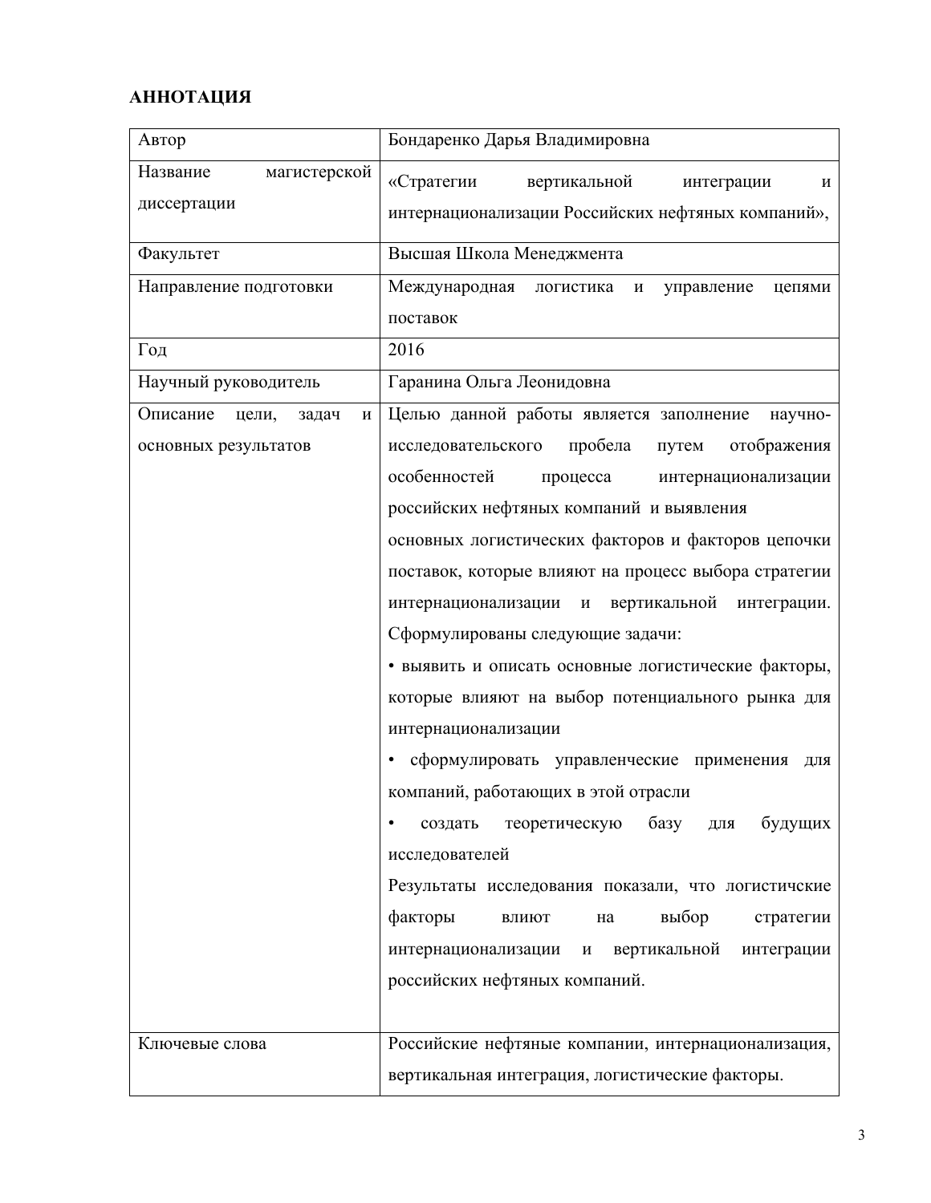**АННОТАЦИЯ**

| Автор | Бондаренко Дарья Владимировна |
|---|---|
| Название магистерской диссертации | «Стратегии вертикальной интеграции и интернационализации Российских нефтяных компаний», |
| Факультет | Высшая Школа Менеджмента |
| Направление подготовки | Международная логистика и управление цепями поставок |
| Год | 2016 |
| Научный руководитель | Гаранина Ольга Леонидовна |
| Описание цели, задач и основных результатов | Целью данной работы является заполнение научно-исследовательского пробела путем отображения особенностей процесса интернационализации российских нефтяных компаний и выявления основных логистических факторов и факторов цепочки поставок, которые влияют на процесс выбора стратегии интернационализации и вертикальной интеграции. Сформулированы следующие задачи: <br>• выявить и описать основные логистические факторы, которые влияют на выбор потенциального рынка для интернационализации <br>• сформулировать управленческие применения для компаний, работающих в этой отрасли <br>• создать теоретическую базу для будущих исследователей <br>Результаты исследования показали, что логистичские факторы влиют на выбор стратегии интернационализации и вертикальной интеграции российских нефтяных компаний. |
| Ключевые слова | Российские нефтяные компании, интернационализация, вертикальная интеграция, логистические факторы. |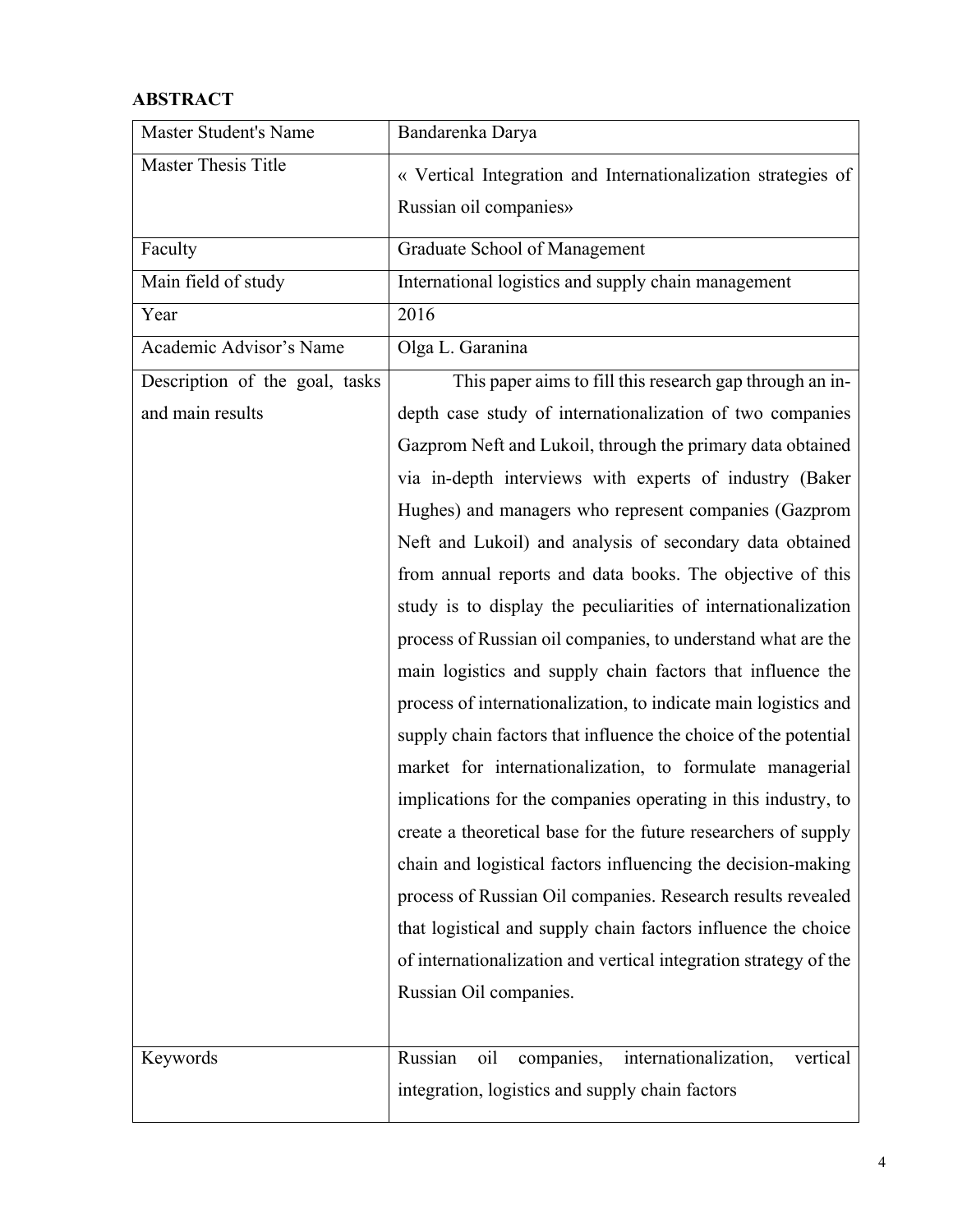## ABSTRACT

| Master Student's Name | Bandarenka Darya |
|---|---|
| Master Thesis Title | « Vertical Integration and Internationalization strategies of Russian oil companies» |
| Faculty | Graduate School of Management |
| Main field of study | International logistics and supply chain management |
| Year | 2016 |
| Academic Advisor's Name | Olga L. Garanina |
| Description of the goal, tasks and main results | This paper aims to fill this research gap through an in-depth case study of internationalization of two companies Gazprom Neft and Lukoil, through the primary data obtained via in-depth interviews with experts of industry (Baker Hughes) and managers who represent companies (Gazprom Neft and Lukoil) and analysis of secondary data obtained from annual reports and data books. The objective of this study is to display the peculiarities of internationalization process of Russian oil companies, to understand what are the main logistics and supply chain factors that influence the process of internationalization, to indicate main logistics and supply chain factors that influence the choice of the potential market for internationalization, to formulate managerial implications for the companies operating in this industry, to create a theoretical base for the future researchers of supply chain and logistical factors influencing the decision-making process of Russian Oil companies. Research results revealed that logistical and supply chain factors influence the choice of internationalization and vertical integration strategy of the Russian Oil companies. |
| Keywords | Russian oil companies, internationalization, vertical integration, logistics and supply chain factors |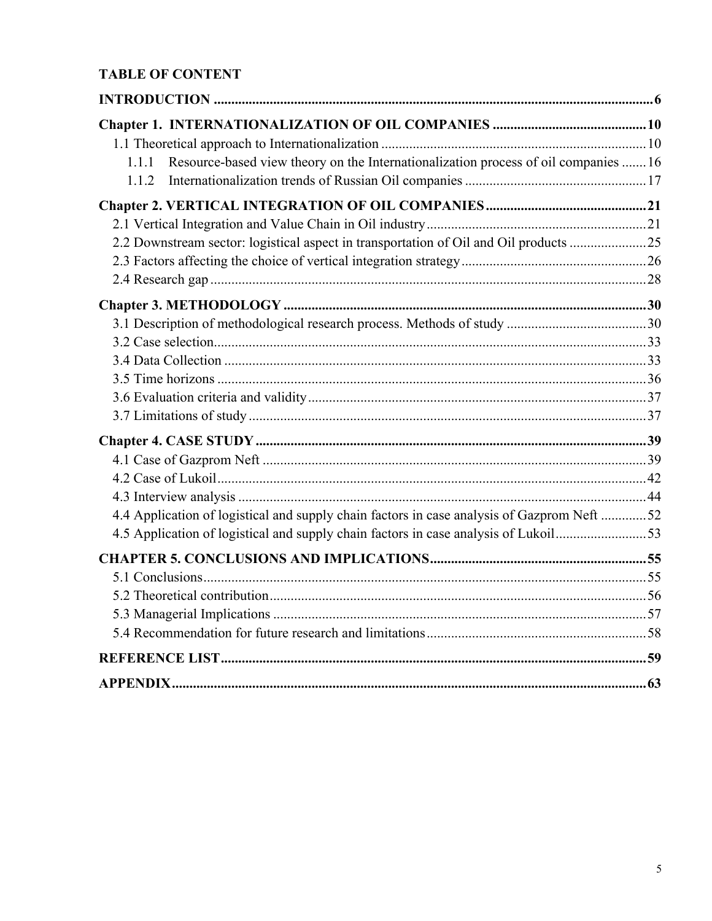**TABLE OF CONTENT**

**INTRODUCTION** ..... 6

**Chapter 1. INTERNATIONALIZATION OF OIL COMPANIES** ..... 10

- 1.1 Theoretical approach to Internationalization ..... 10
  - 1.1.1 Resource-based view theory on the Internationalization process of oil companies ..... 16
  - 1.1.2 Internationalization trends of Russian Oil companies ..... 17

**Chapter 2. VERTICAL INTEGRATION OF OIL COMPANIES** ..... 21

- 2.1 Vertical Integration and Value Chain in Oil industry ..... 21
- 2.2 Downstream sector: logistical aspect in transportation of Oil and Oil products ..... 25
- 2.3 Factors affecting the choice of vertical integration strategy ..... 26
- 2.4 Research gap ..... 28

**Chapter 3. METHODOLOGY** ..... 30

- 3.1 Description of methodological research process. Methods of study ..... 30
- 3.2 Case selection ..... 33
- 3.4 Data Collection ..... 33
- 3.5 Time horizons ..... 36
- 3.6 Evaluation criteria and validity ..... 37
- 3.7 Limitations of study ..... 37

**Chapter 4. CASE STUDY** ..... 39

- 4.1 Case of Gazprom Neft ..... 39
- 4.2 Case of Lukoil ..... 42
- 4.3 Interview analysis ..... 44
- 4.4 Application of logistical and supply chain factors in case analysis of Gazprom Neft ..... 52
- 4.5 Application of logistical and supply chain factors in case analysis of Lukoil ..... 53

**CHAPTER 5. CONCLUSIONS AND IMPLICATIONS** ..... 55

- 5.1 Conclusions ..... 55
- 5.2 Theoretical contribution ..... 56
- 5.3 Managerial Implications ..... 57
- 5.4 Recommendation for future research and limitations ..... 58

**REFERENCE LIST** ..... 59

**APPENDIX** ..... 63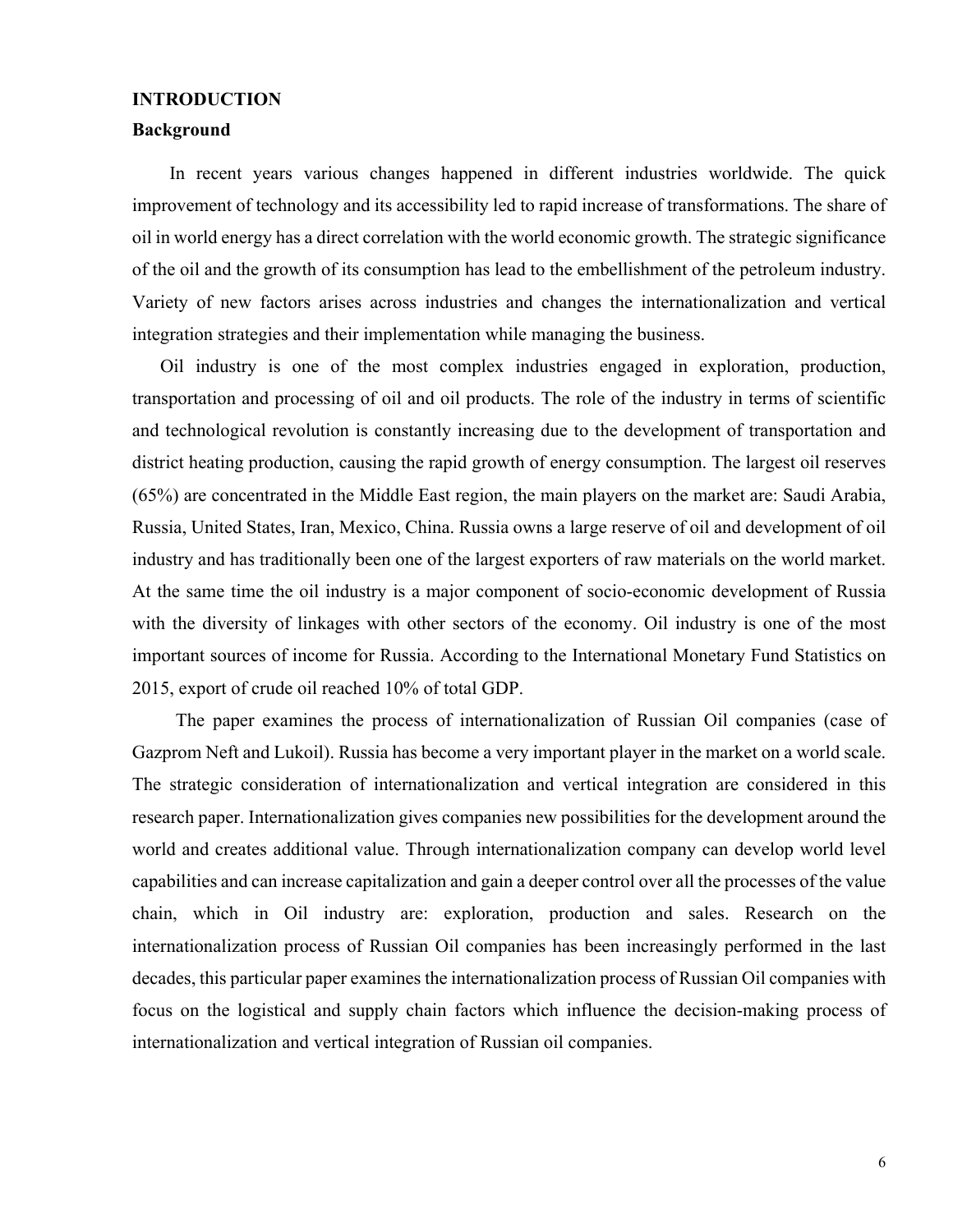# INTRODUCTION

## Background

In recent years various changes happened in different industries worldwide. The quick improvement of technology and its accessibility led to rapid increase of transformations. The share of oil in world energy has a direct correlation with the world economic growth. The strategic significance of the oil and the growth of its consumption has lead to the embellishment of the petroleum industry. Variety of new factors arises across industries and changes the internationalization and vertical integration strategies and their implementation while managing the business.

Oil industry is one of the most complex industries engaged in exploration, production, transportation and processing of oil and oil products. The role of the industry in terms of scientific and technological revolution is constantly increasing due to the development of transportation and district heating production, causing the rapid growth of energy consumption. The largest oil reserves (65%) are concentrated in the Middle East region, the main players on the market are: Saudi Arabia, Russia, United States, Iran, Mexico, China. Russia owns a large reserve of oil and development of oil industry and has traditionally been one of the largest exporters of raw materials on the world market. At the same time the oil industry is a major component of socio-economic development of Russia with the diversity of linkages with other sectors of the economy. Oil industry is one of the most important sources of income for Russia. According to the International Monetary Fund Statistics on 2015, export of crude oil reached 10% of total GDP.

The paper examines the process of internationalization of Russian Oil companies (case of Gazprom Neft and Lukoil). Russia has become a very important player in the market on a world scale. The strategic consideration of internationalization and vertical integration are considered in this research paper. Internationalization gives companies new possibilities for the development around the world and creates additional value. Through internationalization company can develop world level capabilities and can increase capitalization and gain a deeper control over all the processes of the value chain, which in Oil industry are: exploration, production and sales. Research on the internationalization process of Russian Oil companies has been increasingly performed in the last decades, this particular paper examines the internationalization process of Russian Oil companies with focus on the logistical and supply chain factors which influence the decision-making process of internationalization and vertical integration of Russian oil companies.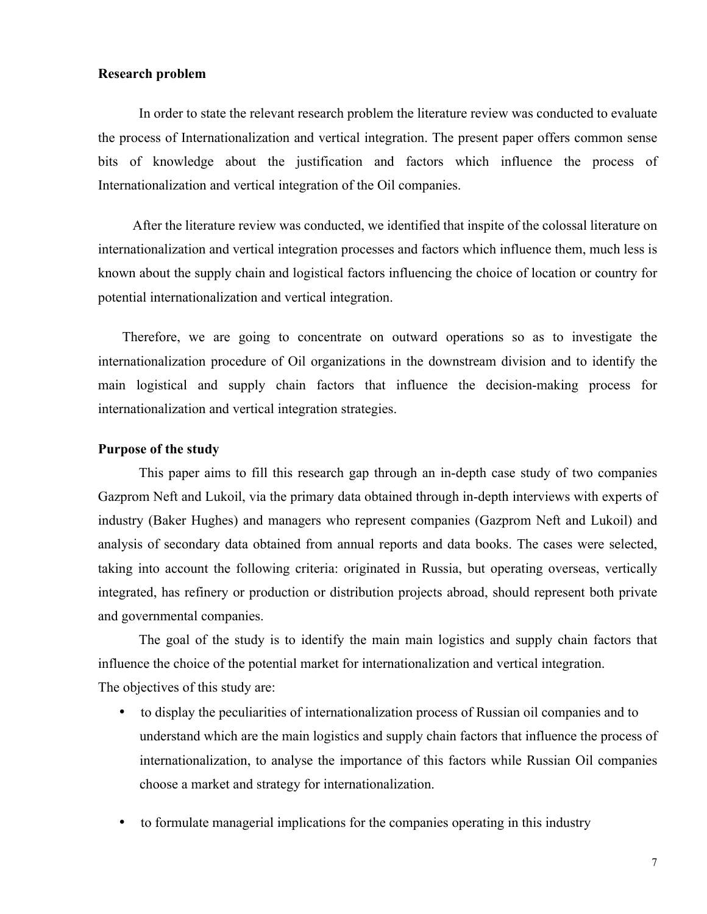**Research problem**

In order to state the relevant research problem the literature review was conducted to evaluate the process of Internationalization and vertical integration. The present paper offers common sense bits of knowledge about the justification and factors which influence the process of Internationalization and vertical integration of the Oil companies.

After the literature review was conducted, we identified that inspite of the colossal literature on internationalization and vertical integration processes and factors which influence them, much less is known about the supply chain and logistical factors influencing the choice of location or country for potential internationalization and vertical integration.

Therefore, we are going to concentrate on outward operations so as to investigate the internationalization procedure of Oil organizations in the downstream division and to identify the main logistical and supply chain factors that influence the decision-making process for internationalization and vertical integration strategies.

**Purpose of the study**

This paper aims to fill this research gap through an in-depth case study of two companies Gazprom Neft and Lukoil, via the primary data obtained through in-depth interviews with experts of industry (Baker Hughes) and managers who represent companies (Gazprom Neft and Lukoil) and analysis of secondary data obtained from annual reports and data books. The cases were selected, taking into account the following criteria: originated in Russia, but operating overseas, vertically integrated, has refinery or production or distribution projects abroad, should represent both private and governmental companies.

The goal of the study is to identify the main main logistics and supply chain factors that influence the choice of the potential market for internationalization and vertical integration.
The objectives of this study are:

- to display the peculiarities of internationalization process of Russian oil companies and to understand which are the main logistics and supply chain factors that influence the process of internationalization, to analyse the importance of this factors while Russian Oil companies choose a market and strategy for internationalization.

- to formulate managerial implications for the companies operating in this industry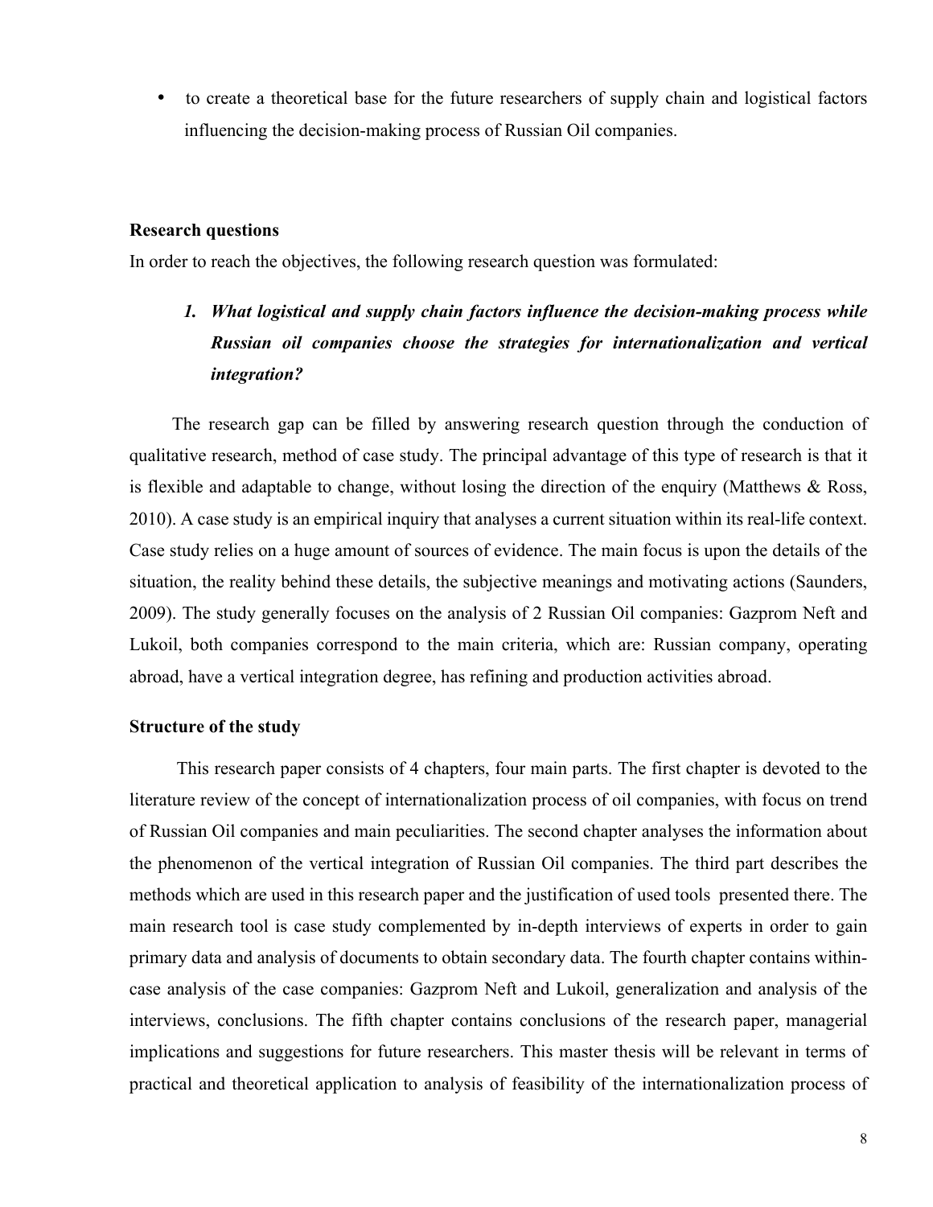- to create a theoretical base for the future researchers of supply chain and logistical factors influencing the decision-making process of Russian Oil companies.

**Research questions**

In order to reach the objectives, the following research question was formulated:

1. ***What logistical and supply chain factors influence the decision-making process while Russian oil companies choose the strategies for internationalization and vertical integration?***

The research gap can be filled by answering research question through the conduction of qualitative research, method of case study. The principal advantage of this type of research is that it is flexible and adaptable to change, without losing the direction of the enquiry (Matthews & Ross, 2010). A case study is an empirical inquiry that analyses a current situation within its real-life context. Case study relies on a huge amount of sources of evidence. The main focus is upon the details of the situation, the reality behind these details, the subjective meanings and motivating actions (Saunders, 2009). The study generally focuses on the analysis of 2 Russian Oil companies: Gazprom Neft and Lukoil, both companies correspond to the main criteria, which are: Russian company, operating abroad, have a vertical integration degree, has refining and production activities abroad.

**Structure of the study**

This research paper consists of 4 chapters, four main parts. The first chapter is devoted to the literature review of the concept of internationalization process of oil companies, with focus on trend of Russian Oil companies and main peculiarities. The second chapter analyses the information about the phenomenon of the vertical integration of Russian Oil companies. The third part describes the methods which are used in this research paper and the justification of used tools presented there. The main research tool is case study complemented by in-depth interviews of experts in order to gain primary data and analysis of documents to obtain secondary data. The fourth chapter contains within-case analysis of the case companies: Gazprom Neft and Lukoil, generalization and analysis of the interviews, conclusions. The fifth chapter contains conclusions of the research paper, managerial implications and suggestions for future researchers. This master thesis will be relevant in terms of practical and theoretical application to analysis of feasibility of the internationalization process of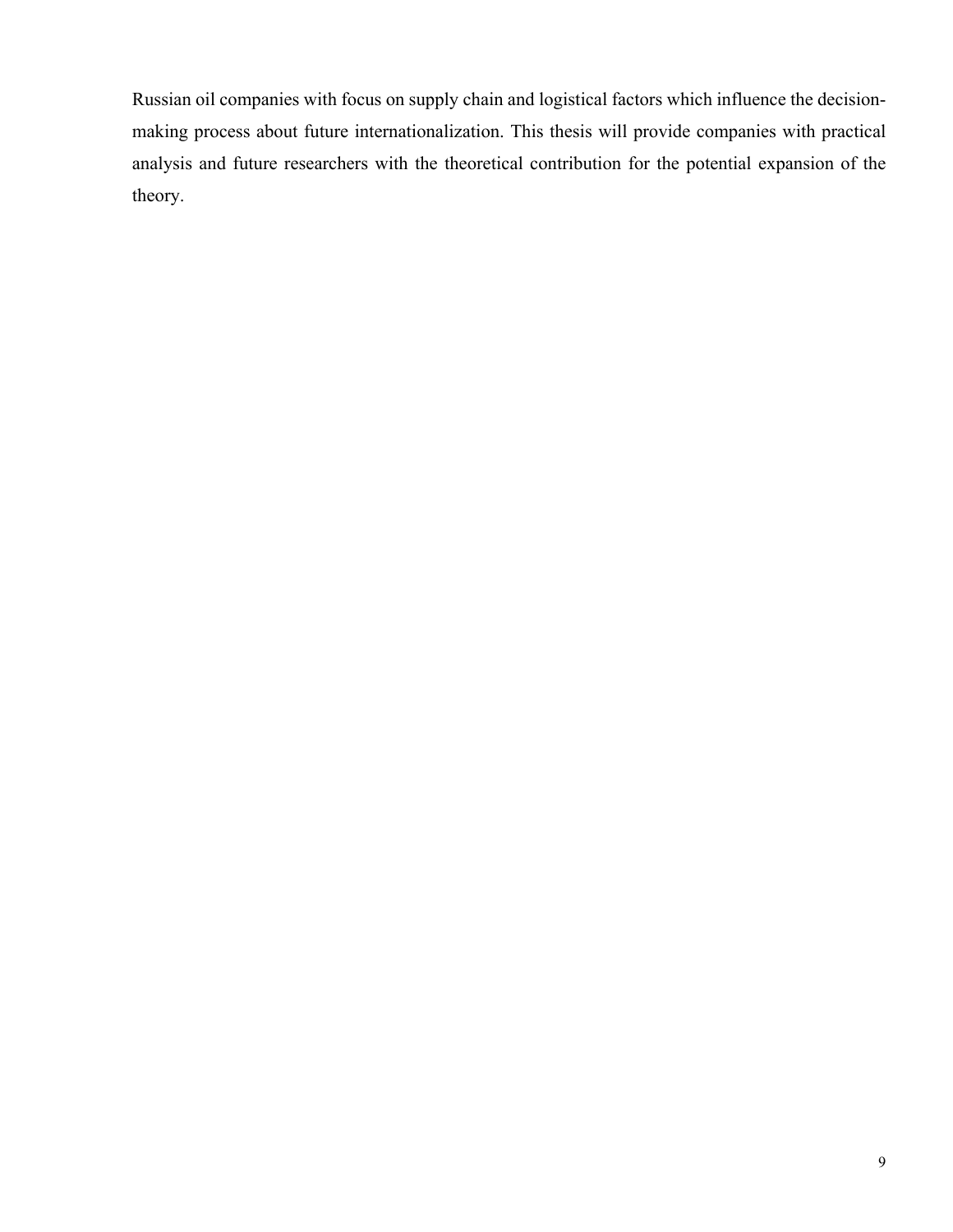Russian oil companies with focus on supply chain and logistical factors which influence the decision-making process about future internationalization. This thesis will provide companies with practical analysis and future researchers with the theoretical contribution for the potential expansion of the theory.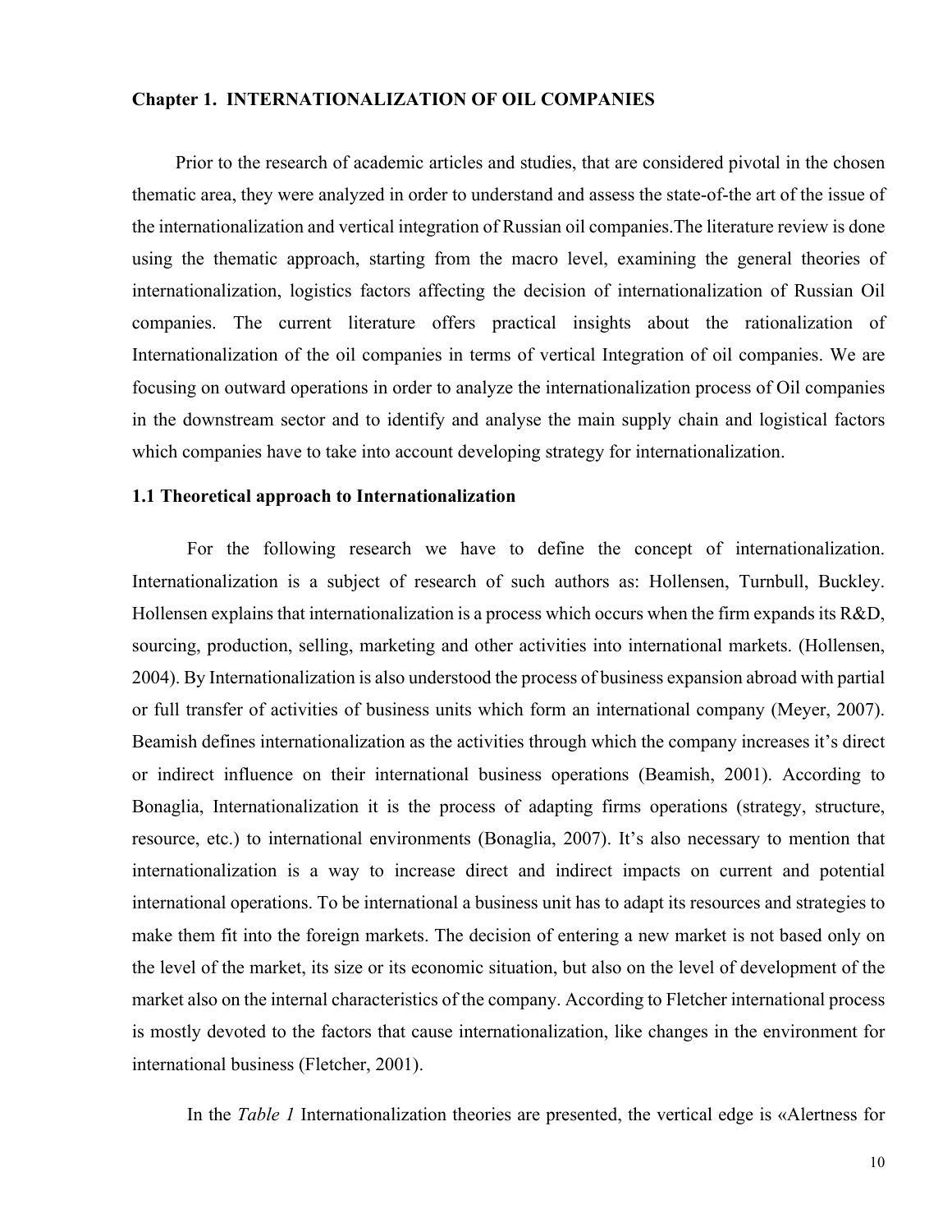**Chapter 1. INTERNATIONALIZATION OF OIL COMPANIES**

Prior to the research of academic articles and studies, that are considered pivotal in the chosen thematic area, they were analyzed in order to understand and assess the state-of-the art of the issue of the internationalization and vertical integration of Russian oil companies.The literature review is done using the thematic approach, starting from the macro level, examining the general theories of internationalization, logistics factors affecting the decision of internationalization of Russian Oil companies. The current literature offers practical insights about the rationalization of Internationalization of the oil companies in terms of vertical Integration of oil companies. We are focusing on outward operations in order to analyze the internationalization process of Oil companies in the downstream sector and to identify and analyse the main supply chain and logistical factors which companies have to take into account developing strategy for internationalization.

**1.1 Theoretical approach to Internationalization**

For the following research we have to define the concept of internationalization. Internationalization is a subject of research of such authors as: Hollensen, Turnbull, Buckley. Hollensen explains that internationalization is a process which occurs when the firm expands its R&D, sourcing, production, selling, marketing and other activities into international markets. (Hollensen, 2004). By Internationalization is also understood the process of business expansion abroad with partial or full transfer of activities of business units which form an international company (Meyer, 2007). Beamish defines internationalization as the activities through which the company increases it's direct or indirect influence on their international business operations (Beamish, 2001). According to Bonaglia, Internationalization it is the process of adapting firms operations (strategy, structure, resource, etc.) to international environments (Bonaglia, 2007). It's also necessary to mention that internationalization is a way to increase direct and indirect impacts on current and potential international operations. To be international a business unit has to adapt its resources and strategies to make them fit into the foreign markets. The decision of entering a new market is not based only on the level of the market, its size or its economic situation, but also on the level of development of the market also on the internal characteristics of the company. According to Fletcher international process is mostly devoted to the factors that cause internationalization, like changes in the environment for international business (Fletcher, 2001).

In the *Table 1* Internationalization theories are presented, the vertical edge is «Alertness for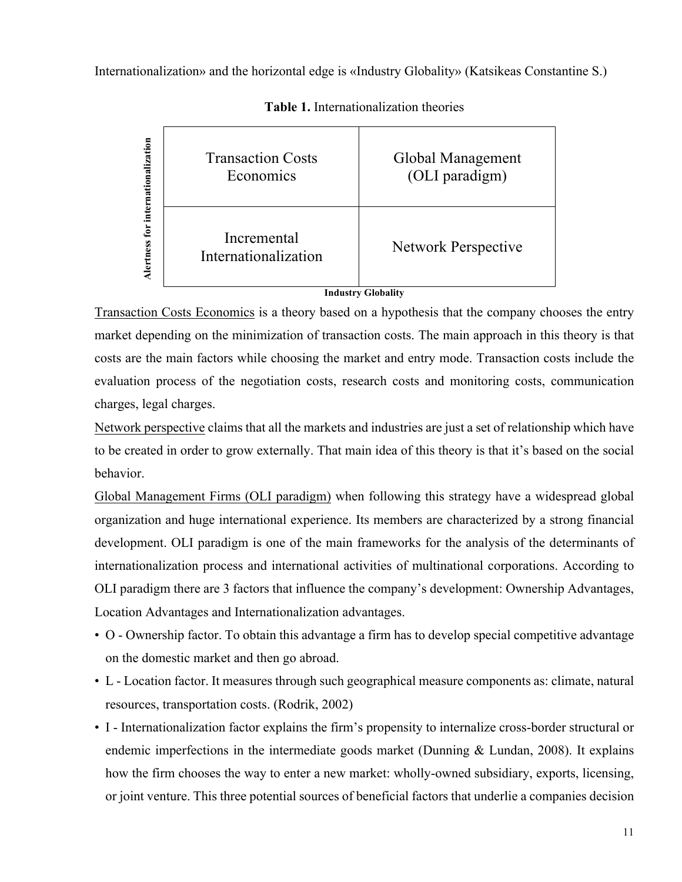Internationalization» and the horizontal edge is «Industry Globality» (Katsikeas Constantine S.)

**Table 1.** Internationalization theories

| Alertness for internationalization | | |
|---|---|---|
| | Transaction Costs Economics | Global Management (OLI paradigm) |
| | Incremental Internationalization | Network Perspective |
| | Industry Globality | |

Transaction Costs Economics is a theory based on a hypothesis that the company chooses the entry market depending on the minimization of transaction costs. The main approach in this theory is that costs are the main factors while choosing the market and entry mode. Transaction costs include the evaluation process of the negotiation costs, research costs and monitoring costs, communication charges, legal charges.

Network perspective claims that all the markets and industries are just a set of relationship which have to be created in order to grow externally. That main idea of this theory is that it's based on the social behavior.

Global Management Firms (OLI paradigm) when following this strategy have a widespread global organization and huge international experience. Its members are characterized by a strong financial development. OLI paradigm is one of the main frameworks for the analysis of the determinants of internationalization process and international activities of multinational corporations. According to OLI paradigm there are 3 factors that influence the company's development: Ownership Advantages, Location Advantages and Internationalization advantages.

- O - Ownership factor. To obtain this advantage a firm has to develop special competitive advantage on the domestic market and then go abroad.
- L - Location factor. It measures through such geographical measure components as: climate, natural resources, transportation costs. (Rodrik, 2002)
- I - Internationalization factor explains the firm's propensity to internalize cross-border structural or endemic imperfections in the intermediate goods market (Dunning & Lundan, 2008). It explains how the firm chooses the way to enter a new market: wholly-owned subsidiary, exports, licensing, or joint venture. This three potential sources of beneficial factors that underlie a companies decision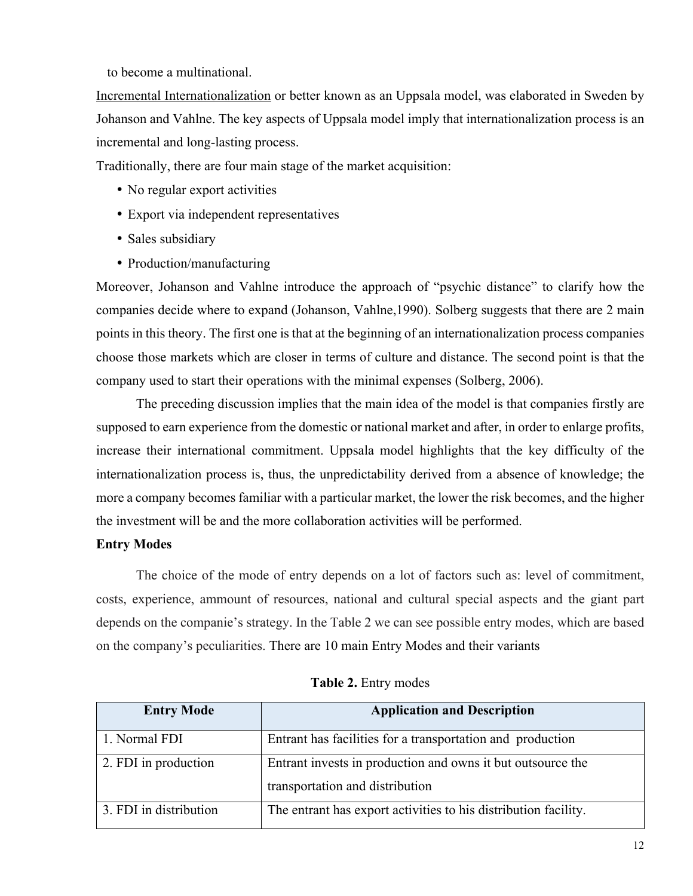to become a multinational.

Incremental Internationalization or better known as an Uppsala model, was elaborated in Sweden by Johanson and Vahlne. The key aspects of Uppsala model imply that internationalization process is an incremental and long-lasting process.

Traditionally, there are four main stage of the market acquisition:

- No regular export activities
- Export via independent representatives
- Sales subsidiary
- Production/manufacturing

Moreover, Johanson and Vahlne introduce the approach of "psychic distance" to clarify how the companies decide where to expand (Johanson, Vahlne,1990). Solberg suggests that there are 2 main points in this theory. The first one is that at the beginning of an internationalization process companies choose those markets which are closer in terms of culture and distance. The second point is that the company used to start their operations with the minimal expenses (Solberg, 2006).

The preceding discussion implies that the main idea of the model is that companies firstly are supposed to earn experience from the domestic or national market and after, in order to enlarge profits, increase their international commitment. Uppsala model highlights that the key difficulty of the internationalization process is, thus, the unpredictability derived from a absence of knowledge; the more a company becomes familiar with a particular market, the lower the risk becomes, and the higher the investment will be and the more collaboration activities will be performed.

**Entry Modes**

The choice of the mode of entry depends on a lot of factors such as: level of commitment, costs, experience, ammount of resources, national and cultural special aspects and the giant part depends on the companie's strategy. In the Table 2 we can see possible entry modes, which are based on the company's peculiarities. There are 10 main Entry Modes and their variants

**Table 2.** Entry modes

| Entry Mode | Application and Description |
|---|---|
| 1. Normal FDI | Entrant has facilities for a transportation and production |
| 2. FDI in production | Entrant invests in production and owns it but outsource the transportation and distribution |
| 3. FDI in distribution | The entrant has export activities to his distribution facility. |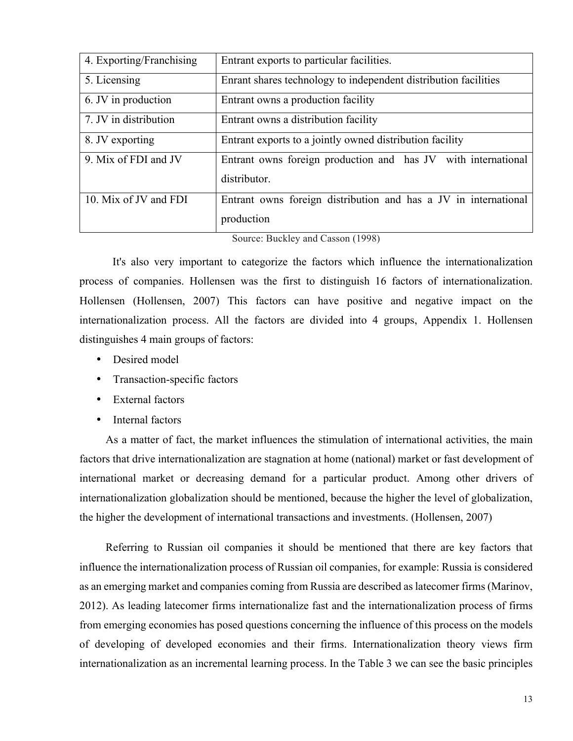| | |
|---|---|
| 4. Exporting/Franchising | Entrant exports to particular facilities. |
| 5. Licensing | Enrant shares technology to independent distribution facilities |
| 6. JV in production | Entrant owns a production facility |
| 7. JV in distribution | Entrant owns a distribution facility |
| 8. JV exporting | Entrant exports to a jointly owned distribution facility |
| 9. Mix of FDI and JV | Entrant owns foreign production and has JV with international distributor. |
| 10. Mix of JV and FDI | Entrant owns foreign distribution and has a JV in international production |

Source: Buckley and Casson (1998)

It's also very important to categorize the factors which influence the internationalization process of companies. Hollensen was the first to distinguish 16 factors of internationalization. Hollensen (Hollensen, 2007) This factors can have positive and negative impact on the internationalization process. All the factors are divided into 4 groups, Appendix 1. Hollensen distinguishes 4 main groups of factors:

- Desired model
- Transaction-specific factors
- External factors
- Internal factors

As a matter of fact, the market influences the stimulation of international activities, the main factors that drive internationalization are stagnation at home (national) market or fast development of international market or decreasing demand for a particular product. Among other drivers of internationalization globalization should be mentioned, because the higher the level of globalization, the higher the development of international transactions and investments. (Hollensen, 2007)

Referring to Russian oil companies it should be mentioned that there are key factors that influence the internationalization process of Russian oil companies, for example: Russia is considered as an emerging market and companies coming from Russia are described as latecomer firms (Marinov, 2012). As leading latecomer firms internationalize fast and the internationalization process of firms from emerging economies has posed questions concerning the influence of this process on the models of developing of developed economies and their firms. Internationalization theory views firm internationalization as an incremental learning process. In the Table 3 we can see the basic principles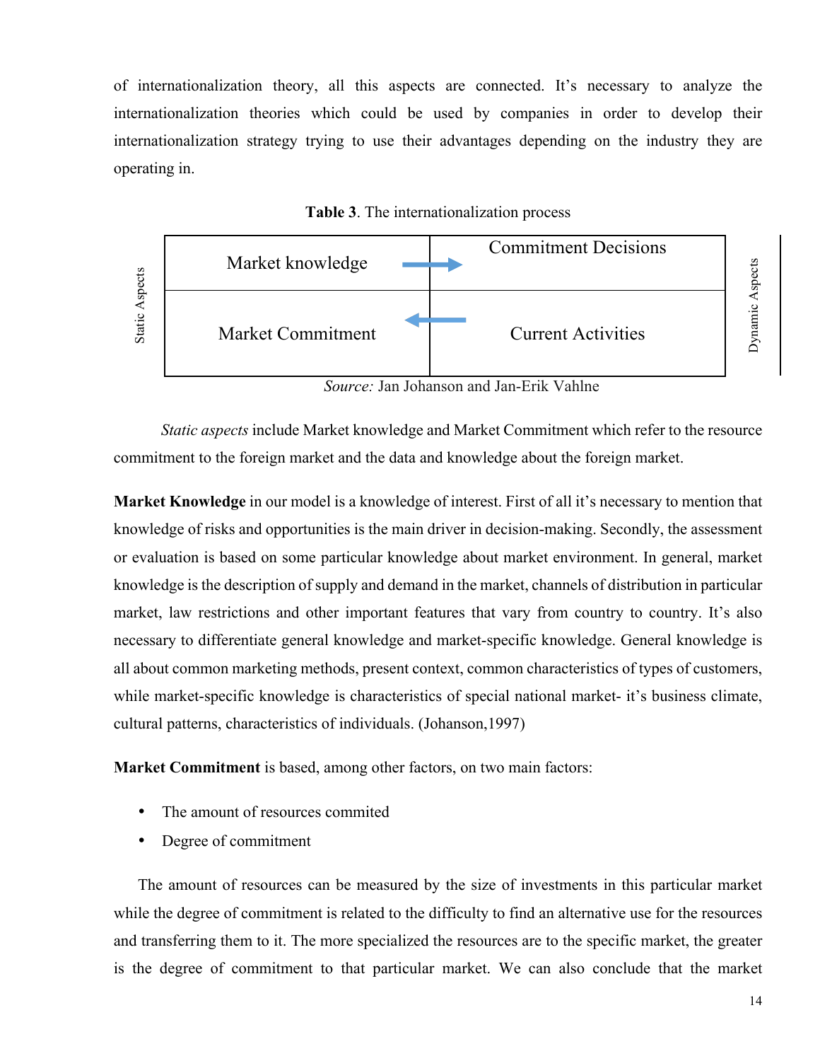of internationalization theory, all this aspects are connected. It's necessary to analyze the internationalization theories which could be used by companies in order to develop their internationalization strategy trying to use their advantages depending on the industry they are operating in.

**Table 3**. The internationalization process

| Static Aspects | | Dynamic Aspects |
|---|---|---|
| Market knowledge → | Commitment Decisions | |
| Market Commitment ← | Current Activities | |

*Source:* Jan Johanson and Jan-Erik Vahlne

*Static aspects* include Market knowledge and Market Commitment which refer to the resource commitment to the foreign market and the data and knowledge about the foreign market.

**Market Knowledge** in our model is a knowledge of interest. First of all it's necessary to mention that knowledge of risks and opportunities is the main driver in decision-making. Secondly, the assessment or evaluation is based on some particular knowledge about market environment. In general, market knowledge is the description of supply and demand in the market, channels of distribution in particular market, law restrictions and other important features that vary from country to country. It's also necessary to differentiate general knowledge and market-specific knowledge. General knowledge is all about common marketing methods, present context, common characteristics of types of customers, while market-specific knowledge is characteristics of special national market- it's business climate, cultural patterns, characteristics of individuals. (Johanson,1997)

**Market Commitment** is based, among other factors, on two main factors:

- The amount of resources commited
- Degree of commitment

The amount of resources can be measured by the size of investments in this particular market while the degree of commitment is related to the difficulty to find an alternative use for the resources and transferring them to it. The more specialized the resources are to the specific market, the greater is the degree of commitment to that particular market. We can also conclude that the market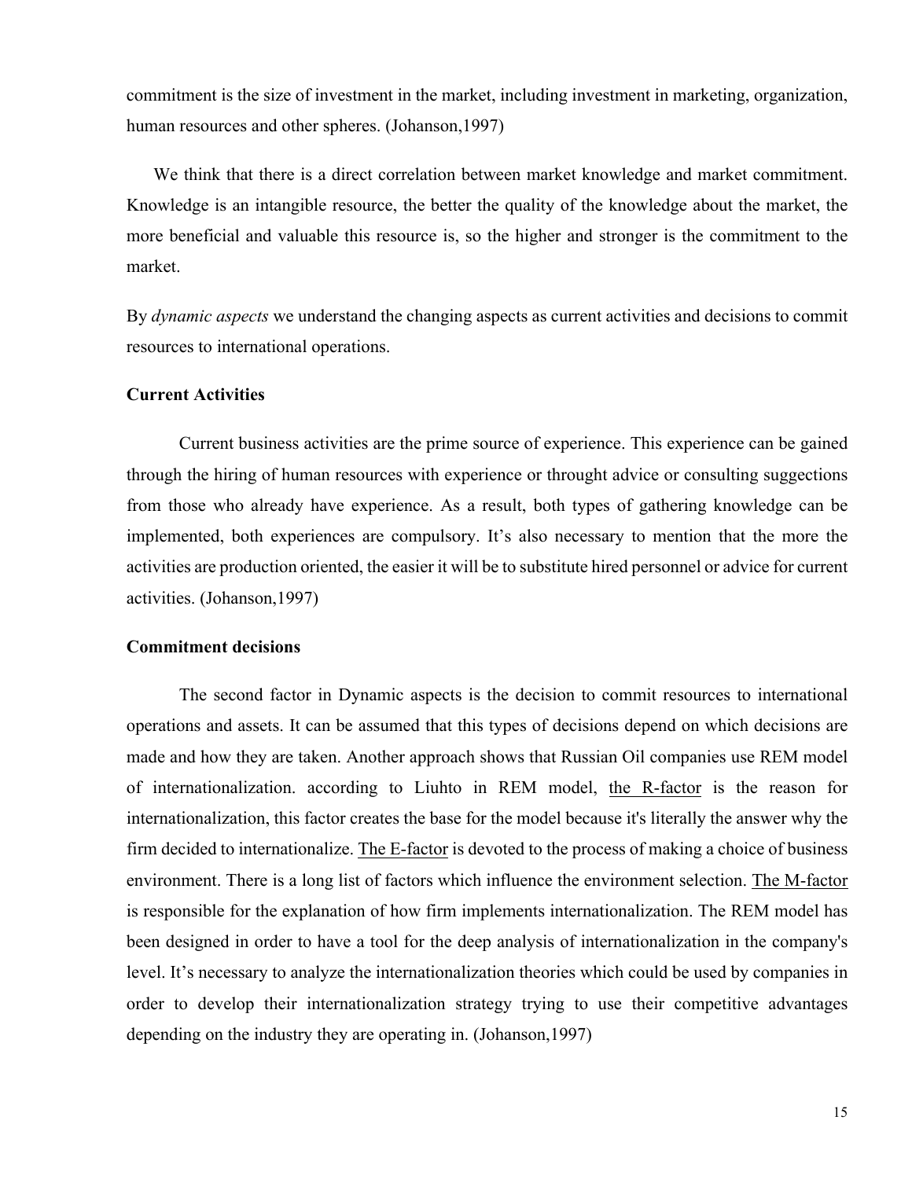commitment is the size of investment in the market, including investment in marketing, organization, human resources and other spheres. (Johanson,1997)

We think that there is a direct correlation between market knowledge and market commitment. Knowledge is an intangible resource, the better the quality of the knowledge about the market, the more beneficial and valuable this resource is, so the higher and stronger is the commitment to the market.

By *dynamic aspects* we understand the changing aspects as current activities and decisions to commit resources to international operations.

**Current Activities**

Current business activities are the prime source of experience. This experience can be gained through the hiring of human resources with experience or throught advice or consulting suggections from those who already have experience. As a result, both types of gathering knowledge can be implemented, both experiences are compulsory. It's also necessary to mention that the more the activities are production oriented, the easier it will be to substitute hired personnel or advice for current activities. (Johanson,1997)

**Commitment decisions**

The second factor in Dynamic aspects is the decision to commit resources to international operations and assets. It can be assumed that this types of decisions depend on which decisions are made and how they are taken. Another approach shows that Russian Oil companies use REM model of internationalization. according to Liuhto in REM model, the R-factor is the reason for internationalization, this factor creates the base for the model because it's literally the answer why the firm decided to internationalize. The E-factor is devoted to the process of making a choice of business environment. There is a long list of factors which influence the environment selection. The M-factor is responsible for the explanation of how firm implements internationalization. The REM model has been designed in order to have a tool for the deep analysis of internationalization in the company's level. It's necessary to analyze the internationalization theories which could be used by companies in order to develop their internationalization strategy trying to use their competitive advantages depending on the industry they are operating in. (Johanson,1997)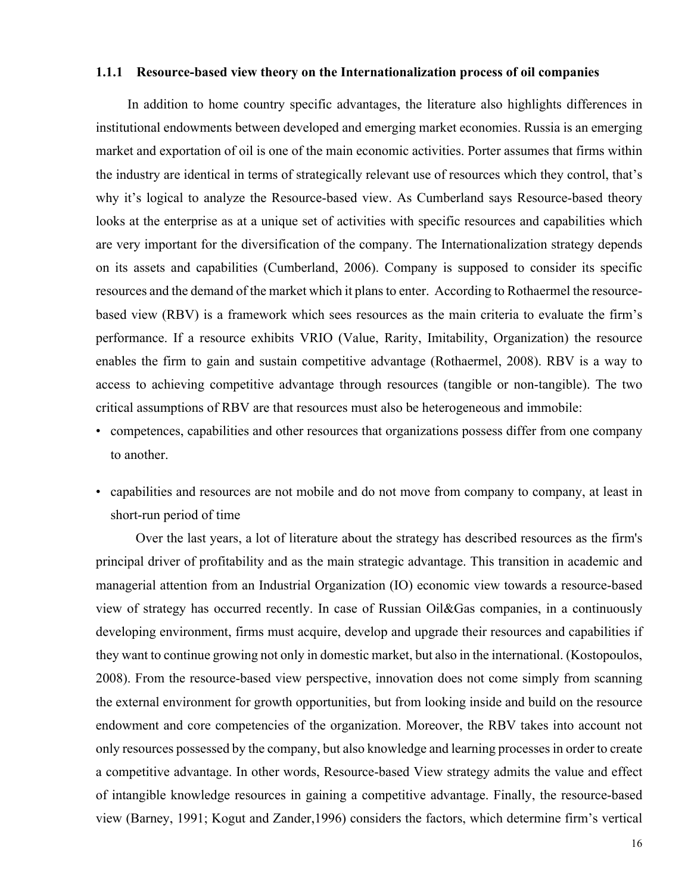### 1.1.1 Resource-based view theory on the Internationalization process of oil companies

In addition to home country specific advantages, the literature also highlights differences in institutional endowments between developed and emerging market economies. Russia is an emerging market and exportation of oil is one of the main economic activities. Porter assumes that firms within the industry are identical in terms of strategically relevant use of resources which they control, that's why it's logical to analyze the Resource-based view. As Cumberland says Resource-based theory looks at the enterprise as at a unique set of activities with specific resources and capabilities which are very important for the diversification of the company. The Internationalization strategy depends on its assets and capabilities (Cumberland, 2006). Company is supposed to consider its specific resources and the demand of the market which it plans to enter. According to Rothaermel the resource-based view (RBV) is a framework which sees resources as the main criteria to evaluate the firm's performance. If a resource exhibits VRIO (Value, Rarity, Imitability, Organization) the resource enables the firm to gain and sustain competitive advantage (Rothaermel, 2008). RBV is a way to access to achieving competitive advantage through resources (tangible or non-tangible). The two critical assumptions of RBV are that resources must also be heterogeneous and immobile:

- competences, capabilities and other resources that organizations possess differ from one company to another.
- capabilities and resources are not mobile and do not move from company to company, at least in short-run period of time

Over the last years, a lot of literature about the strategy has described resources as the firm's principal driver of profitability and as the main strategic advantage. This transition in academic and managerial attention from an Industrial Organization (IO) economic view towards a resource-based view of strategy has occurred recently. In case of Russian Oil&Gas companies, in a continuously developing environment, firms must acquire, develop and upgrade their resources and capabilities if they want to continue growing not only in domestic market, but also in the international. (Kostopoulos, 2008). From the resource-based view perspective, innovation does not come simply from scanning the external environment for growth opportunities, but from looking inside and build on the resource endowment and core competencies of the organization. Moreover, the RBV takes into account not only resources possessed by the company, but also knowledge and learning processes in order to create a competitive advantage. In other words, Resource-based View strategy admits the value and effect of intangible knowledge resources in gaining a competitive advantage. Finally, the resource-based view (Barney, 1991; Kogut and Zander,1996) considers the factors, which determine firm's vertical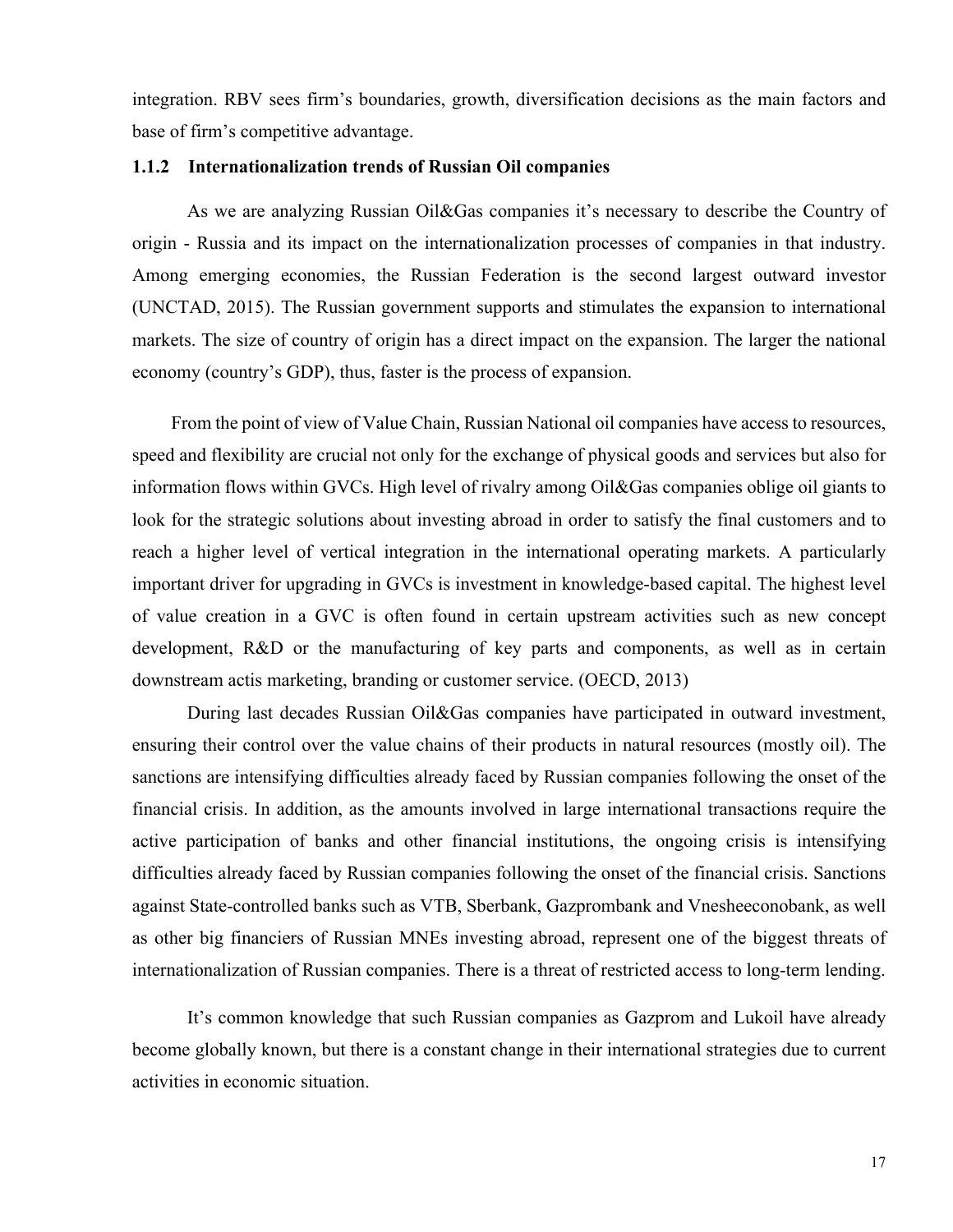integration. RBV sees firm's boundaries, growth, diversification decisions as the main factors and base of firm's competitive advantage.

### 1.1.2 Internationalization trends of Russian Oil companies

As we are analyzing Russian Oil&Gas companies it's necessary to describe the Country of origin - Russia and its impact on the internationalization processes of companies in that industry. Among emerging economies, the Russian Federation is the second largest outward investor (UNCTAD, 2015). The Russian government supports and stimulates the expansion to international markets. The size of country of origin has a direct impact on the expansion. The larger the national economy (country's GDP), thus, faster is the process of expansion.

From the point of view of Value Chain, Russian National oil companies have access to resources, speed and flexibility are crucial not only for the exchange of physical goods and services but also for information flows within GVCs. High level of rivalry among Oil&Gas companies oblige oil giants to look for the strategic solutions about investing abroad in order to satisfy the final customers and to reach a higher level of vertical integration in the international operating markets. A particularly important driver for upgrading in GVCs is investment in knowledge-based capital. The highest level of value creation in a GVC is often found in certain upstream activities such as new concept development, R&D or the manufacturing of key parts and components, as well as in certain downstream actis marketing, branding or customer service. (OECD, 2013)

During last decades Russian Oil&Gas companies have participated in outward investment, ensuring their control over the value chains of their products in natural resources (mostly oil). The sanctions are intensifying difficulties already faced by Russian companies following the onset of the financial crisis. In addition, as the amounts involved in large international transactions require the active participation of banks and other financial institutions, the ongoing crisis is intensifying difficulties already faced by Russian companies following the onset of the financial crisis. Sanctions against State-controlled banks such as VTB, Sberbank, Gazprombank and Vnesheeconobank, as well as other big financiers of Russian MNEs investing abroad, represent one of the biggest threats of internationalization of Russian companies. There is a threat of restricted access to long-term lending.

It's common knowledge that such Russian companies as Gazprom and Lukoil have already become globally known, but there is a constant change in their international strategies due to current activities in economic situation.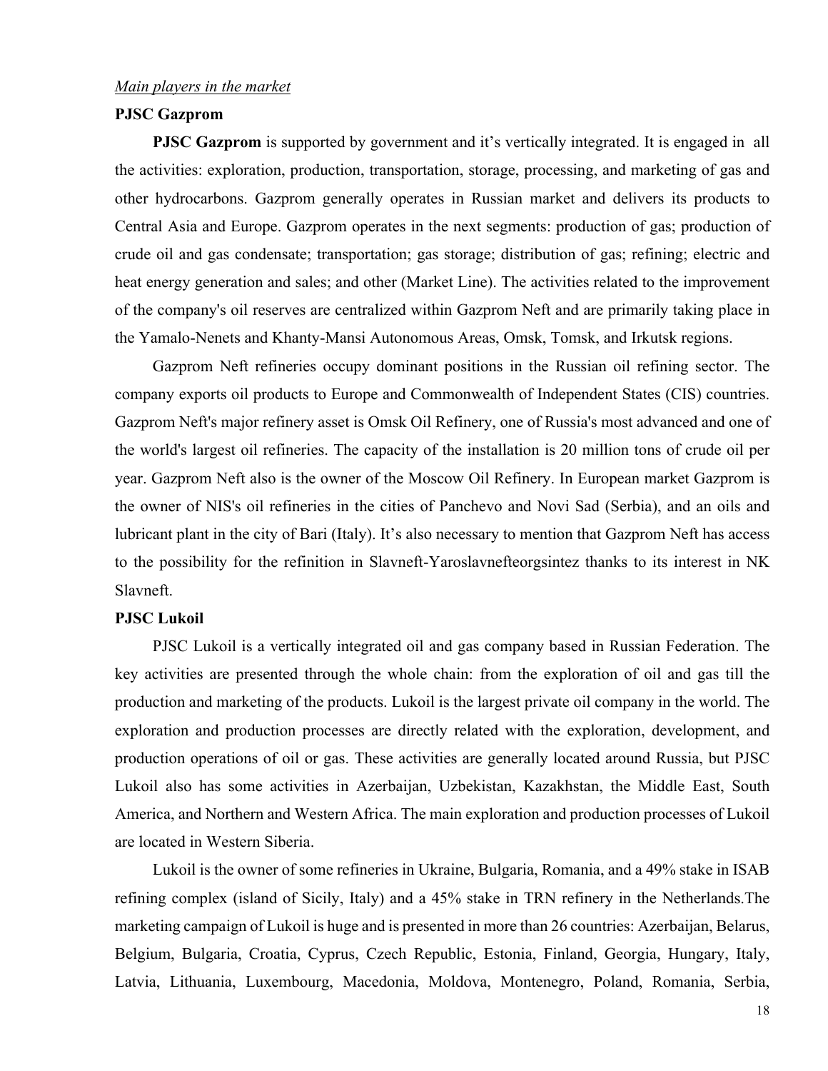*Main players in the market*

**PJSC Gazprom**

**PJSC Gazprom** is supported by government and it's vertically integrated. It is engaged in all the activities: exploration, production, transportation, storage, processing, and marketing of gas and other hydrocarbons. Gazprom generally operates in Russian market and delivers its products to Central Asia and Europe. Gazprom operates in the next segments: production of gas; production of crude oil and gas condensate; transportation; gas storage; distribution of gas; refining; electric and heat energy generation and sales; and other (Market Line). The activities related to the improvement of the company's oil reserves are centralized within Gazprom Neft and are primarily taking place in the Yamalo-Nenets and Khanty-Mansi Autonomous Areas, Omsk, Tomsk, and Irkutsk regions.

Gazprom Neft refineries occupy dominant positions in the Russian oil refining sector. The company exports oil products to Europe and Commonwealth of Independent States (CIS) countries. Gazprom Neft's major refinery asset is Omsk Oil Refinery, one of Russia's most advanced and one of the world's largest oil refineries. The capacity of the installation is 20 million tons of crude oil per year. Gazprom Neft also is the owner of the Moscow Oil Refinery. In European market Gazprom is the owner of NIS's oil refineries in the cities of Panchevo and Novi Sad (Serbia), and an oils and lubricant plant in the city of Bari (Italy). It's also necessary to mention that Gazprom Neft has access to the possibility for the refinition in Slavneft-Yaroslavnefteorgsintez thanks to its interest in NK Slavneft.

**PJSC Lukoil**

PJSC Lukoil is a vertically integrated oil and gas company based in Russian Federation. The key activities are presented through the whole chain: from the exploration of oil and gas till the production and marketing of the products. Lukoil is the largest private oil company in the world. The exploration and production processes are directly related with the exploration, development, and production operations of oil or gas. These activities are generally located around Russia, but PJSC Lukoil also has some activities in Azerbaijan, Uzbekistan, Kazakhstan, the Middle East, South America, and Northern and Western Africa. The main exploration and production processes of Lukoil are located in Western Siberia.

Lukoil is the owner of some refineries in Ukraine, Bulgaria, Romania, and a 49% stake in ISAB refining complex (island of Sicily, Italy) and a 45% stake in TRN refinery in the Netherlands.The marketing campaign of Lukoil is huge and is presented in more than 26 countries: Azerbaijan, Belarus, Belgium, Bulgaria, Croatia, Cyprus, Czech Republic, Estonia, Finland, Georgia, Hungary, Italy, Latvia, Lithuania, Luxembourg, Macedonia, Moldova, Montenegro, Poland, Romania, Serbia,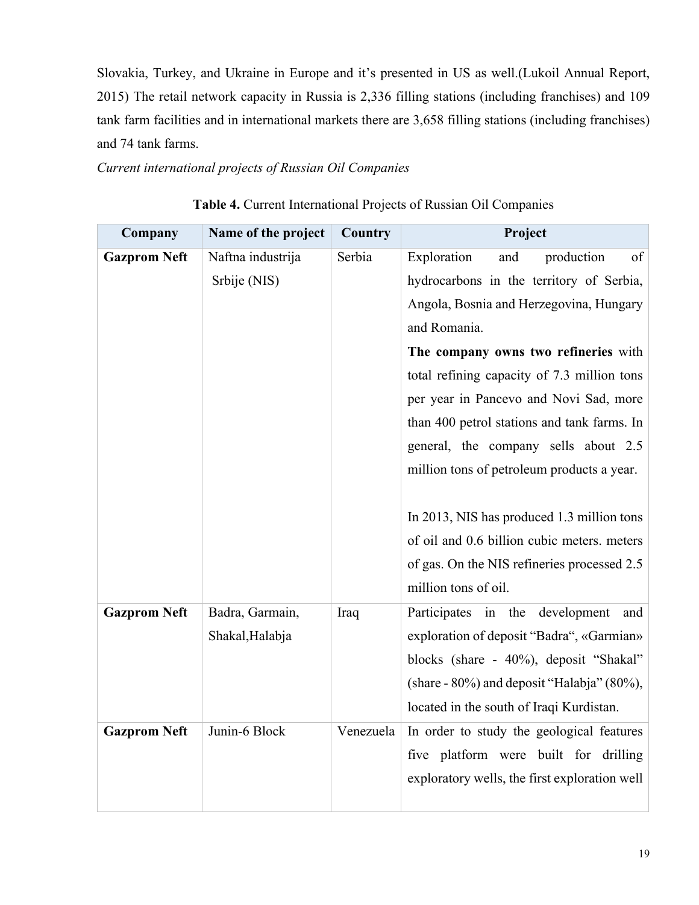Slovakia, Turkey, and Ukraine in Europe and it's presented in US as well.(Lukoil Annual Report, 2015) The retail network capacity in Russia is 2,336 filling stations (including franchises) and 109 tank farm facilities and in international markets there are 3,658 filling stations (including franchises) and 74 tank farms.

*Current international projects of Russian Oil Companies*

**Table 4.** Current International Projects of Russian Oil Companies

| Company | Name of the project | Country | Project |
|---|---|---|---|
| **Gazprom Neft** | Naftna industrija Srbije (NIS) | Serbia | Exploration and production of hydrocarbons in the territory of Serbia, Angola, Bosnia and Herzegovina, Hungary and Romania.<br>**The company owns two refineries** with total refining capacity of 7.3 million tons per year in Pancevo and Novi Sad, more than 400 petrol stations and tank farms. In general, the company sells about 2.5 million tons of petroleum products a year.<br><br>In 2013, NIS has produced 1.3 million tons of oil and 0.6 billion cubic meters. meters of gas. On the NIS refineries processed 2.5 million tons of oil. |
| **Gazprom Neft** | Badra, Garmain, Shakal,Halabja | Iraq | Participates in the development and exploration of deposit "Badra", «Garmian» blocks (share - 40%), deposit "Shakal" (share - 80%) and deposit "Halabja" (80%), located in the south of Iraqi Kurdistan. |
| **Gazprom Neft** | Junin-6 Block | Venezuela | In order to study the geological features five platform were built for drilling exploratory wells, the first exploration well |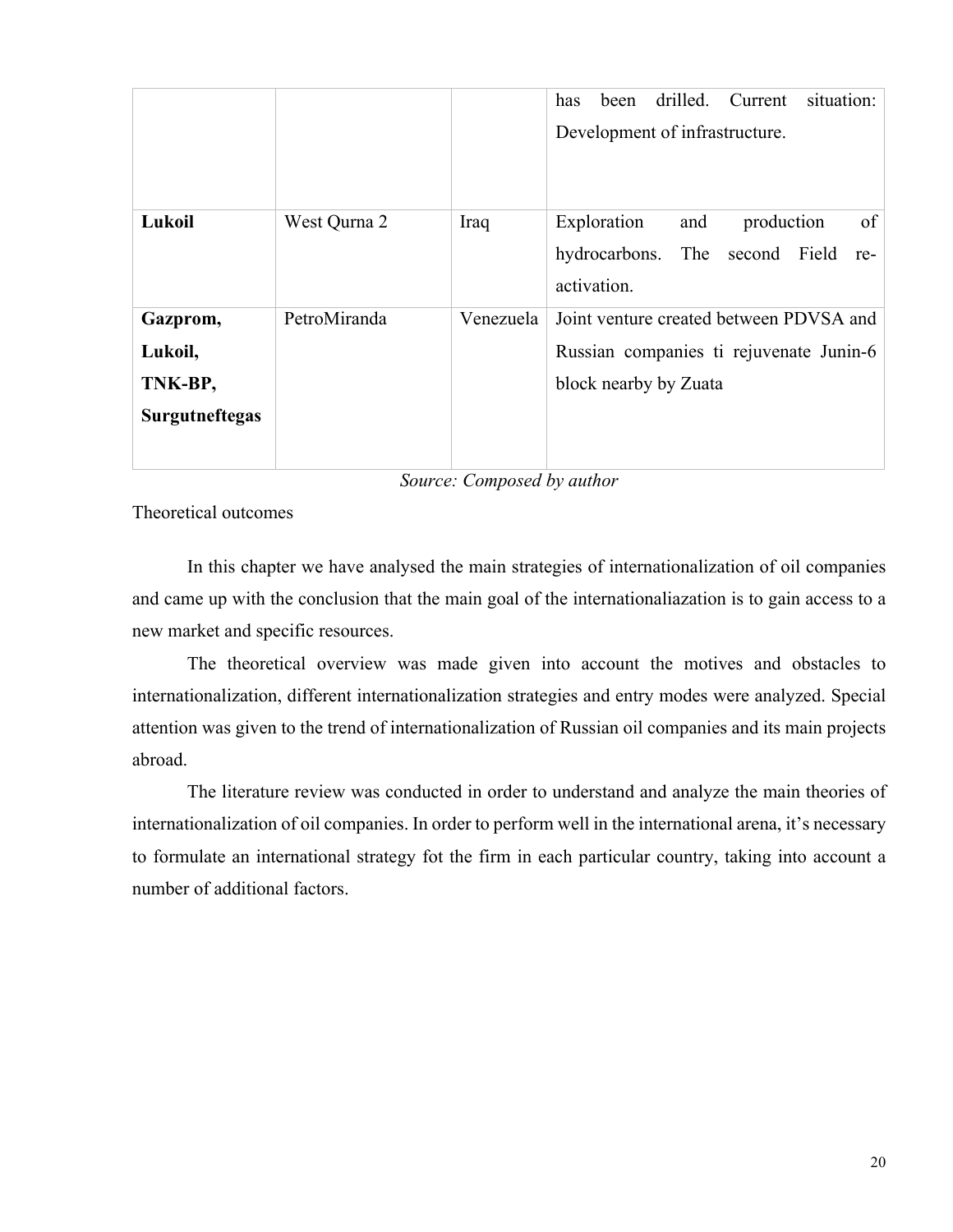| | | | |
|---|---|---|---|
| | | | has been drilled. Current situation: Development of infrastructure. |
| **Lukoil** | West Qurna 2 | Iraq | Exploration and production of hydrocarbons. The second Field re-activation. |
| **Gazprom, Lukoil, TNK-BP, Surgutneftegas** | PetroMiranda | Venezuela | Joint venture created between PDVSA and Russian companies ti rejuvenate Junin-6 block nearby by Zuata |

*Source: Composed by author*

Theoretical outcomes

In this chapter we have analysed the main strategies of internationalization of oil companies and came up with the conclusion that the main goal of the internationaliazation is to gain access to a new market and specific resources.

The theoretical overview was made given into account the motives and obstacles to internationalization, different internationalization strategies and entry modes were analyzed. Special attention was given to the trend of internationalization of Russian oil companies and its main projects abroad.

The literature review was conducted in order to understand and analyze the main theories of internationalization of oil companies. In order to perform well in the international arena, it's necessary to formulate an international strategy fot the firm in each particular country, taking into account a number of additional factors.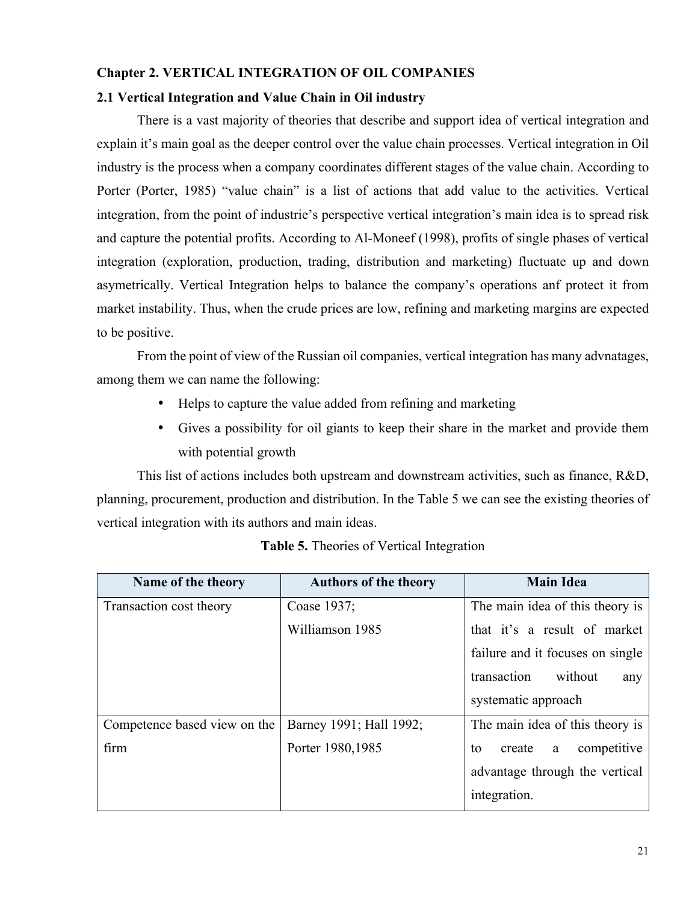## Chapter 2. VERTICAL INTEGRATION OF OIL COMPANIES

### 2.1 Vertical Integration and Value Chain in Oil industry

There is a vast majority of theories that describe and support idea of vertical integration and explain it's main goal as the deeper control over the value chain processes. Vertical integration in Oil industry is the process when a company coordinates different stages of the value chain. According to Porter (Porter, 1985) "value chain" is a list of actions that add value to the activities. Vertical integration, from the point of industrie's perspective vertical integration's main idea is to spread risk and capture the potential profits. According to Al-Moneef (1998), profits of single phases of vertical integration (exploration, production, trading, distribution and marketing) fluctuate up and down asymetrically. Vertical Integration helps to balance the company's operations anf protect it from market instability. Thus, when the crude prices are low, refining and marketing margins are expected to be positive.

From the point of view of the Russian oil companies, vertical integration has many advnatages, among them we can name the following:

- Helps to capture the value added from refining and marketing
- Gives a possibility for oil giants to keep their share in the market and provide them with potential growth

This list of actions includes both upstream and downstream activities, such as finance, R&D, planning, procurement, production and distribution. In the Table 5 we can see the existing theories of vertical integration with its authors and main ideas.

**Table 5.** Theories of Vertical Integration

| Name of the theory | Authors of the theory | Main Idea |
|---|---|---|
| Transaction cost theory | Coase 1937; Williamson 1985 | The main idea of this theory is that it's a result of market failure and it focuses on single transaction without any systematic approach |
| Competence based view on the firm | Barney 1991; Hall 1992; Porter 1980,1985 | The main idea of this theory is to create a competitive advantage through the vertical integration. |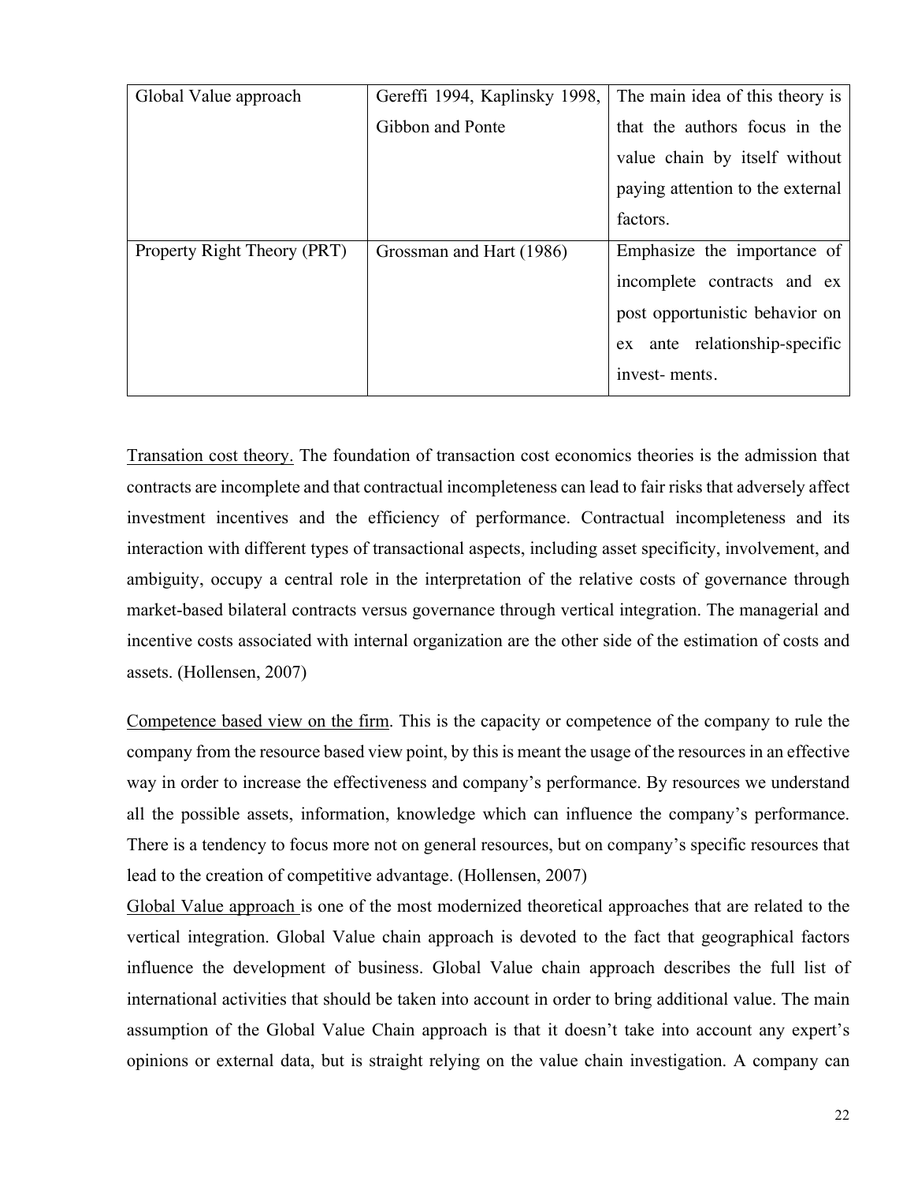| | | |
|---|---|---|
| Global Value approach | Gereffi 1994, Kaplinsky 1998, Gibbon and Ponte | The main idea of this theory is that the authors focus in the value chain by itself without paying attention to the external factors. |
| Property Right Theory (PRT) | Grossman and Hart (1986) | Emphasize the importance of incomplete contracts and ex post opportunistic behavior on ex ante relationship-specific invest- ments. |

Transation cost theory. The foundation of transaction cost economics theories is the admission that contracts are incomplete and that contractual incompleteness can lead to fair risks that adversely affect investment incentives and the efficiency of performance. Contractual incompleteness and its interaction with different types of transactional aspects, including asset specificity, involvement, and ambiguity, occupy a central role in the interpretation of the relative costs of governance through market-based bilateral contracts versus governance through vertical integration. The managerial and incentive costs associated with internal organization are the other side of the estimation of costs and assets. (Hollensen, 2007)

Competence based view on the firm. This is the capacity or competence of the company to rule the company from the resource based view point, by this is meant the usage of the resources in an effective way in order to increase the effectiveness and company's performance. By resources we understand all the possible assets, information, knowledge which can influence the company's performance. There is a tendency to focus more not on general resources, but on company's specific resources that lead to the creation of competitive advantage. (Hollensen, 2007)

Global Value approach is one of the most modernized theoretical approaches that are related to the vertical integration. Global Value chain approach is devoted to the fact that geographical factors influence the development of business. Global Value chain approach describes the full list of international activities that should be taken into account in order to bring additional value. The main assumption of the Global Value Chain approach is that it doesn't take into account any expert's opinions or external data, but is straight relying on the value chain investigation. A company can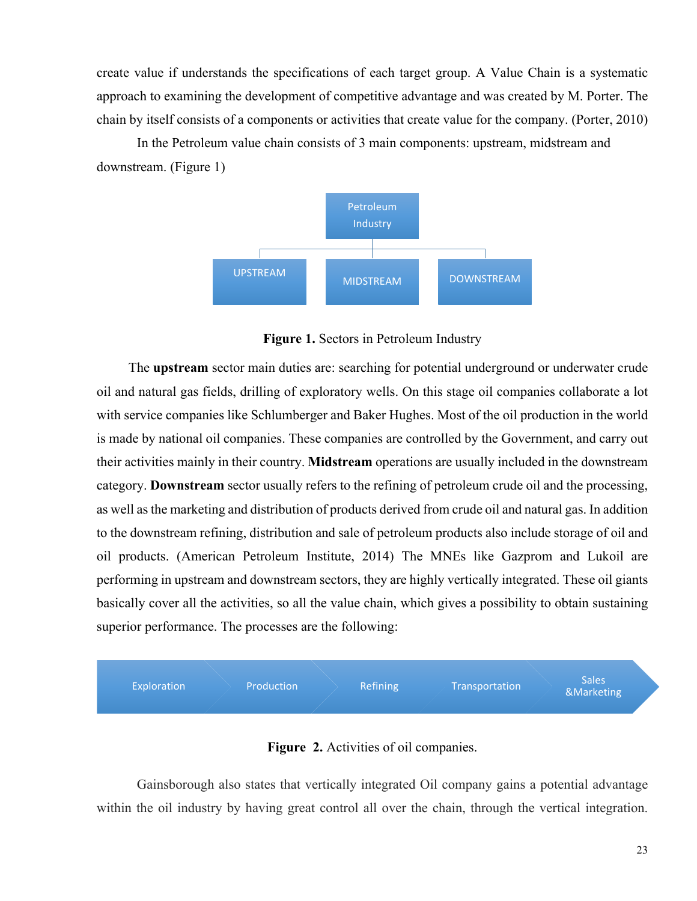create value if understands the specifications of each target group. A Value Chain is a systematic approach to examining the development of competitive advantage and was created by M. Porter. The chain by itself consists of a components or activities that create value for the company. (Porter, 2010)

In the Petroleum value chain consists of 3 main components: upstream, midstream and downstream. (Figure 1)

Petroleum Industry

UPSTREAM | MIDSTREAM | DOWNSTREAM

**Figure 1.** Sectors in Petroleum Industry

The **upstream** sector main duties are: searching for potential underground or underwater crude oil and natural gas fields, drilling of exploratory wells. On this stage oil companies collaborate a lot with service companies like Schlumberger and Baker Hughes. Most of the oil production in the world is made by national oil companies. These companies are controlled by the Government, and carry out their activities mainly in their country. **Midstream** operations are usually included in the downstream category. **Downstream** sector usually refers to the refining of petroleum crude oil and the processing, as well as the marketing and distribution of products derived from crude oil and natural gas. In addition to the downstream refining, distribution and sale of petroleum products also include storage of oil and oil products. (American Petroleum Institute, 2014) The MNEs like Gazprom and Lukoil are performing in upstream and downstream sectors, they are highly vertically integrated. These oil giants basically cover all the activities, so all the value chain, which gives a possibility to obtain sustaining superior performance. The processes are the following:

Exploration → Production → Refining → Transportation → Sales &Marketing

**Figure 2.** Activities of oil companies.

Gainsborough also states that vertically integrated Oil company gains a potential advantage within the oil industry by having great control all over the chain, through the vertical integration.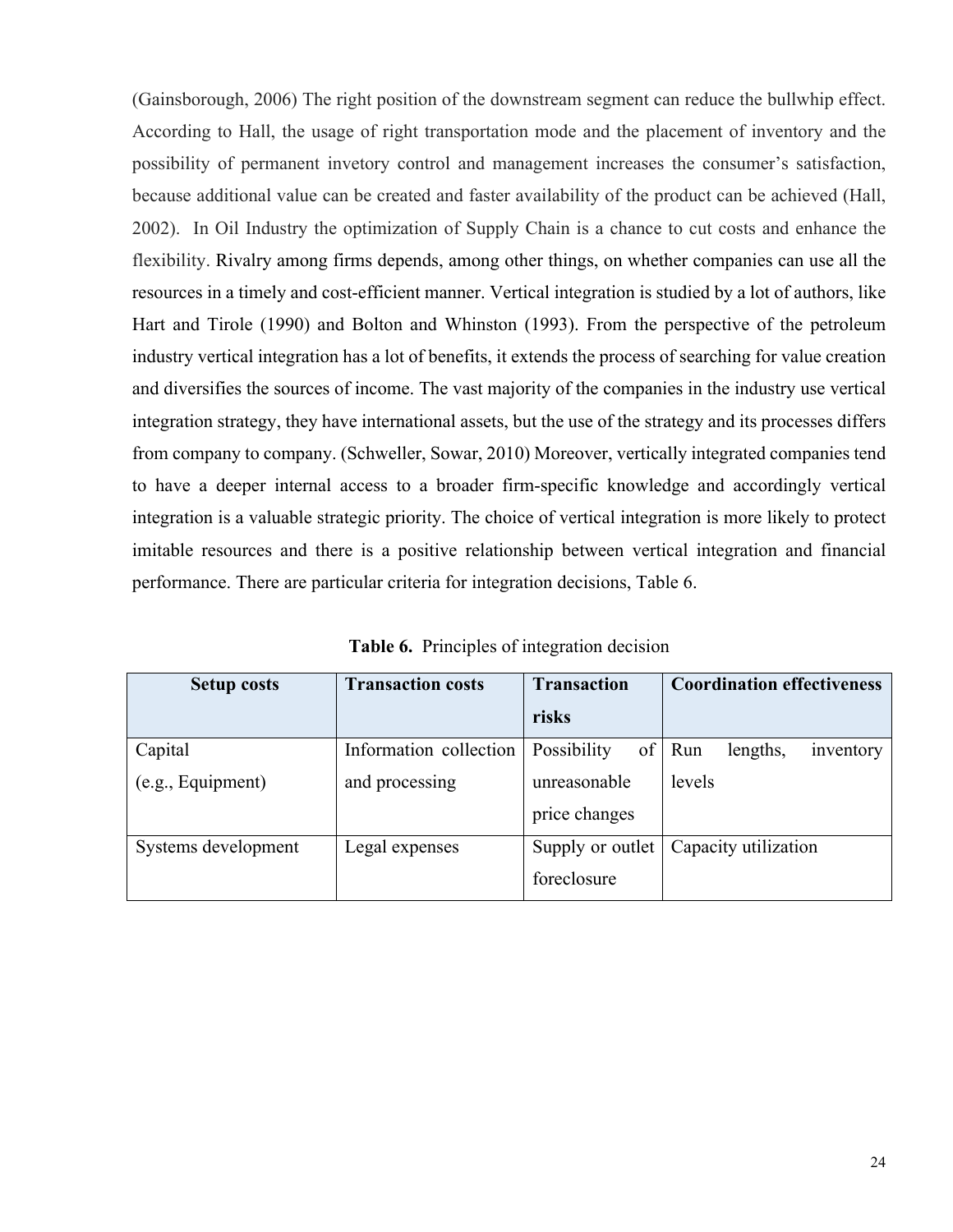(Gainsborough, 2006) The right position of the downstream segment can reduce the bullwhip effect. According to Hall, the usage of right transportation mode and the placement of inventory and the possibility of permanent invetory control and management increases the consumer's satisfaction, because additional value can be created and faster availability of the product can be achieved (Hall, 2002). In Oil Industry the optimization of Supply Chain is a chance to cut costs and enhance the flexibility. Rivalry among firms depends, among other things, on whether companies can use all the resources in a timely and cost-efficient manner. Vertical integration is studied by a lot of authors, like Hart and Tirole (1990) and Bolton and Whinston (1993). From the perspective of the petroleum industry vertical integration has a lot of benefits, it extends the process of searching for value creation and diversifies the sources of income. The vast majority of the companies in the industry use vertical integration strategy, they have international assets, but the use of the strategy and its processes differs from company to company. (Schweller, Sowar, 2010) Moreover, vertically integrated companies tend to have a deeper internal access to a broader firm-specific knowledge and accordingly vertical integration is a valuable strategic priority. The choice of vertical integration is more likely to protect imitable resources and there is a positive relationship between vertical integration and financial performance. There are particular criteria for integration decisions, Table 6.

**Table 6.** Principles of integration decision

| Setup costs | Transaction costs | Transaction risks | Coordination effectiveness |
|---|---|---|---|
| Capital (e.g., Equipment) | Information collection and processing | Possibility of unreasonable price changes | Run lengths, inventory levels |
| Systems development | Legal expenses | Supply or outlet foreclosure | Capacity utilization |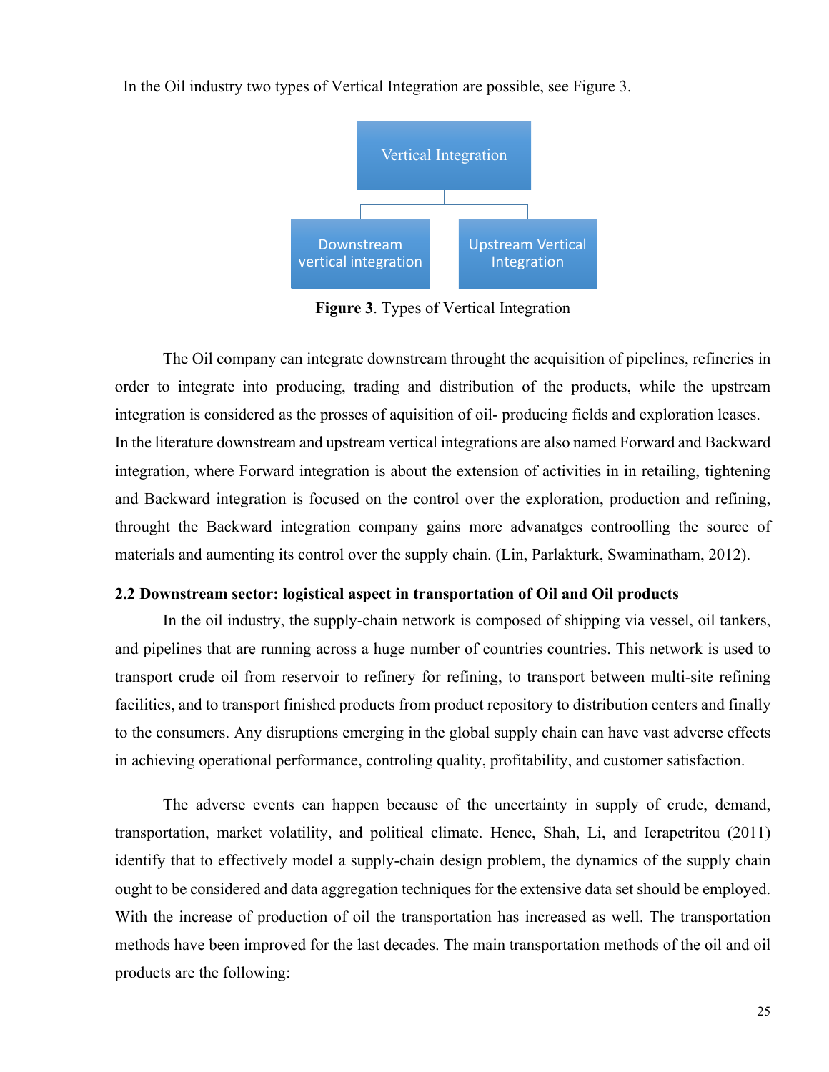In the Oil industry two types of Vertical Integration are possible, see Figure 3.

Vertical Integration

Downstream vertical integration

Upstream Vertical Integration

**Figure 3**. Types of Vertical Integration

The Oil company can integrate downstream throught the acquisition of pipelines, refineries in order to integrate into producing, trading and distribution of the products, while the upstream integration is considered as the prosses of aquisition of oil- producing fields and exploration leases. In the literature downstream and upstream vertical integrations are also named Forward and Backward integration, where Forward integration is about the extension of activities in in retailing, tightening and Backward integration is focused on the control over the exploration, production and refining, throught the Backward integration company gains more advanatges controolling the source of materials and aumenting its control over the supply chain. (Lin, Parlakturk, Swaminatham, 2012).

### 2.2 Downstream sector: logistical aspect in transportation of Oil and Oil products

In the oil industry, the supply-chain network is composed of shipping via vessel, oil tankers, and pipelines that are running across a huge number of countries countries. This network is used to transport crude oil from reservoir to refinery for refining, to transport between multi-site refining facilities, and to transport finished products from product repository to distribution centers and finally to the consumers. Any disruptions emerging in the global supply chain can have vast adverse effects in achieving operational performance, controling quality, profitability, and customer satisfaction.

The adverse events can happen because of the uncertainty in supply of crude, demand, transportation, market volatility, and political climate. Hence, Shah, Li, and Ierapetritou (2011) identify that to effectively model a supply-chain design problem, the dynamics of the supply chain ought to be considered and data aggregation techniques for the extensive data set should be employed. With the increase of production of oil the transportation has increased as well. The transportation methods have been improved for the last decades. The main transportation methods of the oil and oil products are the following: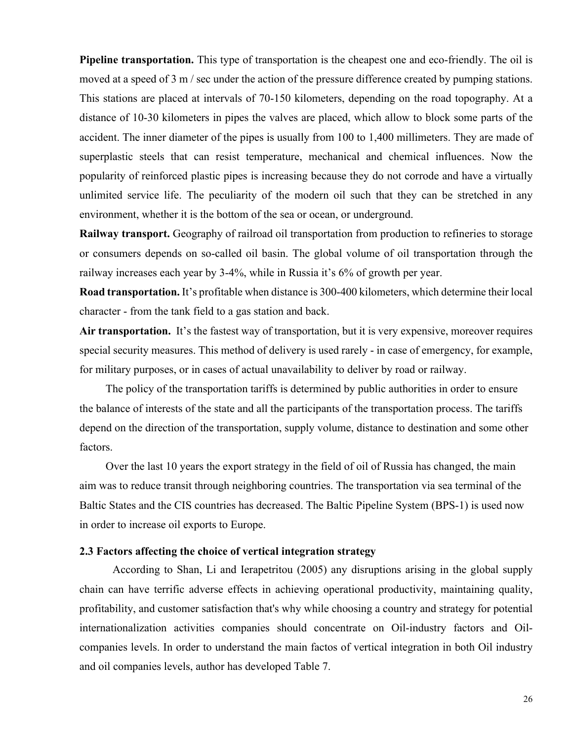**Pipeline transportation.** This type of transportation is the cheapest one and eco-friendly. The oil is moved at a speed of 3 m / sec under the action of the pressure difference created by pumping stations. This stations are placed at intervals of 70-150 kilometers, depending on the road topography. At a distance of 10-30 kilometers in pipes the valves are placed, which allow to block some parts of the accident. The inner diameter of the pipes is usually from 100 to 1,400 millimeters. They are made of superplastic steels that can resist temperature, mechanical and chemical influences. Now the popularity of reinforced plastic pipes is increasing because they do not corrode and have a virtually unlimited service life. The peculiarity of the modern oil such that they can be stretched in any environment, whether it is the bottom of the sea or ocean, or underground.

**Railway transport.** Geography of railroad oil transportation from production to refineries to storage or consumers depends on so-called oil basin. The global volume of oil transportation through the railway increases each year by 3-4%, while in Russia it's 6% of growth per year.

**Road transportation.** It's profitable when distance is 300-400 kilometers, which determine their local character - from the tank field to a gas station and back.

**Air transportation.** It's the fastest way of transportation, but it is very expensive, moreover requires special security measures. This method of delivery is used rarely - in case of emergency, for example, for military purposes, or in cases of actual unavailability to deliver by road or railway.

The policy of the transportation tariffs is determined by public authorities in order to ensure the balance of interests of the state and all the participants of the transportation process. The tariffs depend on the direction of the transportation, supply volume, distance to destination and some other factors.

Over the last 10 years the export strategy in the field of oil of Russia has changed, the main aim was to reduce transit through neighboring countries. The transportation via sea terminal of the Baltic States and the CIS countries has decreased. The Baltic Pipeline System (BPS-1) is used now in order to increase oil exports to Europe.

### 2.3 Factors affecting the choice of vertical integration strategy

According to Shan, Li and Ierapetritou (2005) any disruptions arising in the global supply chain can have terrific adverse effects in achieving operational productivity, maintaining quality, profitability, and customer satisfaction that's why while choosing a country and strategy for potential internationalization activities companies should concentrate on Oil-industry factors and Oil-companies levels. In order to understand the main factos of vertical integration in both Oil industry and oil companies levels, author has developed Table 7.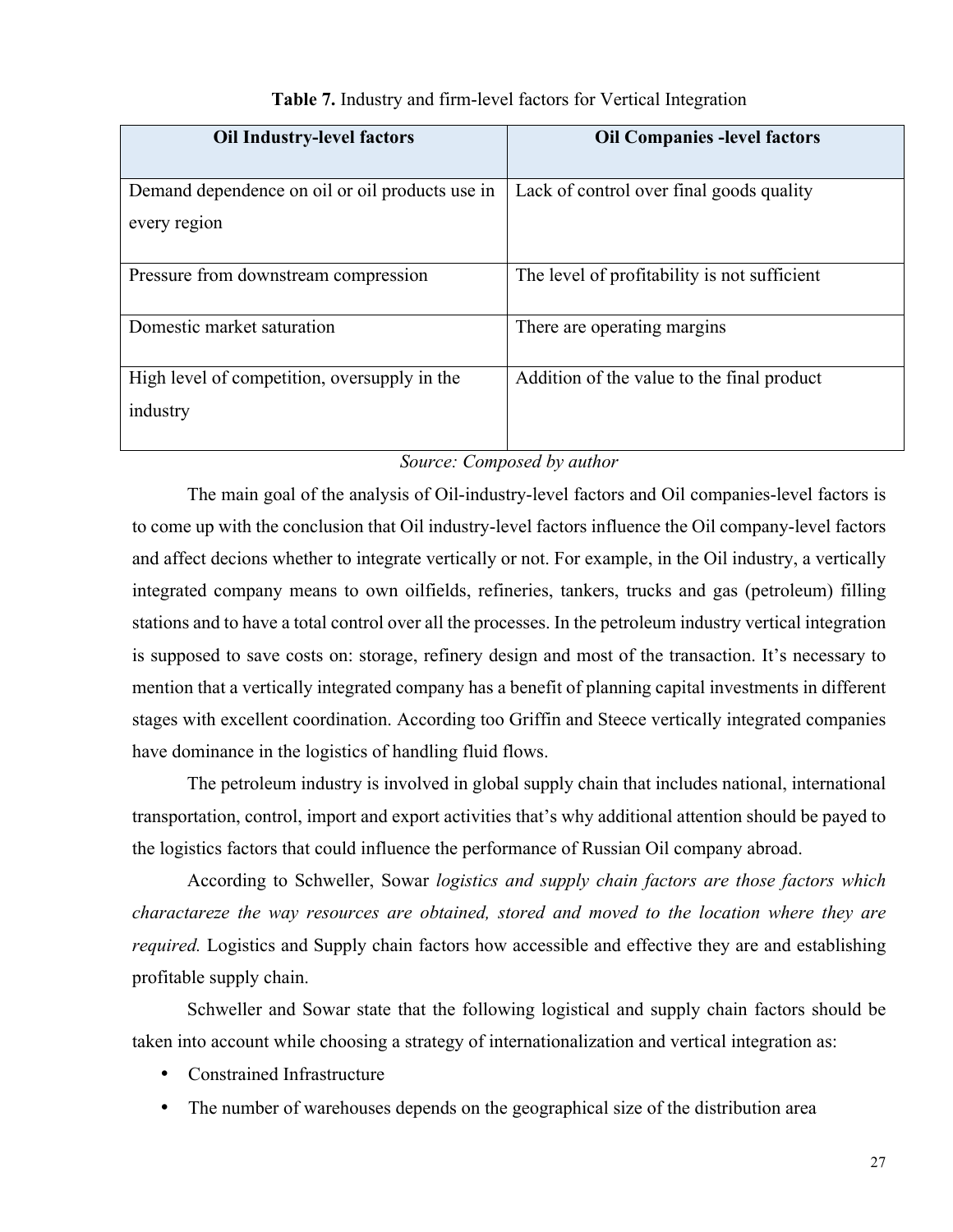**Table 7.** Industry and firm-level factors for Vertical Integration

| Oil Industry-level factors | Oil Companies -level factors |
|---|---|
| Demand dependence on oil or oil products use in every region | Lack of control over final goods quality |
| Pressure from downstream compression | The level of profitability is not sufficient |
| Domestic market saturation | There are operating margins |
| High level of competition, oversupply in the industry | Addition of the value to the final product |

*Source: Composed by author*

The main goal of the analysis of Oil-industry-level factors and Oil companies-level factors is to come up with the conclusion that Oil industry-level factors influence the Oil company-level factors and affect decions whether to integrate vertically or not. For example, in the Oil industry, a vertically integrated company means to own oilfields, refineries, tankers, trucks and gas (petroleum) filling stations and to have a total control over all the processes. In the petroleum industry vertical integration is supposed to save costs on: storage, refinery design and most of the transaction. It's necessary to mention that a vertically integrated company has a benefit of planning capital investments in different stages with excellent coordination. According too Griffin and Steece vertically integrated companies have dominance in the logistics of handling fluid flows.

The petroleum industry is involved in global supply chain that includes national, international transportation, control, import and export activities that's why additional attention should be payed to the logistics factors that could influence the performance of Russian Oil company abroad.

According to Schweller, Sowar *logistics and supply chain factors are those factors which charactareze the way resources are obtained, stored and moved to the location where they are required.* Logistics and Supply chain factors how accessible and effective they are and establishing profitable supply chain.

Schweller and Sowar state that the following logistical and supply chain factors should be taken into account while choosing a strategy of internationalization and vertical integration as:

- Constrained Infrastructure
- The number of warehouses depends on the geographical size of the distribution area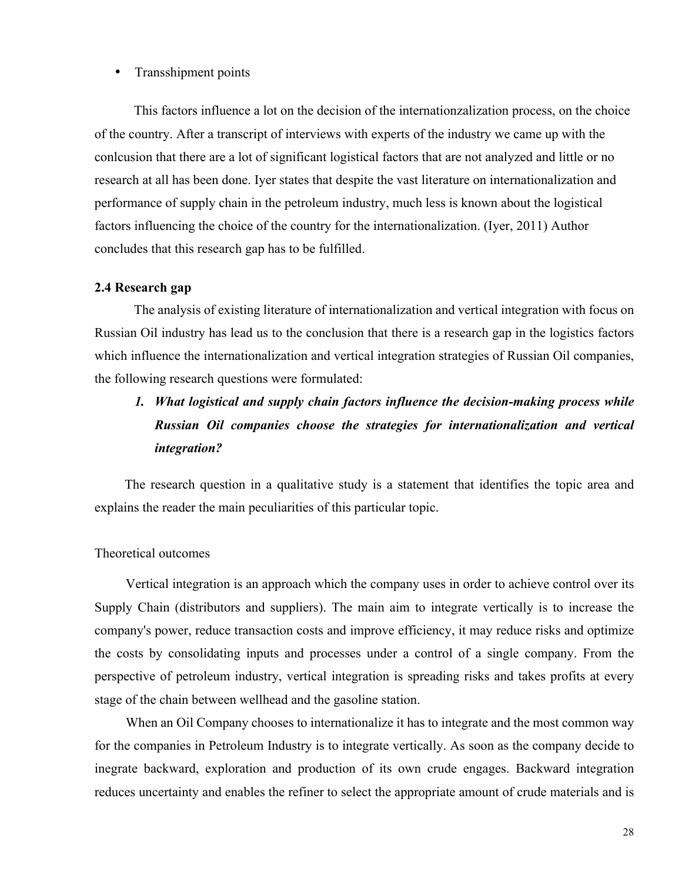- Transshipment points

This factors influence a lot on the decision of the internationzalization process, on the choice of the country. After a transcript of interviews with experts of the industry we came up with the conlcusion that there are a lot of significant logistical factors that are not analyzed and little or no research at all has been done. Iyer states that despite the vast literature on internationalization and performance of supply chain in the petroleum industry, much less is known about the logistical factors influencing the choice of the country for the internationalization. (Iyer, 2011) Author concludes that this research gap has to be fulfilled.

### 2.4 Research gap

The analysis of existing literature of internationalization and vertical integration with focus on Russian Oil industry has lead us to the conclusion that there is a research gap in the logistics factors which influence the internationalization and vertical integration strategies of Russian Oil companies, the following research questions were formulated:

1. ***What logistical and supply chain factors influence the decision-making process while Russian Oil companies choose the strategies for internationalization and vertical integration?***

The research question in a qualitative study is a statement that identifies the topic area and explains the reader the main peculiarities of this particular topic.

Theoretical outcomes

Vertical integration is an approach which the company uses in order to achieve control over its Supply Chain (distributors and suppliers). The main aim to integrate vertically is to increase the company's power, reduce transaction costs and improve efficiency, it may reduce risks and optimize the costs by consolidating inputs and processes under a control of a single company. From the perspective of petroleum industry, vertical integration is spreading risks and takes profits at every stage of the chain between wellhead and the gasoline station.

When an Oil Company chooses to internationalize it has to integrate and the most common way for the companies in Petroleum Industry is to integrate vertically. As soon as the company decide to inegrate backward, exploration and production of its own crude engages. Backward integration reduces uncertainty and enables the refiner to select the appropriate amount of crude materials and is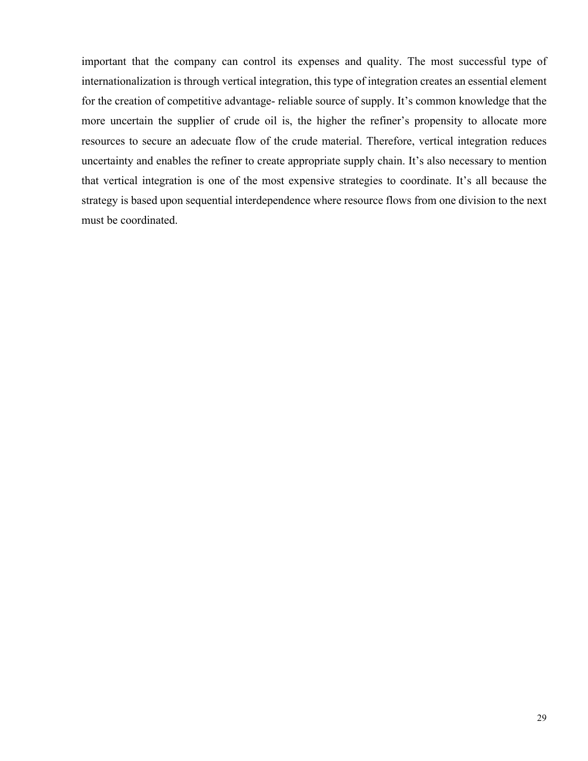important that the company can control its expenses and quality. The most successful type of internationalization is through vertical integration, this type of integration creates an essential element for the creation of competitive advantage- reliable source of supply. It’s common knowledge that the more uncertain the supplier of crude oil is, the higher the refiner’s propensity to allocate more resources to secure an adecuate flow of the crude material. Therefore, vertical integration reduces uncertainty and enables the refiner to create appropriate supply chain. It’s also necessary to mention that vertical integration is one of the most expensive strategies to coordinate. It’s all because the strategy is based upon sequential interdependence where resource flows from one division to the next must be coordinated.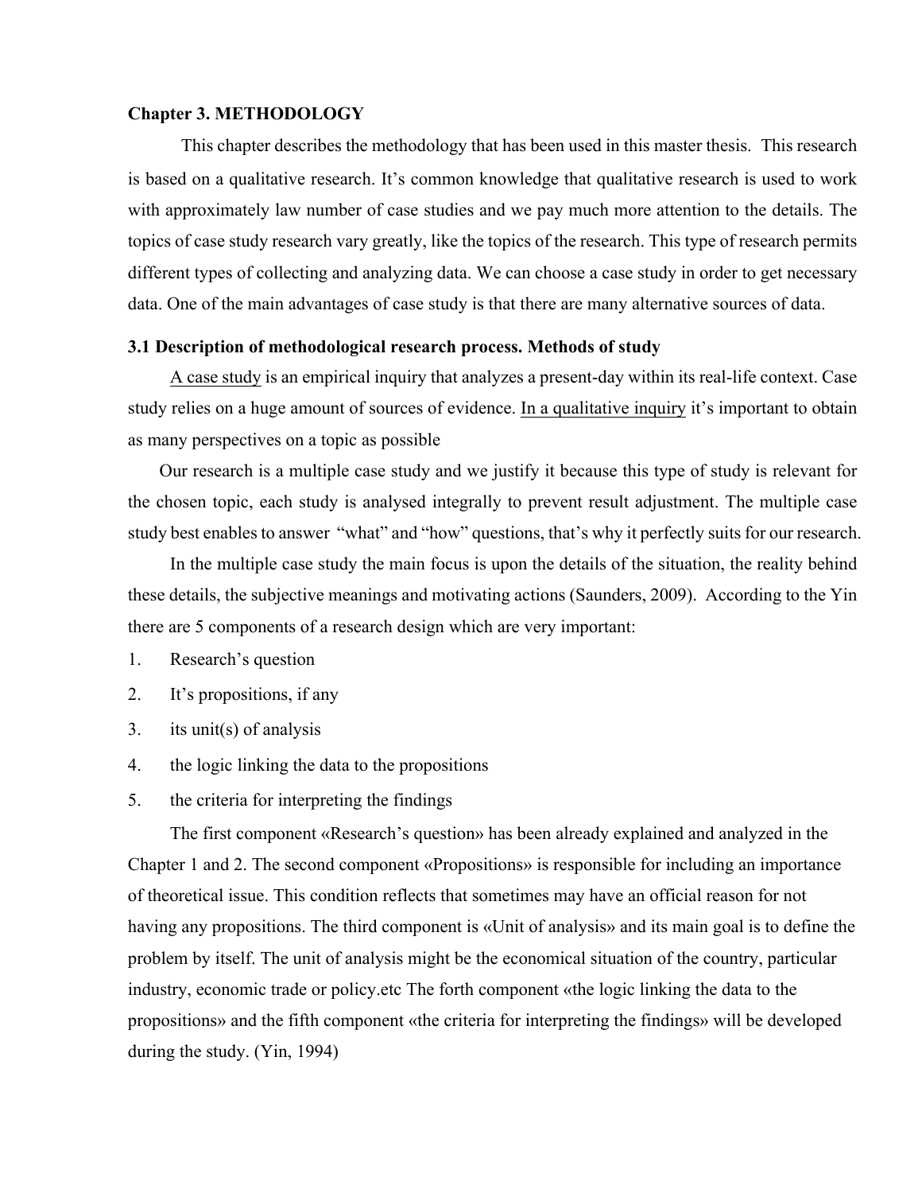## Chapter 3. METHODOLOGY

This chapter describes the methodology that has been used in this master thesis. This research is based on a qualitative research. It's common knowledge that qualitative research is used to work with approximately law number of case studies and we pay much more attention to the details. The topics of case study research vary greatly, like the topics of the research. This type of research permits different types of collecting and analyzing data. We can choose a case study in order to get necessary data. One of the main advantages of case study is that there are many alternative sources of data.

### 3.1 Description of methodological research process. Methods of study

A case study is an empirical inquiry that analyzes a present-day within its real-life context. Case study relies on a huge amount of sources of evidence. In a qualitative inquiry it's important to obtain as many perspectives on a topic as possible

Our research is a multiple case study and we justify it because this type of study is relevant for the chosen topic, each study is analysed integrally to prevent result adjustment. The multiple case study best enables to answer "what" and "how" questions, that's why it perfectly suits for our research.

In the multiple case study the main focus is upon the details of the situation, the reality behind these details, the subjective meanings and motivating actions (Saunders, 2009). According to the Yin there are 5 components of a research design which are very important:

1. Research's question
2. It's propositions, if any
3. its unit(s) of analysis
4. the logic linking the data to the propositions
5. the criteria for interpreting the findings

The first component «Research's question» has been already explained and analyzed in the Chapter 1 and 2. The second component «Propositions» is responsible for including an importance of theoretical issue. This condition reflects that sometimes may have an official reason for not having any propositions. The third component is «Unit of analysis» and its main goal is to define the problem by itself. The unit of analysis might be the economical situation of the country, particular industry, economic trade or policy.etc The forth component «the logic linking the data to the propositions» and the fifth component «the criteria for interpreting the findings» will be developed during the study. (Yin, 1994)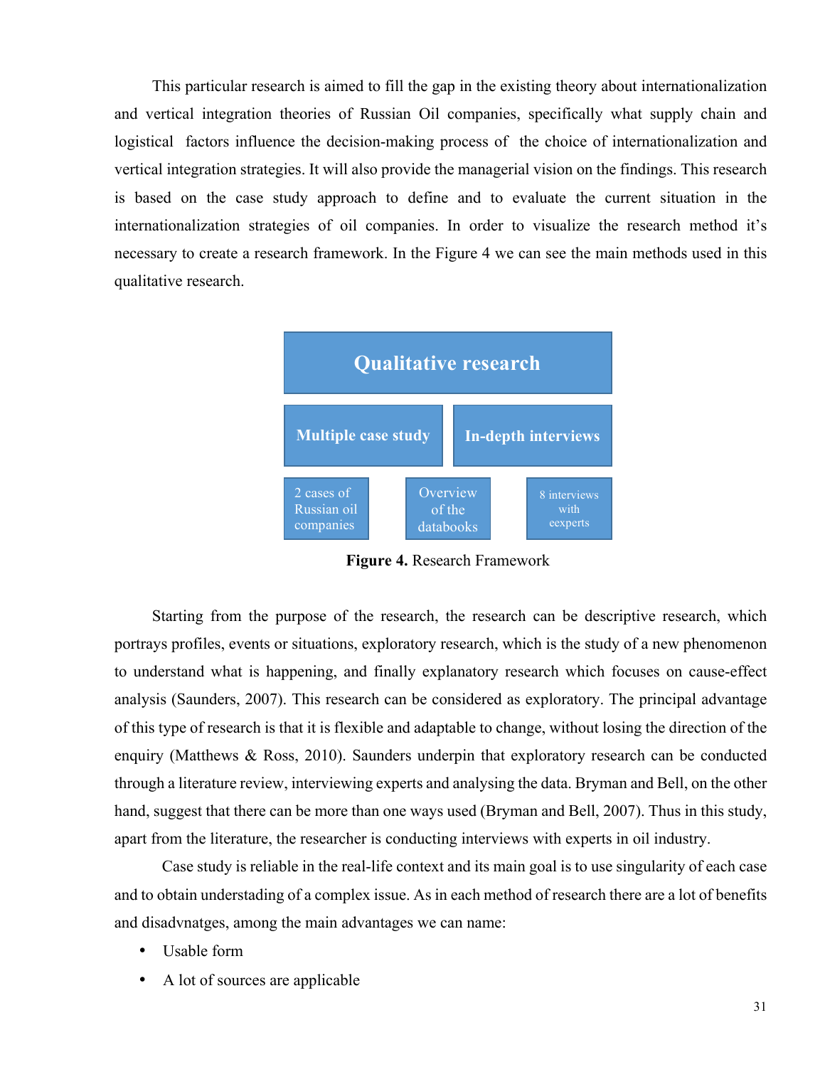This particular research is aimed to fill the gap in the existing theory about internationalization and vertical integration theories of Russian Oil companies, specifically what supply chain and logistical factors influence the decision-making process of the choice of internationalization and vertical integration strategies. It will also provide the managerial vision on the findings. This research is based on the case study approach to define and to evaluate the current situation in the internationalization strategies of oil companies. In order to visualize the research method it's necessary to create a research framework. In the Figure 4 we can see the main methods used in this qualitative research.

Qualitative research

Multiple case study | In-depth interviews

2 cases of Russian oil companies | Overview of the databooks | 8 interviews with eexperts

**Figure 4.** Research Framework

Starting from the purpose of the research, the research can be descriptive research, which portrays profiles, events or situations, exploratory research, which is the study of a new phenomenon to understand what is happening, and finally explanatory research which focuses on cause-effect analysis (Saunders, 2007). This research can be considered as exploratory. The principal advantage of this type of research is that it is flexible and adaptable to change, without losing the direction of the enquiry (Matthews & Ross, 2010). Saunders underpin that exploratory research can be conducted through a literature review, interviewing experts and analysing the data. Bryman and Bell, on the other hand, suggest that there can be more than one ways used (Bryman and Bell, 2007). Thus in this study, apart from the literature, the researcher is conducting interviews with experts in oil industry.

Case study is reliable in the real-life context and its main goal is to use singularity of each case and to obtain understading of a complex issue. As in each method of research there are a lot of benefits and disadvnatges, among the main advantages we can name:

- Usable form
- A lot of sources are applicable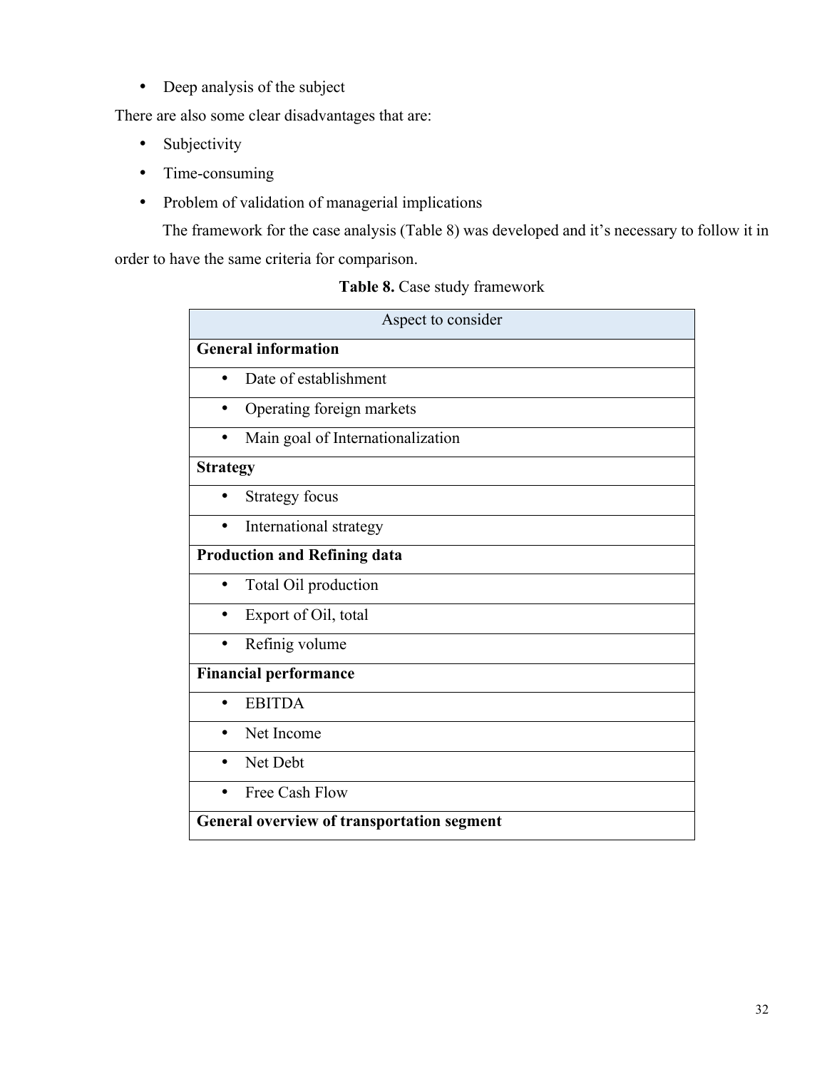- Deep analysis of the subject

There are also some clear disadvantages that are:

- Subjectivity
- Time-consuming
- Problem of validation of managerial implications

The framework for the case analysis (Table 8) was developed and it's necessary to follow it in order to have the same criteria for comparison.

**Table 8.** Case study framework

| Aspect to consider |
|---|
| **General information** |
| • Date of establishment |
| • Operating foreign markets |
| • Main goal of Internationalization |
| **Strategy** |
| • Strategy focus |
| • International strategy |
| **Production and Refining data** |
| • Total Oil production |
| • Export of Oil, total |
| • Refinig volume |
| **Financial performance** |
| • EBITDA |
| • Net Income |
| • Net Debt |
| • Free Cash Flow |
| **General overview of transportation segment** |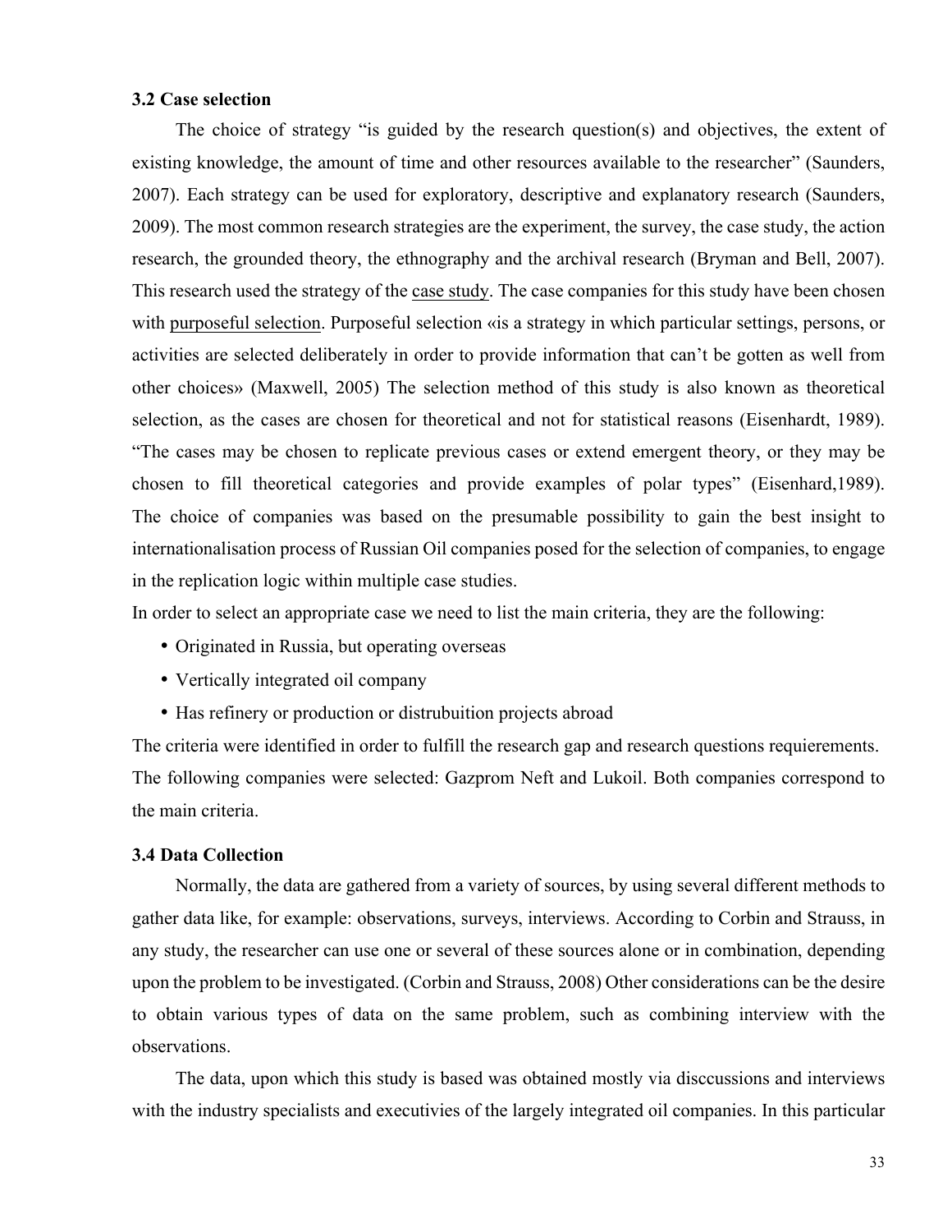### 3.2 Case selection

The choice of strategy "is guided by the research question(s) and objectives, the extent of existing knowledge, the amount of time and other resources available to the researcher" (Saunders, 2007). Each strategy can be used for exploratory, descriptive and explanatory research (Saunders, 2009). The most common research strategies are the experiment, the survey, the case study, the action research, the grounded theory, the ethnography and the archival research (Bryman and Bell, 2007). This research used the strategy of the case study. The case companies for this study have been chosen with purposeful selection. Purposeful selection «is a strategy in which particular settings, persons, or activities are selected deliberately in order to provide information that can't be gotten as well from other choices» (Maxwell, 2005) The selection method of this study is also known as theoretical selection, as the cases are chosen for theoretical and not for statistical reasons (Eisenhardt, 1989). "The cases may be chosen to replicate previous cases or extend emergent theory, or they may be chosen to fill theoretical categories and provide examples of polar types" (Eisenhard,1989). The choice of companies was based on the presumable possibility to gain the best insight to internationalisation process of Russian Oil companies posed for the selection of companies, to engage in the replication logic within multiple case studies.

In order to select an appropriate case we need to list the main criteria, they are the following:

- Originated in Russia, but operating overseas
- Vertically integrated oil company
- Has refinery or production or distrubuition projects abroad

The criteria were identified in order to fulfill the research gap and research questions requierements. The following companies were selected: Gazprom Neft and Lukoil. Both companies correspond to the main criteria.

### 3.4 Data Collection

Normally, the data are gathered from a variety of sources, by using several different methods to gather data like, for example: observations, surveys, interviews. According to Corbin and Strauss, in any study, the researcher can use one or several of these sources alone or in combination, depending upon the problem to be investigated. (Corbin and Strauss, 2008) Other considerations can be the desire to obtain various types of data on the same problem, such as combining interview with the observations.

The data, upon which this study is based was obtained mostly via disccussions and interviews with the industry specialists and executivies of the largely integrated oil companies. In this particular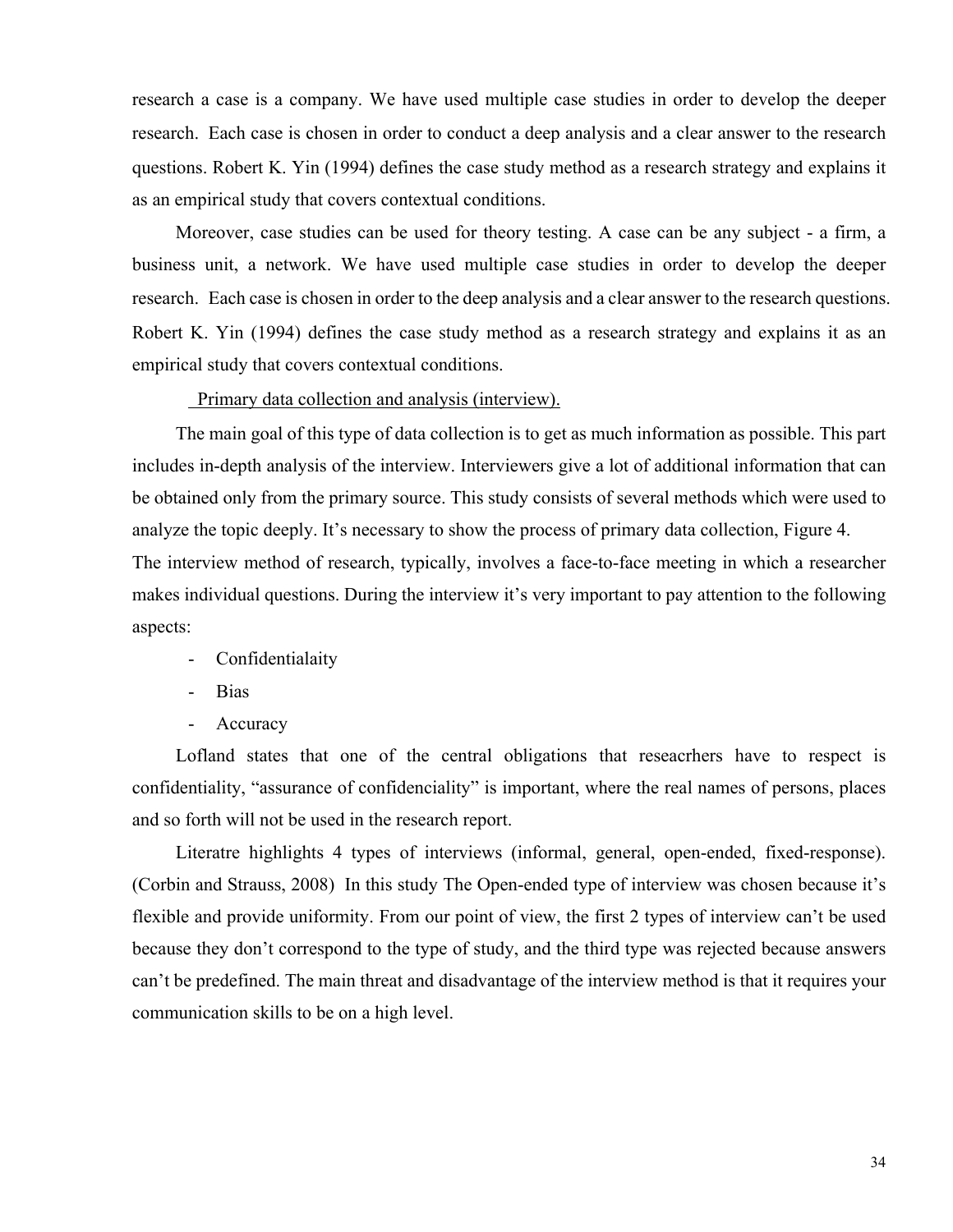research a case is a company. We have used multiple case studies in order to develop the deeper research. Each case is chosen in order to conduct a deep analysis and a clear answer to the research questions. Robert K. Yin (1994) defines the case study method as a research strategy and explains it as an empirical study that covers contextual conditions.

Moreover, case studies can be used for theory testing. A case can be any subject - a firm, a business unit, a network. We have used multiple case studies in order to develop the deeper research. Each case is chosen in order to the deep analysis and a clear answer to the research questions. Robert K. Yin (1994) defines the case study method as a research strategy and explains it as an empirical study that covers contextual conditions.

<u>Primary data collection and analysis (interview).</u>

The main goal of this type of data collection is to get as much information as possible. This part includes in-depth analysis of the interview. Interviewers give a lot of additional information that can be obtained only from the primary source. This study consists of several methods which were used to analyze the topic deeply. It's necessary to show the process of primary data collection, Figure 4.

The interview method of research, typically, involves a face-to-face meeting in which a researcher makes individual questions. During the interview it's very important to pay attention to the following aspects:

- Confidentialaity
- Bias
- Accuracy

Lofland states that one of the central obligations that reseacrhers have to respect is confidentiality, "assurance of confidenciality" is important, where the real names of persons, places and so forth will not be used in the research report.

Literatre highlights 4 types of interviews (informal, general, open-ended, fixed-response). (Corbin and Strauss, 2008) In this study The Open-ended type of interview was chosen because it's flexible and provide uniformity. From our point of view, the first 2 types of interview can't be used because they don't correspond to the type of study, and the third type was rejected because answers can't be predefined. The main threat and disadvantage of the interview method is that it requires your communication skills to be on a high level.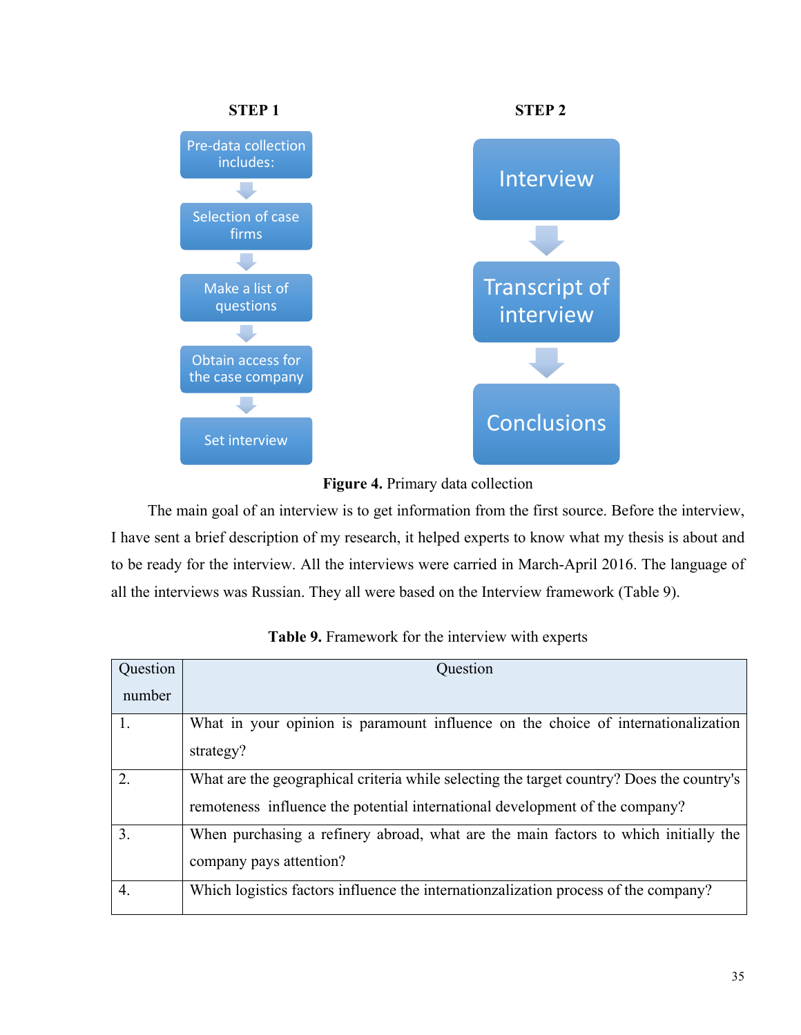**STEP 1**

Pre-data collection includes:

↓

Selection of case firms

↓

Make a list of questions

↓

Obtain access for the case company

↓

Set interview

**STEP 2**

Interview

↓

Transcript of interview

↓

Conclusions

**Figure 4.** Primary data collection

The main goal of an interview is to get information from the first source. Before the interview, I have sent a brief description of my research, it helped experts to know what my thesis is about and to be ready for the interview. All the interviews were carried in March-April 2016. The language of all the interviews was Russian. They all were based on the Interview framework (Table 9).

**Table 9.** Framework for the interview with experts

| Question number | Question |
|---|---|
| 1. | What in your opinion is paramount influence on the choice of internationalization strategy? |
| 2. | What are the geographical criteria while selecting the target country? Does the country's remoteness influence the potential international development of the company? |
| 3. | When purchasing a refinery abroad, what are the main factors to which initially the company pays attention? |
| 4. | Which logistics factors influence the internationzalization process of the company? |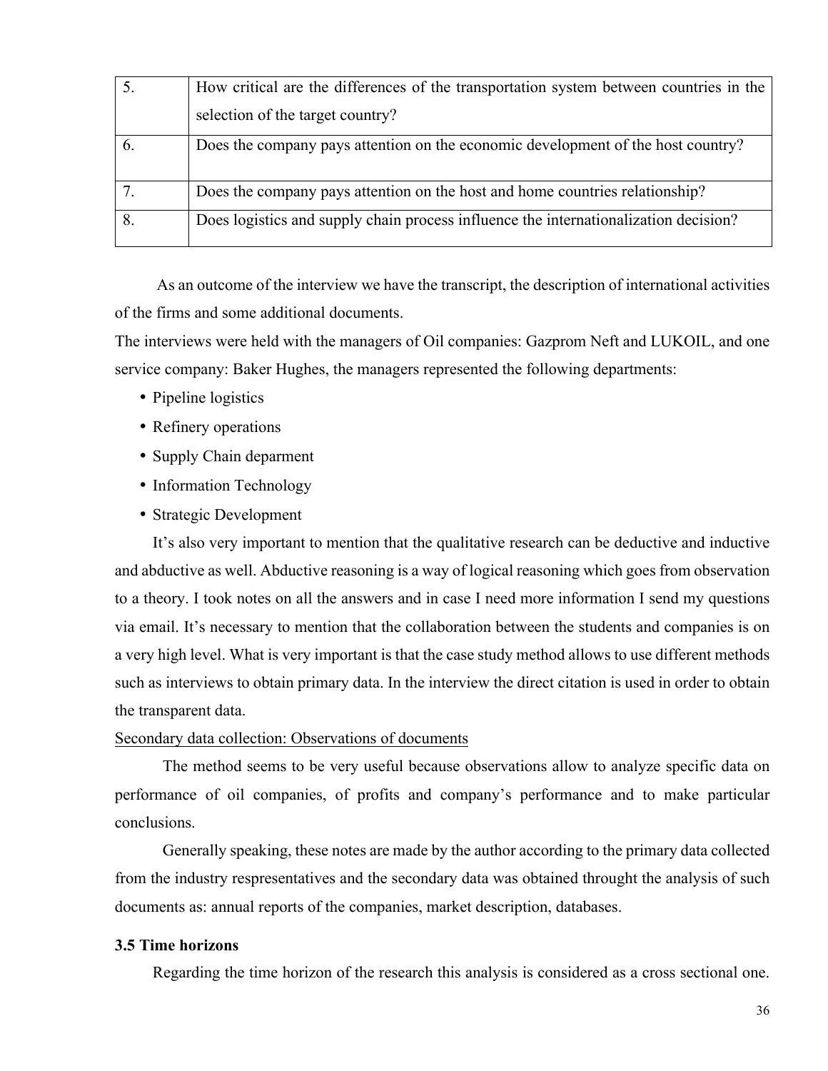| | |
|---|---|
| 5. | How critical are the differences of the transportation system between countries in the selection of the target country? |
| 6. | Does the company pays attention on the economic development of the host country? |
| 7. | Does the company pays attention on the host and home countries relationship? |
| 8. | Does logistics and supply chain process influence the internationalization decision? |

As an outcome of the interview we have the transcript, the description of international activities of the firms and some additional documents.

The interviews were held with the managers of Oil companies: Gazprom Neft and LUKOIL, and one service company: Baker Hughes, the managers represented the following departments:

- Pipeline logistics
- Refinery operations
- Supply Chain deparment
- Information Technology
- Strategic Development

It's also very important to mention that the qualitative research can be deductive and inductive and abductive as well. Abductive reasoning is a way of logical reasoning which goes from observation to a theory. I took notes on all the answers and in case I need more information I send my questions via email. It's necessary to mention that the collaboration between the students and companies is on a very high level. What is very important is that the case study method allows to use different methods such as interviews to obtain primary data. In the interview the direct citation is used in order to obtain the transparent data.

Secondary data collection: Observations of documents

The method seems to be very useful because observations allow to analyze specific data on performance of oil companies, of profits and company's performance and to make particular conclusions.

Generally speaking, these notes are made by the author according to the primary data collected from the industry respresentatives and the secondary data was obtained throught the analysis of such documents as: annual reports of the companies, market description, databases.

### 3.5 Time horizons

Regarding the time horizon of the research this analysis is considered as a cross sectional one.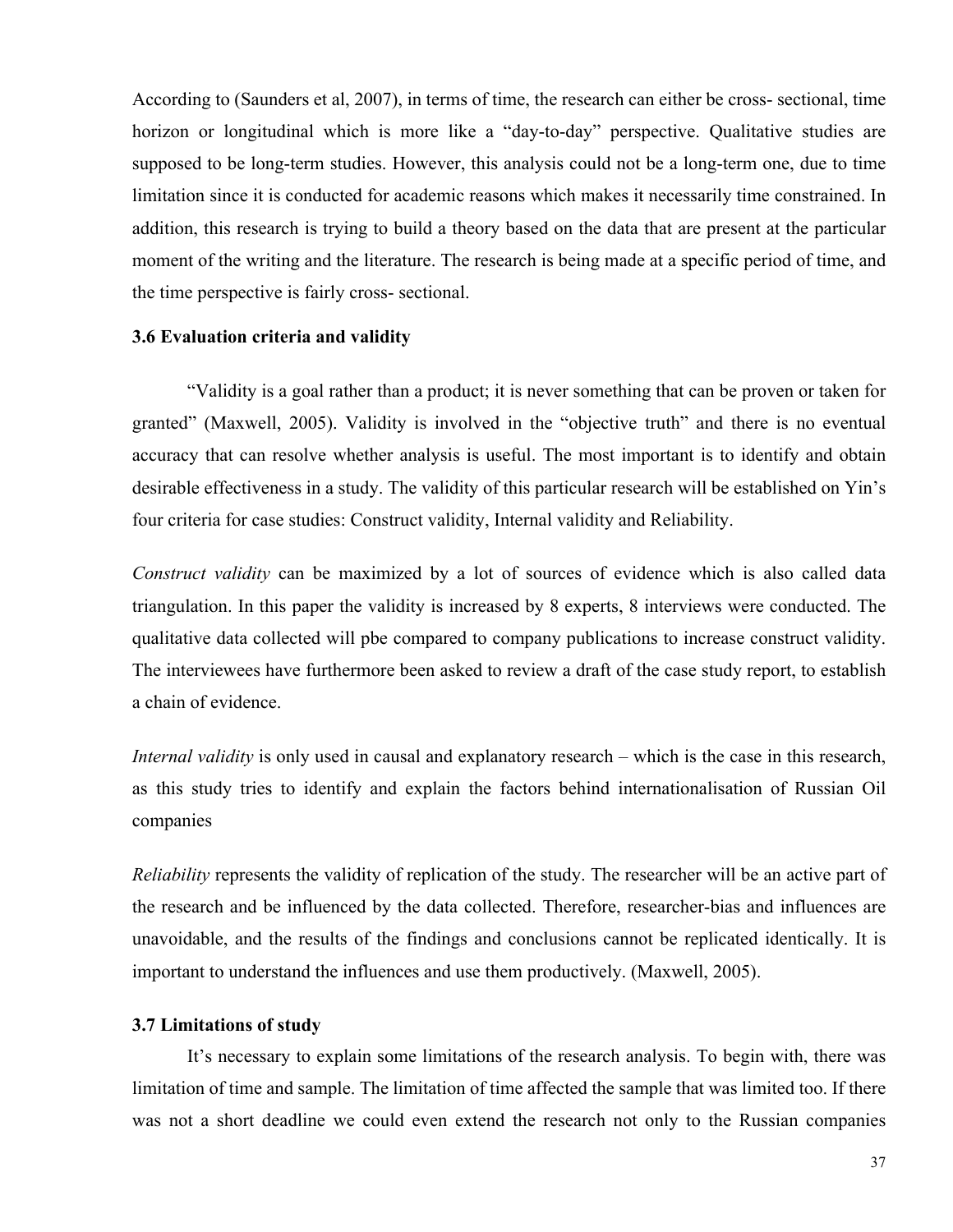According to (Saunders et al, 2007), in terms of time, the research can either be cross- sectional, time horizon or longitudinal which is more like a "day-to-day" perspective. Qualitative studies are supposed to be long-term studies. However, this analysis could not be a long-term one, due to time limitation since it is conducted for academic reasons which makes it necessarily time constrained. In addition, this research is trying to build a theory based on the data that are present at the particular moment of the writing and the literature. The research is being made at a specific period of time, and the time perspective is fairly cross- sectional.

### 3.6 Evaluation criteria and validity

"Validity is a goal rather than a product; it is never something that can be proven or taken for granted" (Maxwell, 2005). Validity is involved in the "objective truth" and there is no eventual accuracy that can resolve whether analysis is useful. The most important is to identify and obtain desirable effectiveness in a study. The validity of this particular research will be established on Yin's four criteria for case studies: Construct validity, Internal validity and Reliability.

*Construct validity* can be maximized by a lot of sources of evidence which is also called data triangulation. In this paper the validity is increased by 8 experts, 8 interviews were conducted. The qualitative data collected will pbe compared to company publications to increase construct validity. The interviewees have furthermore been asked to review a draft of the case study report, to establish a chain of evidence.

*Internal validity* is only used in causal and explanatory research – which is the case in this research, as this study tries to identify and explain the factors behind internationalisation of Russian Oil companies

*Reliability* represents the validity of replication of the study. The researcher will be an active part of the research and be influenced by the data collected. Therefore, researcher-bias and influences are unavoidable, and the results of the findings and conclusions cannot be replicated identically. It is important to understand the influences and use them productively. (Maxwell, 2005).

### 3.7 Limitations of study

It's necessary to explain some limitations of the research analysis. To begin with, there was limitation of time and sample. The limitation of time affected the sample that was limited too. If there was not a short deadline we could even extend the research not only to the Russian companies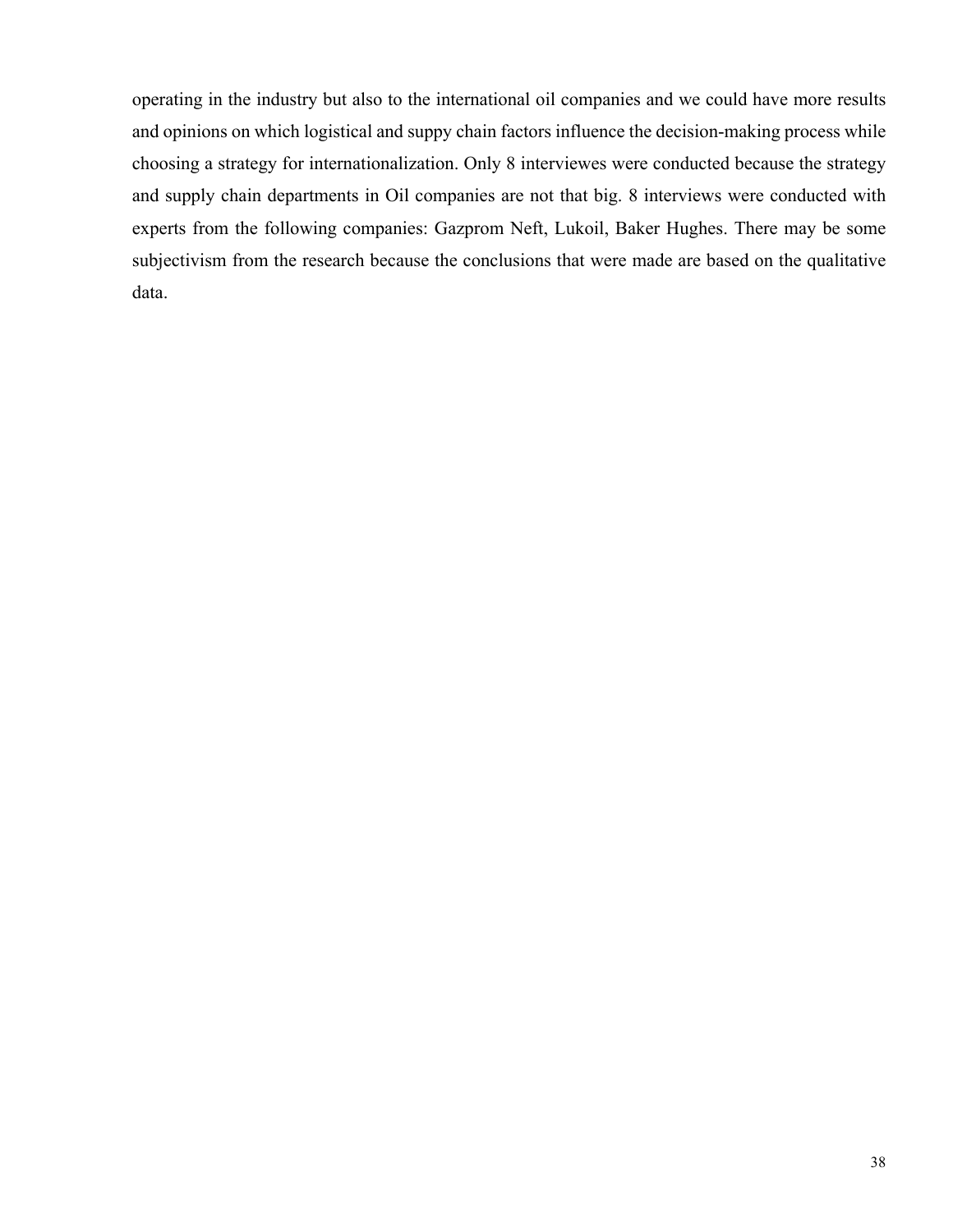operating in the industry but also to the international oil companies and we could have more results and opinions on which logistical and suppy chain factors influence the decision-making process while choosing a strategy for internationalization. Only 8 interviewes were conducted because the strategy and supply chain departments in Oil companies are not that big. 8 interviews were conducted with experts from the following companies: Gazprom Neft, Lukoil, Baker Hughes. There may be some subjectivism from the research because the conclusions that were made are based on the qualitative data.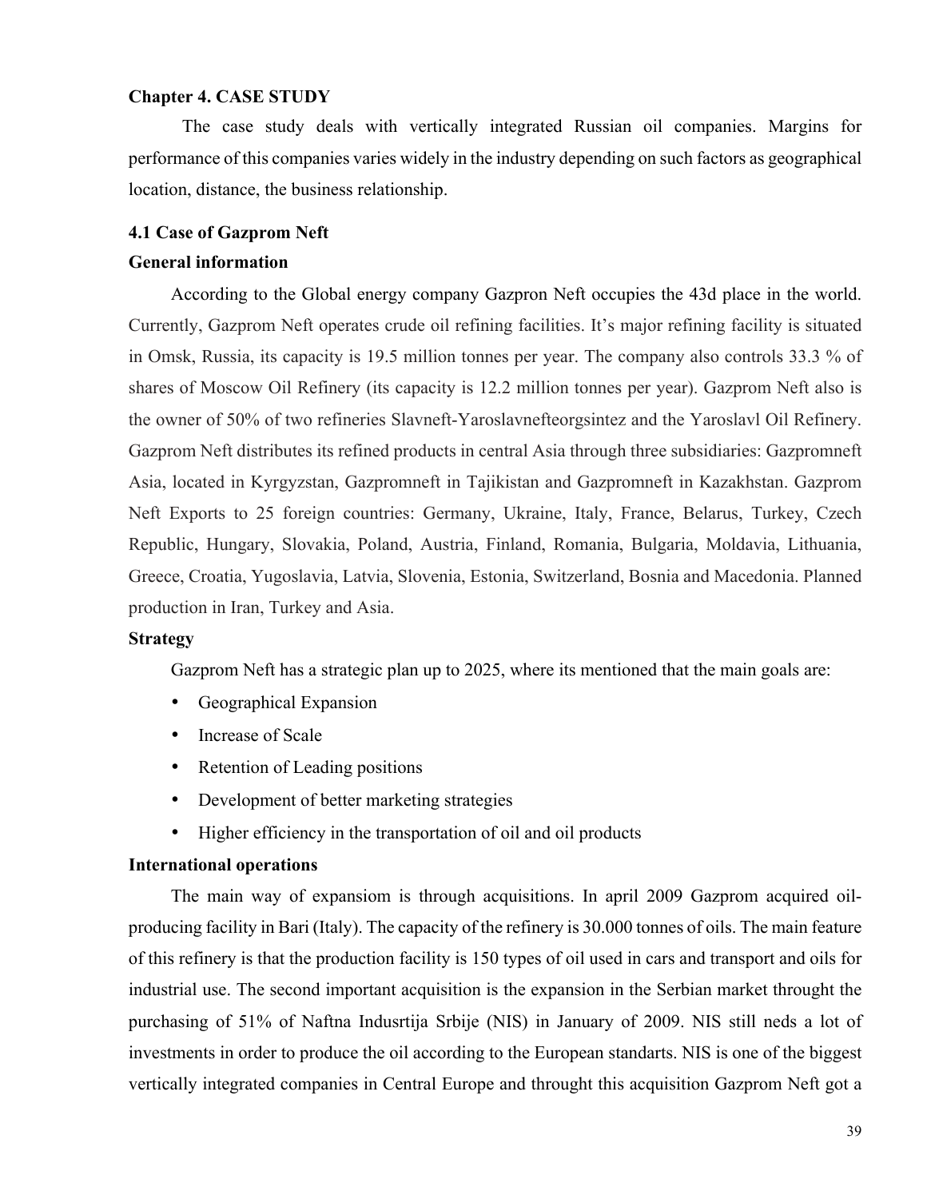## Chapter 4. CASE STUDY

The case study deals with vertically integrated Russian oil companies. Margins for performance of this companies varies widely in the industry depending on such factors as geographical location, distance, the business relationship.

### 4.1 Case of Gazprom Neft

**General information**

According to the Global energy company Gazpron Neft occupies the 43d place in the world. Currently, Gazprom Neft operates crude oil refining facilities. It's major refining facility is situated in Omsk, Russia, its capacity is 19.5 million tonnes per year. The company also controls 33.3 % of shares of Moscow Oil Refinery (its capacity is 12.2 million tonnes per year). Gazprom Neft also is the owner of 50% of two refineries Slavneft-Yaroslavnefteorgsintez and the Yaroslavl Oil Refinery. Gazprom Neft distributes its refined products in central Asia through three subsidiaries: Gazpromneft Asia, located in Kyrgyzstan, Gazpromneft in Tajikistan and Gazpromneft in Kazakhstan. Gazprom Neft Exports to 25 foreign countries: Germany, Ukraine, Italy, France, Belarus, Turkey, Czech Republic, Hungary, Slovakia, Poland, Austria, Finland, Romania, Bulgaria, Moldavia, Lithuania, Greece, Croatia, Yugoslavia, Latvia, Slovenia, Estonia, Switzerland, Bosnia and Macedonia. Planned production in Iran, Turkey and Asia.

**Strategy**

Gazprom Neft has a strategic plan up to 2025, where its mentioned that the main goals are:

- Geographical Expansion
- Increase of Scale
- Retention of Leading positions
- Development of better marketing strategies
- Higher efficiency in the transportation of oil and oil products

**International operations**

The main way of expansiom is through acquisitions. In april 2009 Gazprom acquired oil-producing facility in Bari (Italy). The capacity of the refinery is 30.000 tonnes of oils. The main feature of this refinery is that the production facility is 150 types of oil used in cars and transport and oils for industrial use. The second important acquisition is the expansion in the Serbian market throught the purchasing of 51% of Naftna Indusrtija Srbije (NIS) in January of 2009. NIS still neds a lot of investments in order to produce the oil according to the European standarts. NIS is one of the biggest vertically integrated companies in Central Europe and throught this acquisition Gazprom Neft got a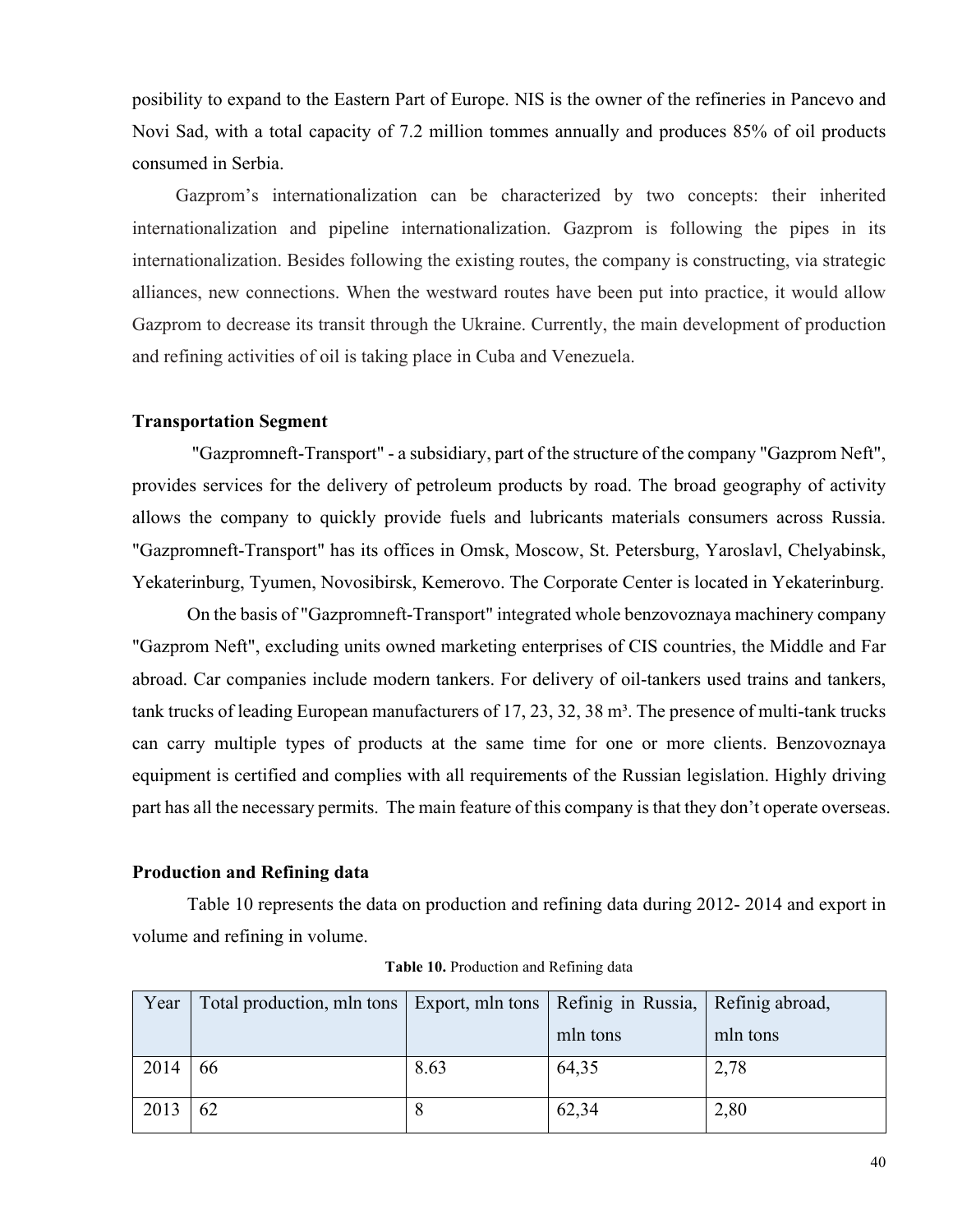posibility to expand to the Eastern Part of Europe. NIS is the owner of the refineries in Pancevo and Novi Sad, with a total capacity of 7.2 million tommes annually and produces 85% of oil products consumed in Serbia.

Gazprom's internationalization can be characterized by two concepts: their inherited internationalization and pipeline internationalization. Gazprom is following the pipes in its internationalization. Besides following the existing routes, the company is constructing, via strategic alliances, new connections. When the westward routes have been put into practice, it would allow Gazprom to decrease its transit through the Ukraine. Currently, the main development of production and refining activities of oil is taking place in Cuba and Venezuela.

### Transportation Segment

"Gazpromneft-Transport" - a subsidiary, part of the structure of the company "Gazprom Neft", provides services for the delivery of petroleum products by road. The broad geography of activity allows the company to quickly provide fuels and lubricants materials consumers across Russia. "Gazpromneft-Transport" has its offices in Omsk, Moscow, St. Petersburg, Yaroslavl, Chelyabinsk, Yekaterinburg, Tyumen, Novosibirsk, Kemerovo. The Corporate Center is located in Yekaterinburg.

On the basis of "Gazpromneft-Transport" integrated whole benzovoznaya machinery company "Gazprom Neft", excluding units owned marketing enterprises of CIS countries, the Middle and Far abroad. Car companies include modern tankers. For delivery of oil-tankers used trains and tankers, tank trucks of leading European manufacturers of 17, 23, 32, 38 m³. The presence of multi-tank trucks can carry multiple types of products at the same time for one or more clients. Benzovoznaya equipment is certified and complies with all requirements of the Russian legislation. Highly driving part has all the necessary permits. The main feature of this company is that they don't operate overseas.

### Production and Refining data

Table 10 represents the data on production and refining data during 2012- 2014 and export in volume and refining in volume.

**Table 10.** Production and Refining data

| Year | Total production, mln tons | Export, mln tons | Refinig in Russia, mln tons | Refinig abroad, mln tons |
|---|---|---|---|---|
| 2014 | 66 | 8.63 | 64,35 | 2,78 |
| 2013 | 62 | 8 | 62,34 | 2,80 |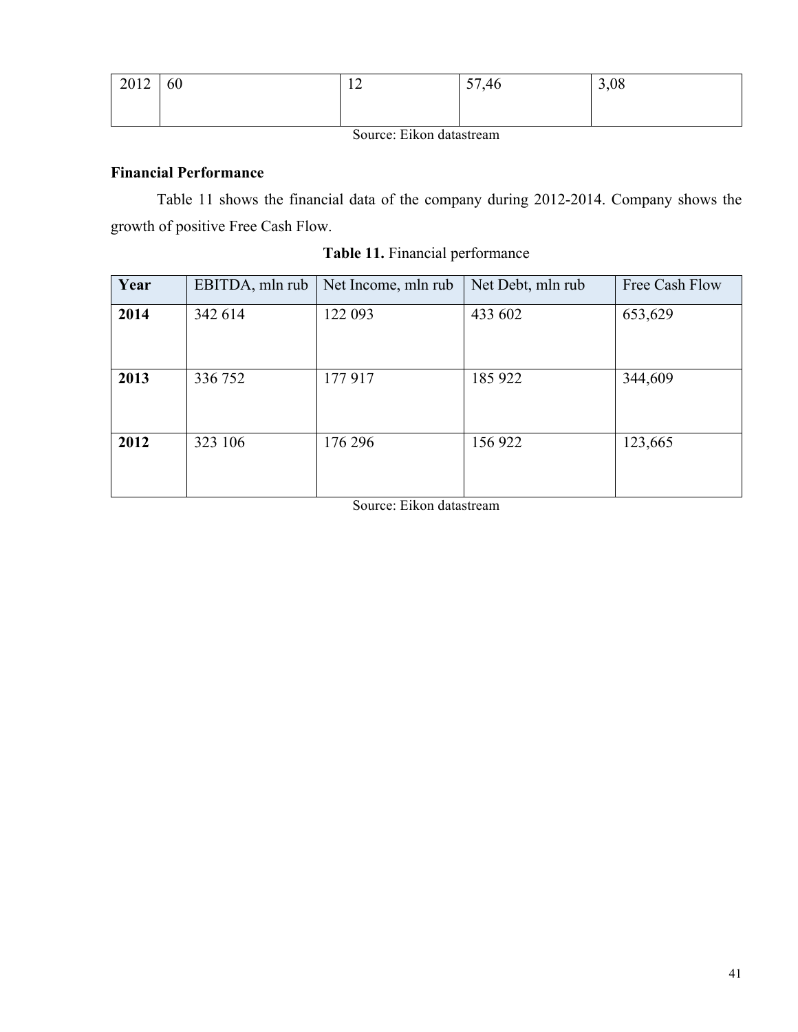| 2012 | 60 | 12 | 57,46 | 3,08 |
|---|---|---|---|---|

Source: Eikon datastream

**Financial Performance**

Table 11 shows the financial data of the company during 2012-2014. Company shows the growth of positive Free Cash Flow.

**Table 11.** Financial performance

| Year | EBITDA, mln rub | Net Income, mln rub | Net Debt, mln rub | Free Cash Flow |
|---|---|---|---|---|
| **2014** | 342 614 | 122 093 | 433 602 | 653,629 |
| **2013** | 336 752 | 177 917 | 185 922 | 344,609 |
| **2012** | 323 106 | 176 296 | 156 922 | 123,665 |

Source: Eikon datastream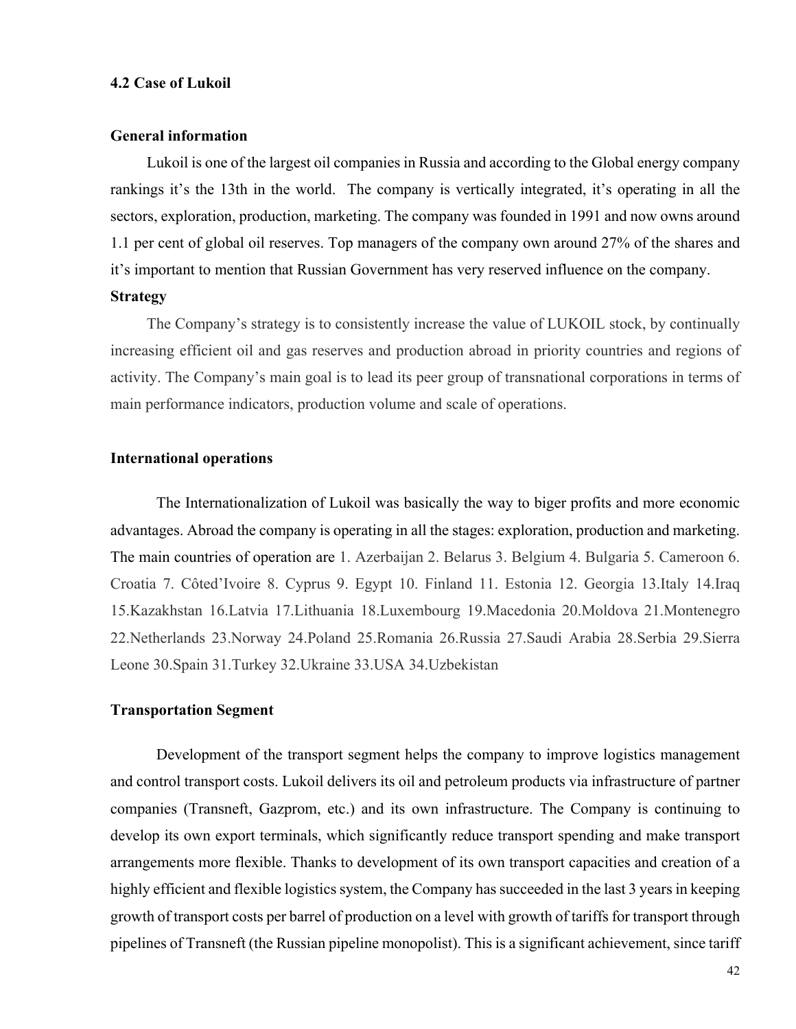## 4.2 Case of Lukoil

### General information

Lukoil is one of the largest oil companies in Russia and according to the Global energy company rankings it's the 13th in the world. The company is vertically integrated, it's operating in all the sectors, exploration, production, marketing. The company was founded in 1991 and now owns around 1.1 per cent of global oil reserves. Top managers of the company own around 27% of the shares and it's important to mention that Russian Government has very reserved influence on the company.

### Strategy

The Company's strategy is to consistently increase the value of LUKOIL stock, by continually increasing efficient oil and gas reserves and production abroad in priority countries and regions of activity. The Company's main goal is to lead its peer group of transnational corporations in terms of main performance indicators, production volume and scale of operations.

### International operations

The Internationalization of Lukoil was basically the way to biger profits and more economic advantages. Abroad the company is operating in all the stages: exploration, production and marketing. The main countries of operation are 1. Azerbaijan 2. Belarus 3. Belgium 4. Bulgaria 5. Cameroon 6. Croatia 7. Côted'Ivoire 8. Cyprus 9. Egypt 10. Finland 11. Estonia 12. Georgia 13.Italy 14.Iraq 15.Kazakhstan 16.Latvia 17.Lithuania 18.Luxembourg 19.Macedonia 20.Moldova 21.Montenegro 22.Netherlands 23.Norway 24.Poland 25.Romania 26.Russia 27.Saudi Arabia 28.Serbia 29.Sierra Leone 30.Spain 31.Turkey 32.Ukraine 33.USA 34.Uzbekistan

### Transportation Segment

Development of the transport segment helps the company to improve logistics management and control transport costs. Lukoil delivers its oil and petroleum products via infrastructure of partner companies (Transneft, Gazprom, etc.) and its own infrastructure. The Company is continuing to develop its own export terminals, which significantly reduce transport spending and make transport arrangements more flexible. Thanks to development of its own transport capacities and creation of a highly efficient and flexible logistics system, the Company has succeeded in the last 3 years in keeping growth of transport costs per barrel of production on a level with growth of tariffs for transport through pipelines of Transneft (the Russian pipeline monopolist). This is a significant achievement, since tariff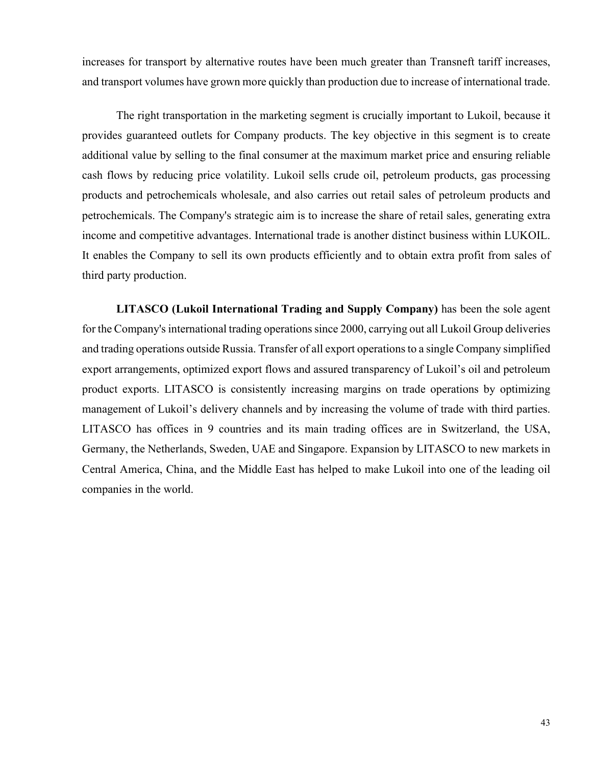increases for transport by alternative routes have been much greater than Transneft tariff increases, and transport volumes have grown more quickly than production due to increase of international trade.

The right transportation in the marketing segment is crucially important to Lukoil, because it provides guaranteed outlets for Company products. The key objective in this segment is to create additional value by selling to the final consumer at the maximum market price and ensuring reliable cash flows by reducing price volatility. Lukoil sells crude oil, petroleum products, gas processing products and petrochemicals wholesale, and also carries out retail sales of petroleum products and petrochemicals. The Company's strategic aim is to increase the share of retail sales, generating extra income and competitive advantages. International trade is another distinct business within LUKOIL. It enables the Company to sell its own products efficiently and to obtain extra profit from sales of third party production.

**LITASCO (Lukoil International Trading and Supply Company)** has been the sole agent for the Company's international trading operations since 2000, carrying out all Lukoil Group deliveries and trading operations outside Russia. Transfer of all export operations to a single Company simplified export arrangements, optimized export flows and assured transparency of Lukoil's oil and petroleum product exports. LITASCO is consistently increasing margins on trade operations by optimizing management of Lukoil's delivery channels and by increasing the volume of trade with third parties. LITASCO has offices in 9 countries and its main trading offices are in Switzerland, the USA, Germany, the Netherlands, Sweden, UAE and Singapore. Expansion by LITASCO to new markets in Central America, China, and the Middle East has helped to make Lukoil into one of the leading oil companies in the world.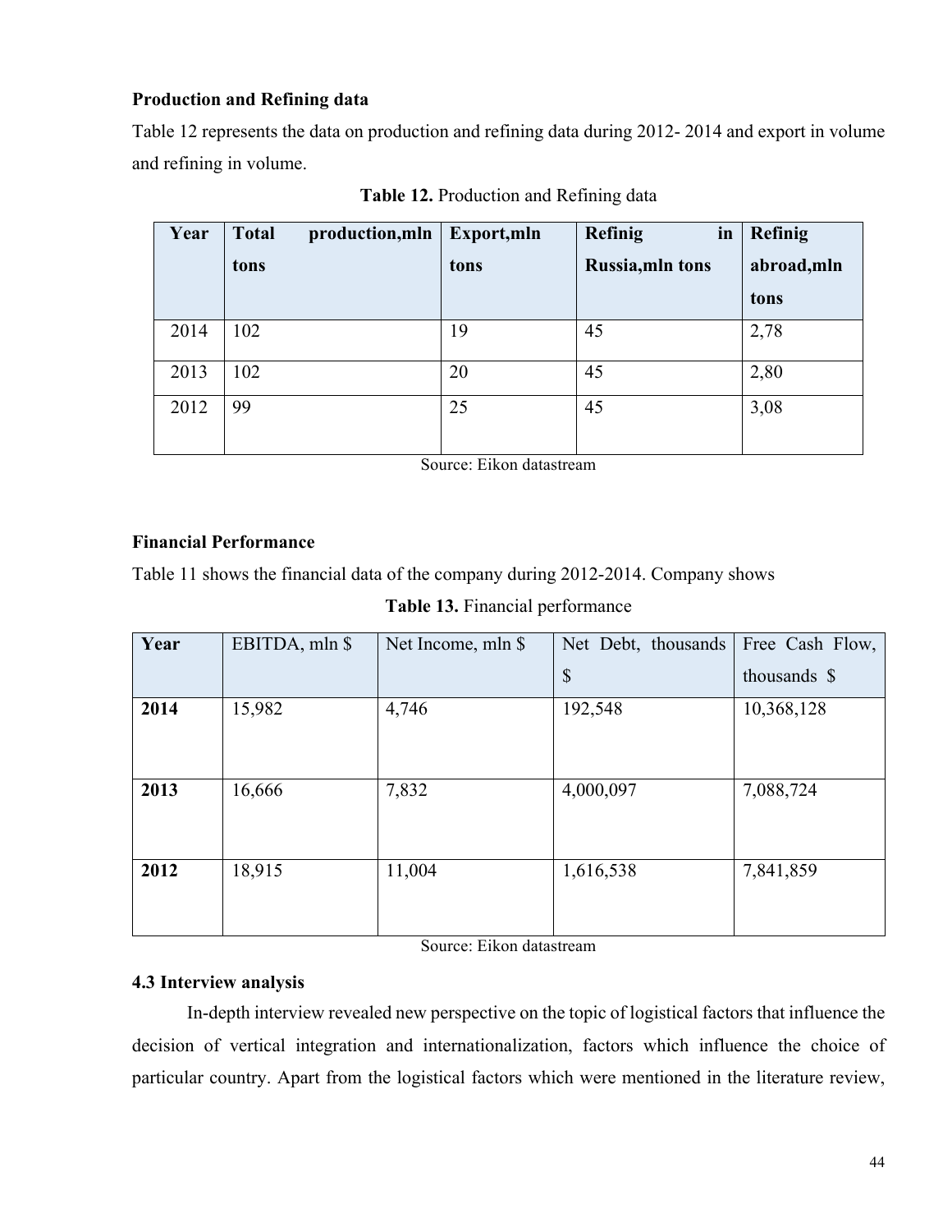**Production and Refining data**

Table 12 represents the data on production and refining data during 2012- 2014 and export in volume and refining in volume.

**Table 12.** Production and Refining data

| Year | Total production,mln tons | Export,mln tons | Refinig in Russia,mln tons | Refinig abroad,mln tons |
|---|---|---|---|---|
| 2014 | 102 | 19 | 45 | 2,78 |
| 2013 | 102 | 20 | 45 | 2,80 |
| 2012 | 99 | 25 | 45 | 3,08 |

Source: Eikon datastream

**Financial Performance**

Table 11 shows the financial data of the company during 2012-2014. Company shows

**Table 13.** Financial performance

| Year | EBITDA, mln $ | Net Income, mln $ | Net Debt, thousands $ | Free Cash Flow, thousands $ |
|---|---|---|---|---|
| **2014** | 15,982 | 4,746 | 192,548 | 10,368,128 |
| **2013** | 16,666 | 7,832 | 4,000,097 | 7,088,724 |
| **2012** | 18,915 | 11,004 | 1,616,538 | 7,841,859 |

Source: Eikon datastream

**4.3 Interview analysis**

In-depth interview revealed new perspective on the topic of logistical factors that influence the decision of vertical integration and internationalization, factors which influence the choice of particular country. Apart from the logistical factors which were mentioned in the literature review,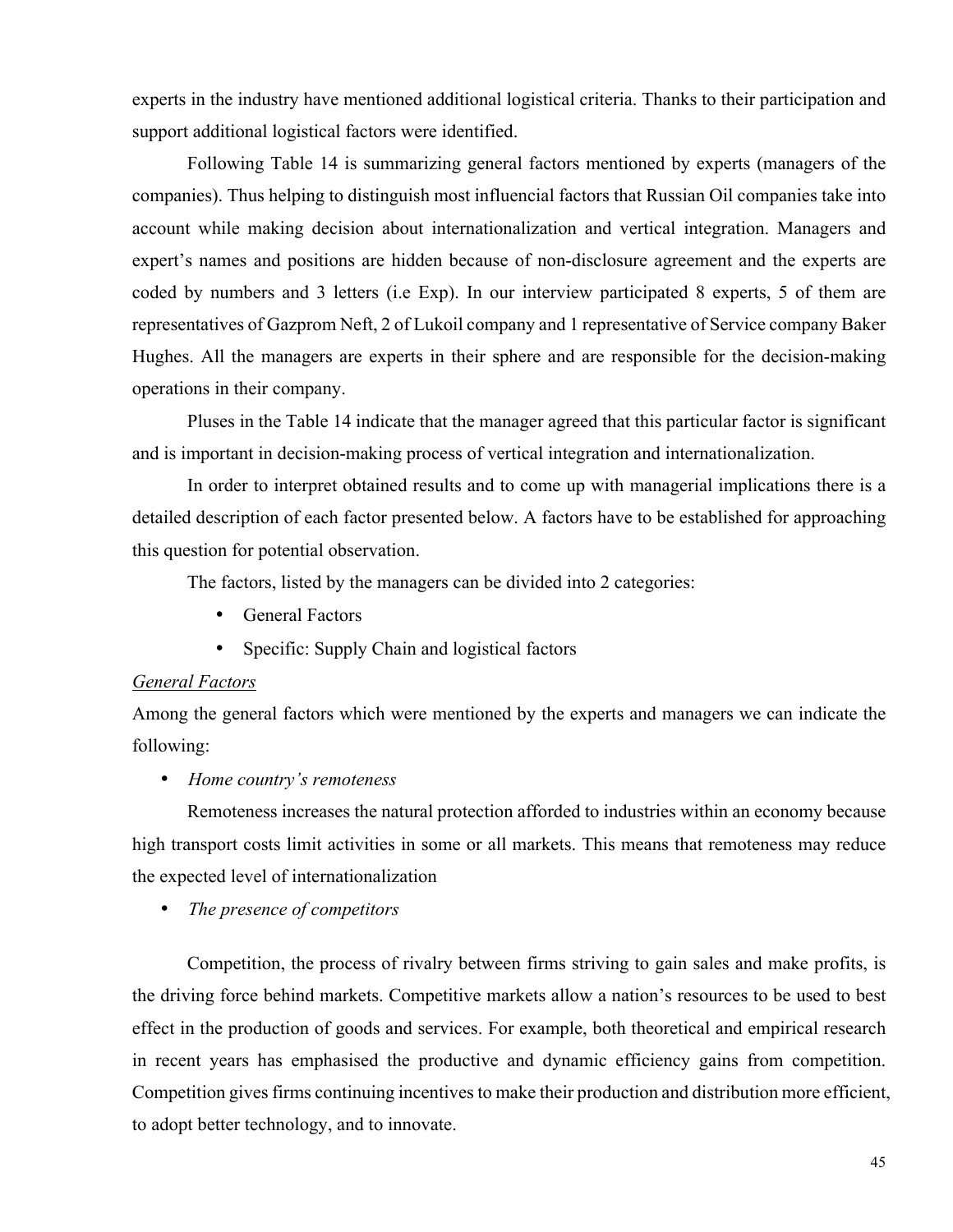experts in the industry have mentioned additional logistical criteria. Thanks to their participation and support additional logistical factors were identified.

Following Table 14 is summarizing general factors mentioned by experts (managers of the companies). Thus helping to distinguish most influencial factors that Russian Oil companies take into account while making decision about internationalization and vertical integration. Managers and expert's names and positions are hidden because of non-disclosure agreement and the experts are coded by numbers and 3 letters (i.e Exp). In our interview participated 8 experts, 5 of them are representatives of Gazprom Neft, 2 of Lukoil company and 1 representative of Service company Baker Hughes. All the managers are experts in their sphere and are responsible for the decision-making operations in their company.

Pluses in the Table 14 indicate that the manager agreed that this particular factor is significant and is important in decision-making process of vertical integration and internationalization.

In order to interpret obtained results and to come up with managerial implications there is a detailed description of each factor presented below. A factors have to be established for approaching this question for potential observation.

The factors, listed by the managers can be divided into 2 categories:

- General Factors
- Specific: Supply Chain and logistical factors

<u>*General Factors*</u>

Among the general factors which were mentioned by the experts and managers we can indicate the following:

- *Home country's remoteness*

Remoteness increases the natural protection afforded to industries within an economy because high transport costs limit activities in some or all markets. This means that remoteness may reduce the expected level of internationalization

- *The presence of competitors*

Competition, the process of rivalry between firms striving to gain sales and make profits, is the driving force behind markets. Competitive markets allow a nation's resources to be used to best effect in the production of goods and services. For example, both theoretical and empirical research in recent years has emphasised the productive and dynamic efficiency gains from competition. Competition gives firms continuing incentives to make their production and distribution more efficient, to adopt better technology, and to innovate.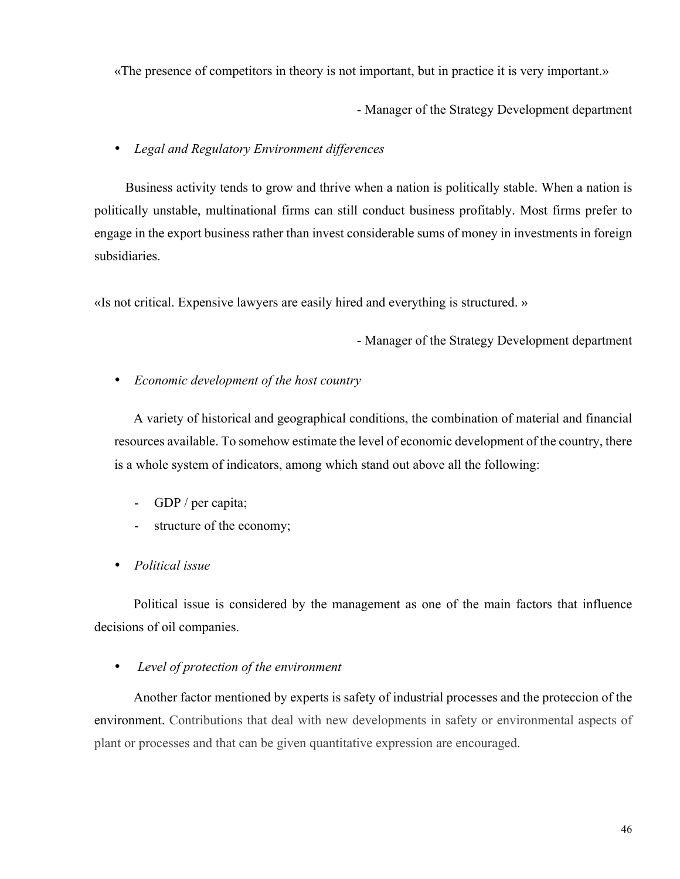«The presence of competitors in theory is not important, but in practice it is very important.»

- Manager of the Strategy Development department

- *Legal and Regulatory Environment differences*

Business activity tends to grow and thrive when a nation is politically stable. When a nation is politically unstable, multinational firms can still conduct business profitably. Most firms prefer to engage in the export business rather than invest considerable sums of money in investments in foreign subsidiaries.

«Is not critical. Expensive lawyers are easily hired and everything is structured. »

- Manager of the Strategy Development department

- *Economic development of the host country*

A variety of historical and geographical conditions, the combination of material and financial resources available. To somehow estimate the level of economic development of the country, there is a whole system of indicators, among which stand out above all the following:

- GDP / per capita;
- structure of the economy;

- *Political issue*

Political issue is considered by the management as one of the main factors that influence decisions of oil companies.

- *Level of protection of the environment*

Another factor mentioned by experts is safety of industrial processes and the proteccion of the environment. Contributions that deal with new developments in safety or environmental aspects of plant or processes and that can be given quantitative expression are encouraged.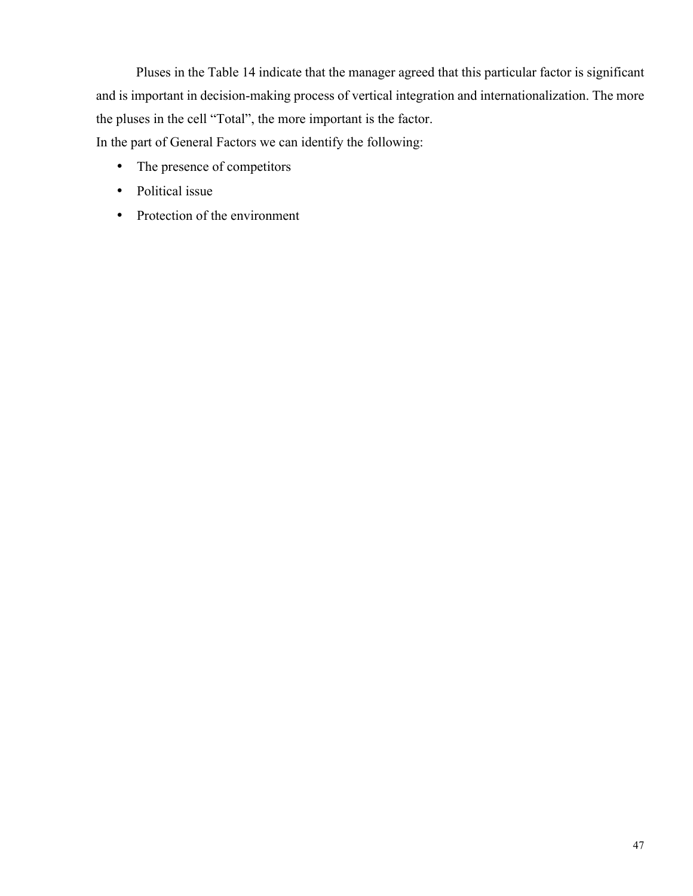Pluses in the Table 14 indicate that the manager agreed that this particular factor is significant and is important in decision-making process of vertical integration and internationalization. The more the pluses in the cell "Total", the more important is the factor.

In the part of General Factors we can identify the following:

- The presence of competitors
- Political issue
- Protection of the environment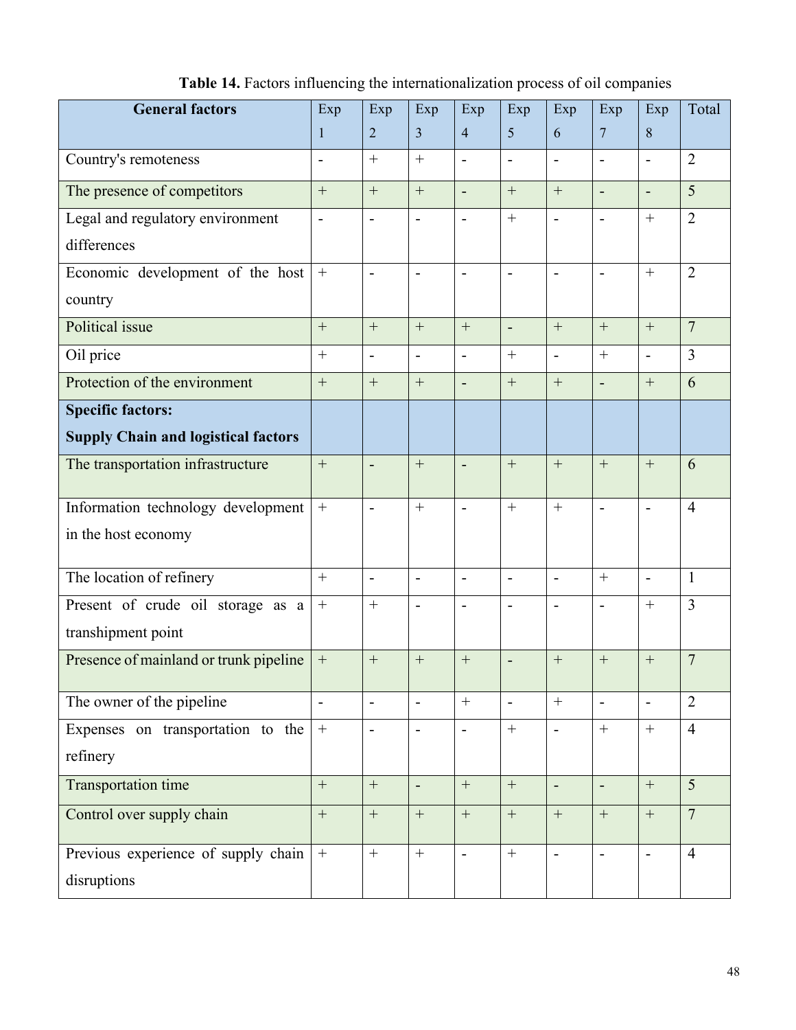**Table 14.** Factors influencing the internationalization process of oil companies

| **General factors** | Exp 1 | Exp 2 | Exp 3 | Exp 4 | Exp 5 | Exp 6 | Exp 7 | Exp 8 | Total |
|---|---|---|---|---|---|---|---|---|---|
| Country's remoteness | - | + | + | - | - | - | - | - | 2 |
| The presence of competitors | + | + | + | - | + | + | - | - | 5 |
| Legal and regulatory environment differences | - | - | - | - | + | - | - | + | 2 |
| Economic development of the host country | + | - | - | - | - | - | - | + | 2 |
| Political issue | + | + | + | + | - | + | + | + | 7 |
| Oil price | + | - | - | - | + | - | + | - | 3 |
| Protection of the environment | + | + | + | - | + | + | - | + | 6 |
| **Specific factors: Supply Chain and logistical factors** | | | | | | | | | |
| The transportation infrastructure | + | - | + | - | + | + | + | + | 6 |
| Information technology development in the host economy | + | - | + | - | + | + | - | - | 4 |
| The location of refinery | + | - | - | - | - | - | + | - | 1 |
| Present of crude oil storage as a transhipment point | + | + | - | - | - | - | - | + | 3 |
| Presence of mainland or trunk pipeline | + | + | + | + | - | + | + | + | 7 |
| The owner of the pipeline | - | - | - | + | - | + | - | - | 2 |
| Expenses on transportation to the refinery | + | - | - | - | + | - | + | + | 4 |
| Transportation time | + | + | - | + | + | - | - | + | 5 |
| Control over supply chain | + | + | + | + | + | + | + | + | 7 |
| Previous experience of supply chain disruptions | + | + | + | - | + | - | - | - | 4 |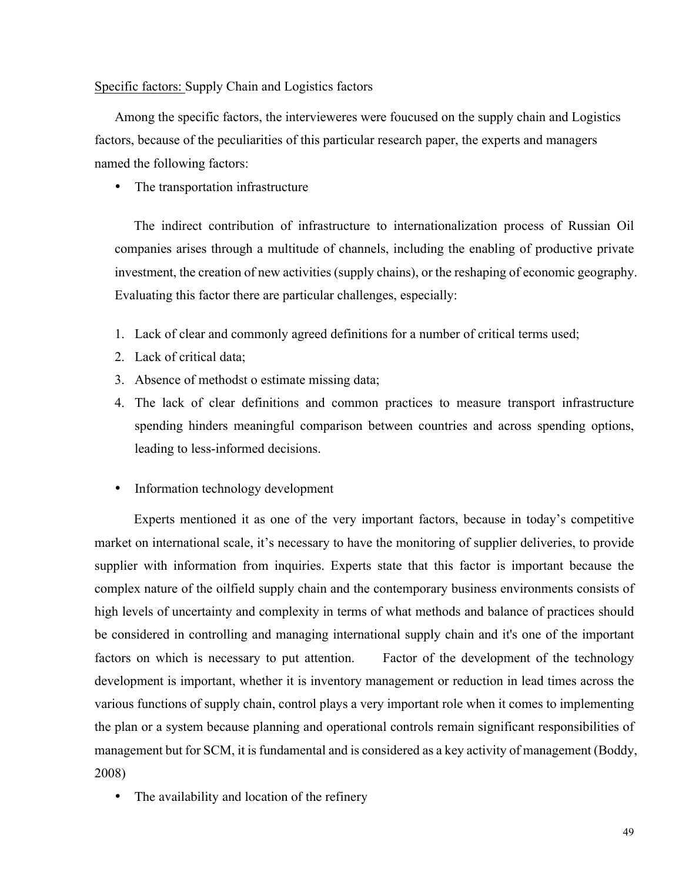Specific factors: Supply Chain and Logistics factors

Among the specific factors, the intervieweres were foucused on the supply chain and Logistics factors, because of the peculiarities of this particular research paper, the experts and managers named the following factors:

- The transportation infrastructure

The indirect contribution of infrastructure to internationalization process of Russian Oil companies arises through a multitude of channels, including the enabling of productive private investment, the creation of new activities (supply chains), or the reshaping of economic geography. Evaluating this factor there are particular challenges, especially:

1. Lack of clear and commonly agreed definitions for a number of critical terms used;
2. Lack of critical data;
3. Absence of methodst o estimate missing data;
4. The lack of clear definitions and common practices to measure transport infrastructure spending hinders meaningful comparison between countries and across spending options, leading to less-informed decisions.

- Information technology development

Experts mentioned it as one of the very important factors, because in today's competitive market on international scale, it's necessary to have the monitoring of supplier deliveries, to provide supplier with information from inquiries. Experts state that this factor is important because the complex nature of the oilfield supply chain and the contemporary business environments consists of high levels of uncertainty and complexity in terms of what methods and balance of practices should be considered in controlling and managing international supply chain and it's one of the important factors on which is necessary to put attention. Factor of the development of the technology development is important, whether it is inventory management or reduction in lead times across the various functions of supply chain, control plays a very important role when it comes to implementing the plan or a system because planning and operational controls remain significant responsibilities of management but for SCM, it is fundamental and is considered as a key activity of management (Boddy, 2008)

- The availability and location of the refinery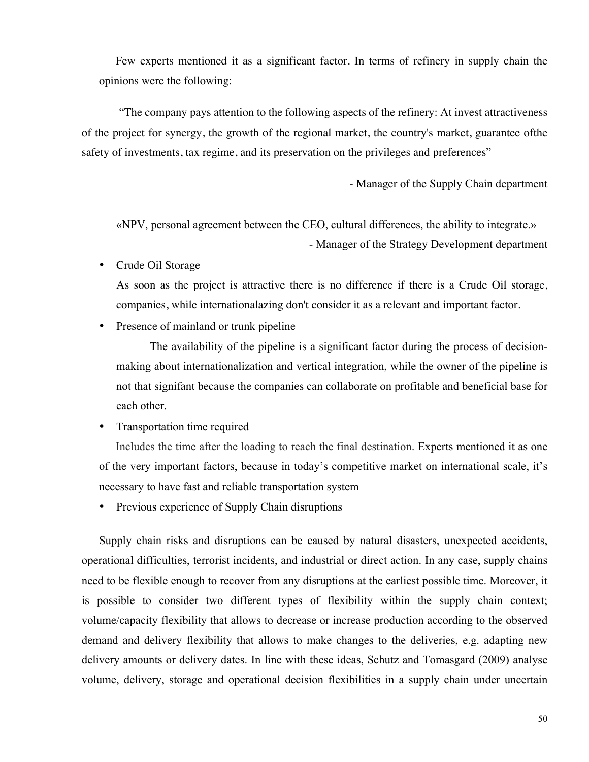Few experts mentioned it as a significant factor. In terms of refinery in supply chain the opinions were the following:

"The company pays attention to the following aspects of the refinery: At invest attractiveness of the project for synergy, the growth of the regional market, the country's market, guarantee ofthe safety of investments, tax regime, and its preservation on the privileges and preferences"

- Manager of the Supply Chain department

«NPV, personal agreement between the CEO, cultural differences, the ability to integrate.»

- Manager of the Strategy Development department

- Crude Oil Storage

  As soon as the project is attractive there is no difference if there is a Crude Oil storage, companies, while internationalazing don't consider it as a relevant and important factor.

- Presence of mainland or trunk pipeline

  The availability of the pipeline is a significant factor during the process of decision-making about internationalization and vertical integration, while the owner of the pipeline is not that signifant because the companies can collaborate on profitable and beneficial base for each other.

- Transportation time required

  Includes the time after the loading to reach the final destination. Experts mentioned it as one of the very important factors, because in today's competitive market on international scale, it's necessary to have fast and reliable transportation system

- Previous experience of Supply Chain disruptions

Supply chain risks and disruptions can be caused by natural disasters, unexpected accidents, operational difficulties, terrorist incidents, and industrial or direct action. In any case, supply chains need to be flexible enough to recover from any disruptions at the earliest possible time. Moreover, it is possible to consider two different types of flexibility within the supply chain context; volume/capacity flexibility that allows to decrease or increase production according to the observed demand and delivery flexibility that allows to make changes to the deliveries, e.g. adapting new delivery amounts or delivery dates. In line with these ideas, Schutz and Tomasgard (2009) analyse volume, delivery, storage and operational decision flexibilities in a supply chain under uncertain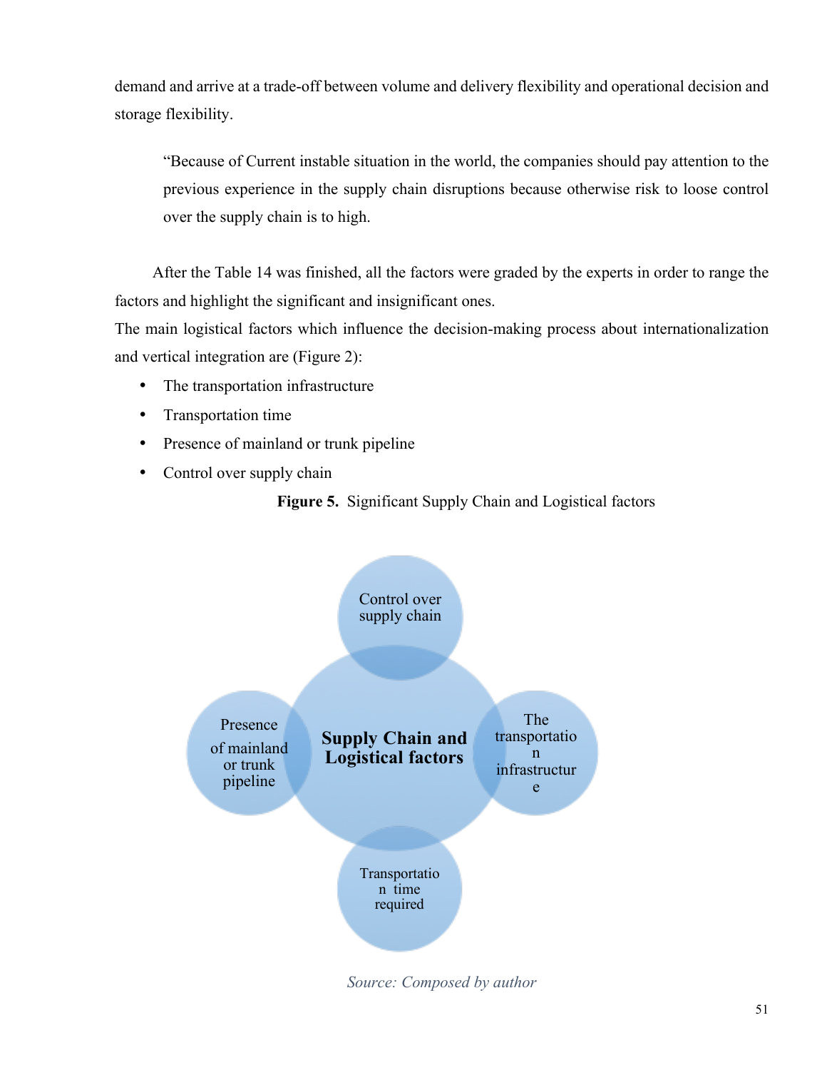demand and arrive at a trade-off between volume and delivery flexibility and operational decision and storage flexibility.

> "Because of Current instable situation in the world, the companies should pay attention to the previous experience in the supply chain disruptions because otherwise risk to loose control over the supply chain is to high.

After the Table 14 was finished, all the factors were graded by the experts in order to range the factors and highlight the significant and insignificant ones.

The main logistical factors which influence the decision-making process about internationalization and vertical integration are (Figure 2):

- The transportation infrastructure
- Transportation time
- Presence of mainland or trunk pipeline
- Control over supply chain

**Figure 5.** Significant Supply Chain and Logistical factors

Supply Chain and Logistical factors

Control over supply chain

The transportation infrastructure

Transportation time required

Presence of mainland or trunk pipeline

*Source: Composed by author*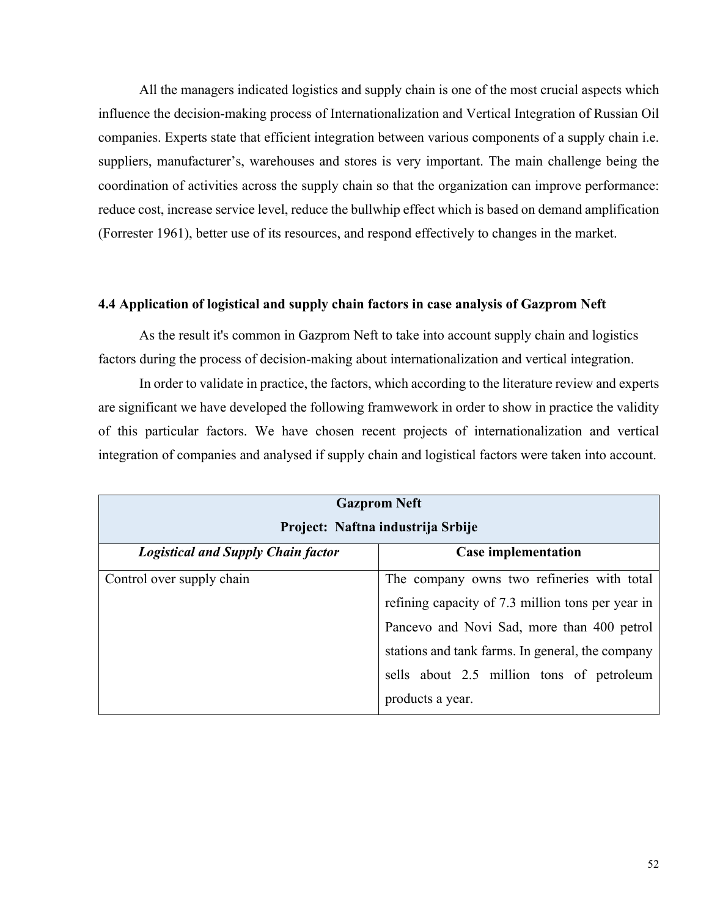All the managers indicated logistics and supply chain is one of the most crucial aspects which influence the decision-making process of Internationalization and Vertical Integration of Russian Oil companies. Experts state that efficient integration between various components of a supply chain i.e. suppliers, manufacturer's, warehouses and stores is very important. The main challenge being the coordination of activities across the supply chain so that the organization can improve performance: reduce cost, increase service level, reduce the bullwhip effect which is based on demand amplification (Forrester 1961), better use of its resources, and respond effectively to changes in the market.

### 4.4 Application of logistical and supply chain factors in case analysis of Gazprom Neft

As the result it's common in Gazprom Neft to take into account supply chain and logistics factors during the process of decision-making about internationalization and vertical integration.

In order to validate in practice, the factors, which according to the literature review and experts are significant we have developed the following framwework in order to show in practice the validity of this particular factors. We have chosen recent projects of internationalization and vertical integration of companies and analysed if supply chain and logistical factors were taken into account.

| **Gazprom Neft**<br>**Project: Naftna industrija Srbije** | |
|---|---|
| ***Logistical and Supply Chain factor*** | **Case implementation** |
| Control over supply chain | The company owns two refineries with total refining capacity of 7.3 million tons per year in Pancevo and Novi Sad, more than 400 petrol stations and tank farms. In general, the company sells about 2.5 million tons of petroleum products a year. |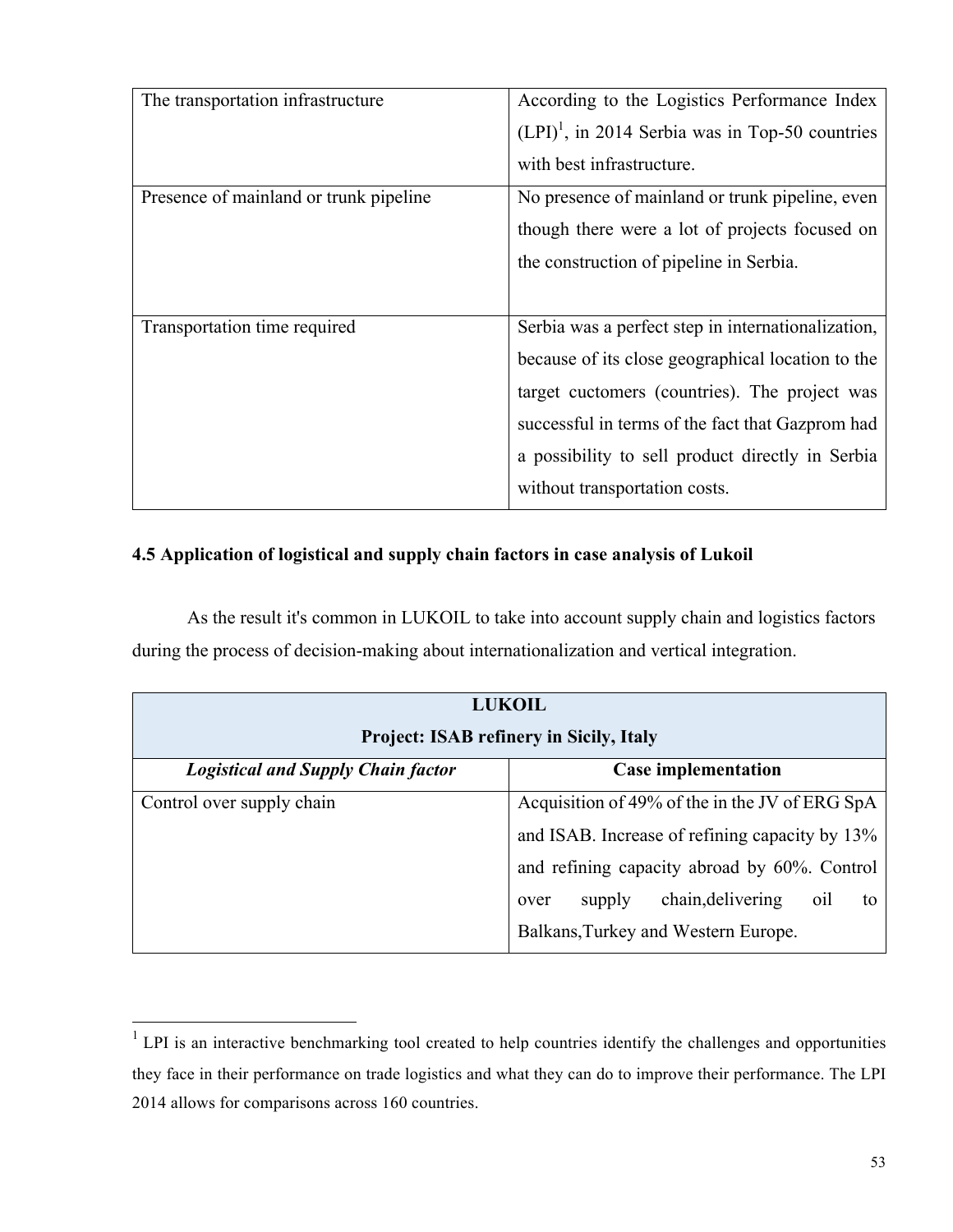| | |
|---|---|
| The transportation infrastructure | According to the Logistics Performance Index (LPI)[1], in 2014 Serbia was in Top-50 countries with best infrastructure. |
| Presence of mainland or trunk pipeline | No presence of mainland or trunk pipeline, even though there were a lot of projects focused on the construction of pipeline in Serbia. |
| Transportation time required | Serbia was a perfect step in internationalization, because of its close geographical location to the target cuctomers (countries). The project was successful in terms of the fact that Gazprom had a possibility to sell product directly in Serbia without transportation costs. |

### 4.5 Application of logistical and supply chain factors in case analysis of Lukoil

As the result it's common in LUKOIL to take into account supply chain and logistics factors during the process of decision-making about internationalization and vertical integration.

| **LUKOIL<br>Project: ISAB refinery in Sicily, Italy** | |
|---|---|
| ***Logistical and Supply Chain factor*** | **Case implementation** |
| Control over supply chain | Acquisition of 49% of the in the JV of ERG SpA and ISAB. Increase of refining capacity by 13% and refining capacity abroad by 60%. Control over supply chain,delivering oil to Balkans,Turkey and Western Europe. |

[1] LPI is an interactive benchmarking tool created to help countries identify the challenges and opportunities they face in their performance on trade logistics and what they can do to improve their performance. The LPI 2014 allows for comparisons across 160 countries.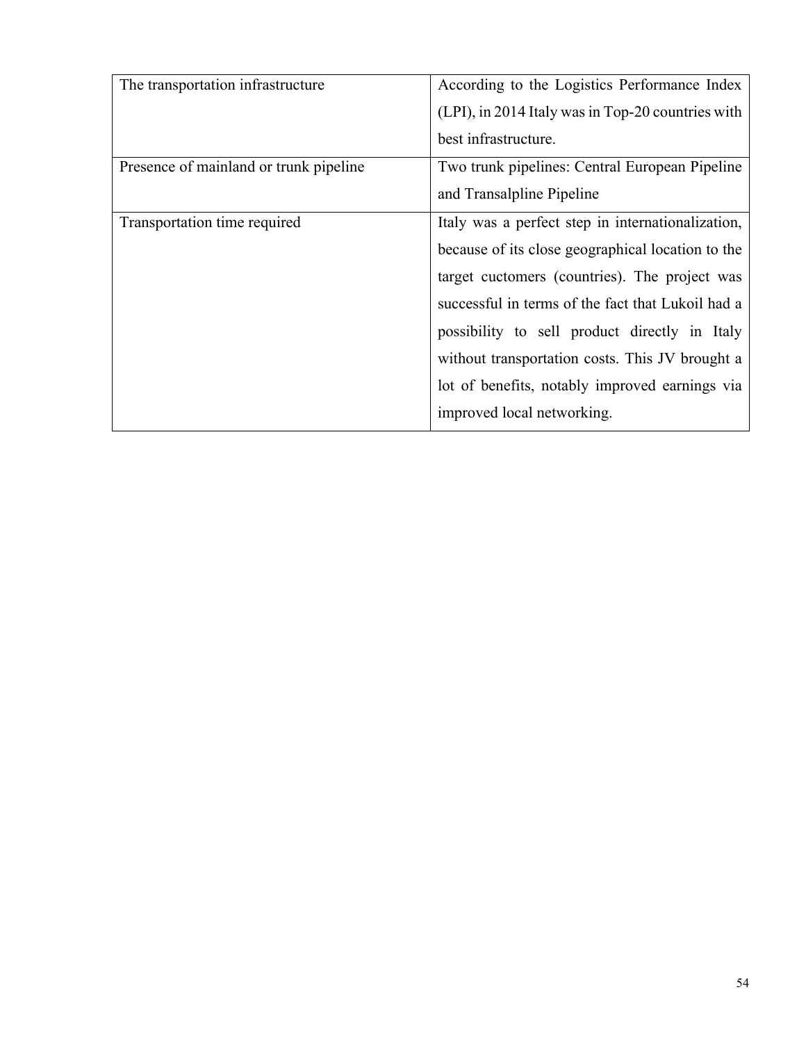| | |
|---|---|
| The transportation infrastructure | According to the Logistics Performance Index (LPI), in 2014 Italy was in Top-20 countries with best infrastructure. |
| Presence of mainland or trunk pipeline | Two trunk pipelines: Central European Pipeline and Transalpline Pipeline |
| Transportation time required | Italy was a perfect step in internationalization, because of its close geographical location to the target cuctomers (countries). The project was successful in terms of the fact that Lukoil had a possibility to sell product directly in Italy without transportation costs. This JV brought a lot of benefits, notably improved earnings via improved local networking. |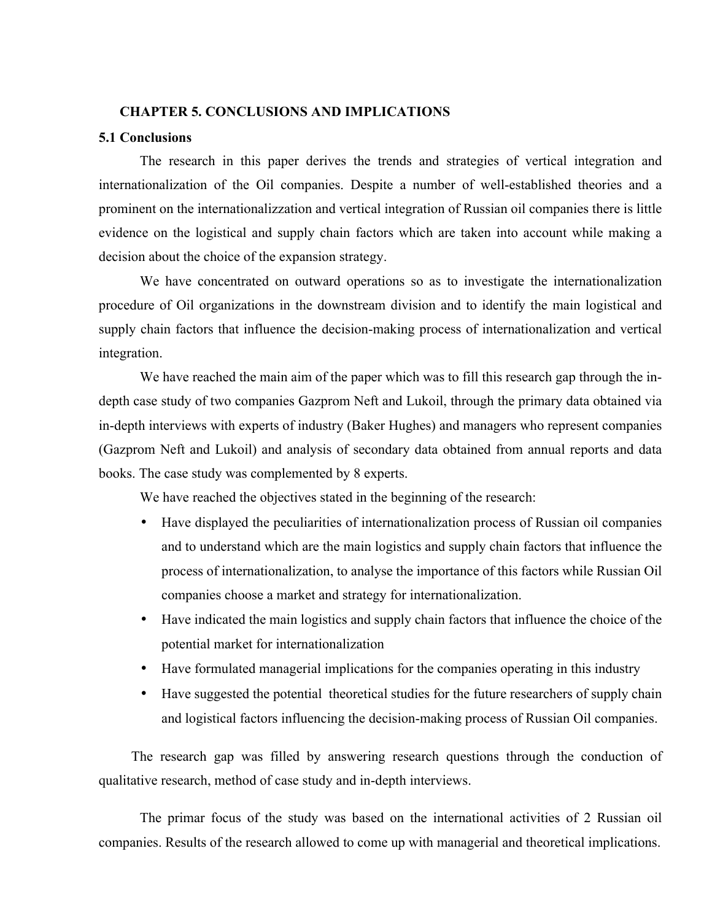## CHAPTER 5. CONCLUSIONS AND IMPLICATIONS

### 5.1 Conclusions

The research in this paper derives the trends and strategies of vertical integration and internationalization of the Oil companies. Despite a number of well-established theories and a prominent on the internationalizzation and vertical integration of Russian oil companies there is little evidence on the logistical and supply chain factors which are taken into account while making a decision about the choice of the expansion strategy.

We have concentrated on outward operations so as to investigate the internationalization procedure of Oil organizations in the downstream division and to identify the main logistical and supply chain factors that influence the decision-making process of internationalization and vertical integration.

We have reached the main aim of the paper which was to fill this research gap through the in-depth case study of two companies Gazprom Neft and Lukoil, through the primary data obtained via in-depth interviews with experts of industry (Baker Hughes) and managers who represent companies (Gazprom Neft and Lukoil) and analysis of secondary data obtained from annual reports and data books. The case study was complemented by 8 experts.

We have reached the objectives stated in the beginning of the research:

- Have displayed the peculiarities of internationalization process of Russian oil companies and to understand which are the main logistics and supply chain factors that influence the process of internationalization, to analyse the importance of this factors while Russian Oil companies choose a market and strategy for internationalization.
- Have indicated the main logistics and supply chain factors that influence the choice of the potential market for internationalization
- Have formulated managerial implications for the companies operating in this industry
- Have suggested the potential theoretical studies for the future researchers of supply chain and logistical factors influencing the decision-making process of Russian Oil companies.

The research gap was filled by answering research questions through the conduction of qualitative research, method of case study and in-depth interviews.

The primar focus of the study was based on the international activities of 2 Russian oil companies. Results of the research allowed to come up with managerial and theoretical implications.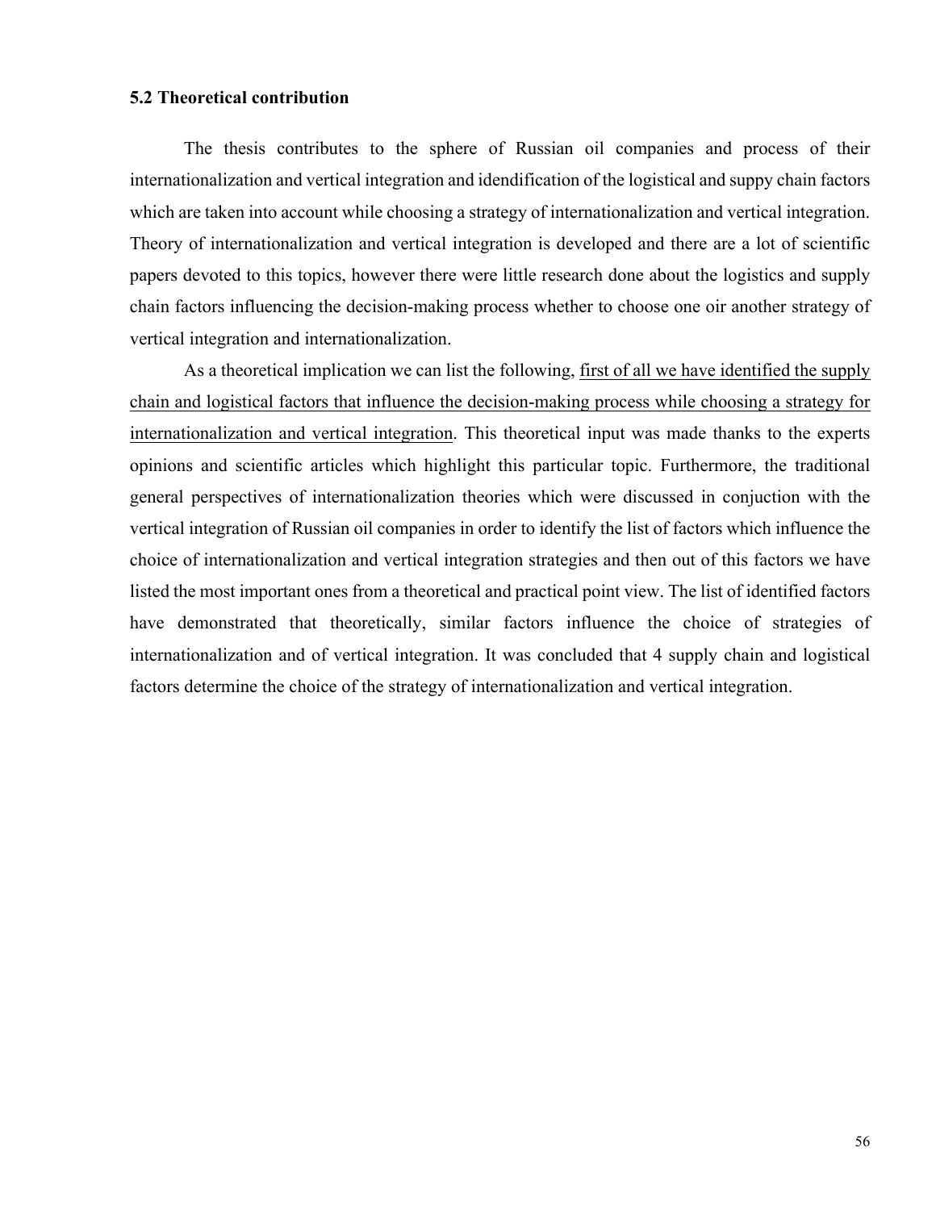### 5.2 Theoretical contribution

The thesis contributes to the sphere of Russian oil companies and process of their internationalization and vertical integration and idendification of the logistical and suppy chain factors which are taken into account while choosing a strategy of internationalization and vertical integration. Theory of internationalization and vertical integration is developed and there are a lot of scientific papers devoted to this topics, however there were little research done about the logistics and supply chain factors influencing the decision-making process whether to choose one oir another strategy of vertical integration and internationalization.

As a theoretical implication we can list the following, <u>first of all we have identified the supply chain and logistical factors that influence the decision-making process while choosing a strategy for internationalization and vertical integration</u>. This theoretical input was made thanks to the experts opinions and scientific articles which highlight this particular topic. Furthermore, the traditional general perspectives of internationalization theories which were discussed in conjuction with the vertical integration of Russian oil companies in order to identify the list of factors which influence the choice of internationalization and vertical integration strategies and then out of this factors we have listed the most important ones from a theoretical and practical point view. The list of identified factors have demonstrated that theoretically, similar factors influence the choice of strategies of internationalization and of vertical integration. It was concluded that 4 supply chain and logistical factors determine the choice of the strategy of internationalization and vertical integration.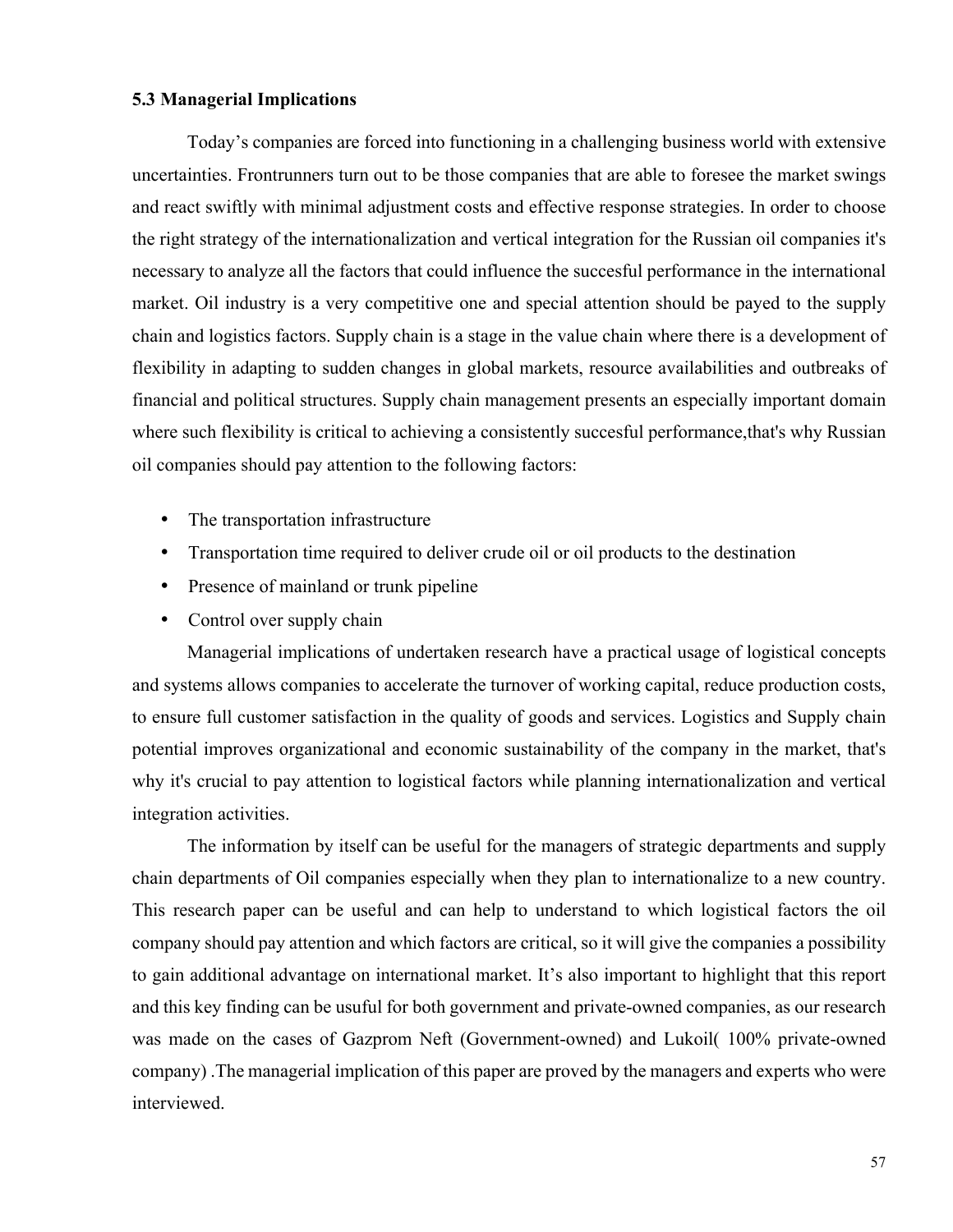### 5.3 Managerial Implications

Today's companies are forced into functioning in a challenging business world with extensive uncertainties. Frontrunners turn out to be those companies that are able to foresee the market swings and react swiftly with minimal adjustment costs and effective response strategies. In order to choose the right strategy of the internationalization and vertical integration for the Russian oil companies it's necessary to analyze all the factors that could influence the succesful performance in the international market. Oil industry is a very competitive one and special attention should be payed to the supply chain and logistics factors. Supply chain is a stage in the value chain where there is a development of flexibility in adapting to sudden changes in global markets, resource availabilities and outbreaks of financial and political structures. Supply chain management presents an especially important domain where such flexibility is critical to achieving a consistently succesful performance,that's why Russian oil companies should pay attention to the following factors:

- The transportation infrastructure
- Transportation time required to deliver crude oil or oil products to the destination
- Presence of mainland or trunk pipeline
- Control over supply chain

Managerial implications of undertaken research have a practical usage of logistical concepts and systems allows companies to accelerate the turnover of working capital, reduce production costs, to ensure full customer satisfaction in the quality of goods and services. Logistics and Supply chain potential improves organizational and economic sustainability of the company in the market, that's why it's crucial to pay attention to logistical factors while planning internationalization and vertical integration activities.

The information by itself can be useful for the managers of strategic departments and supply chain departments of Oil companies especially when they plan to internationalize to a new country. This research paper can be useful and can help to understand to which logistical factors the oil company should pay attention and which factors are critical, so it will give the companies a possibility to gain additional advantage on international market. It's also important to highlight that this report and this key finding can be usuful for both government and private-owned companies, as our research was made on the cases of Gazprom Neft (Government-owned) and Lukoil( 100% private-owned company) .The managerial implication of this paper are proved by the managers and experts who were interviewed.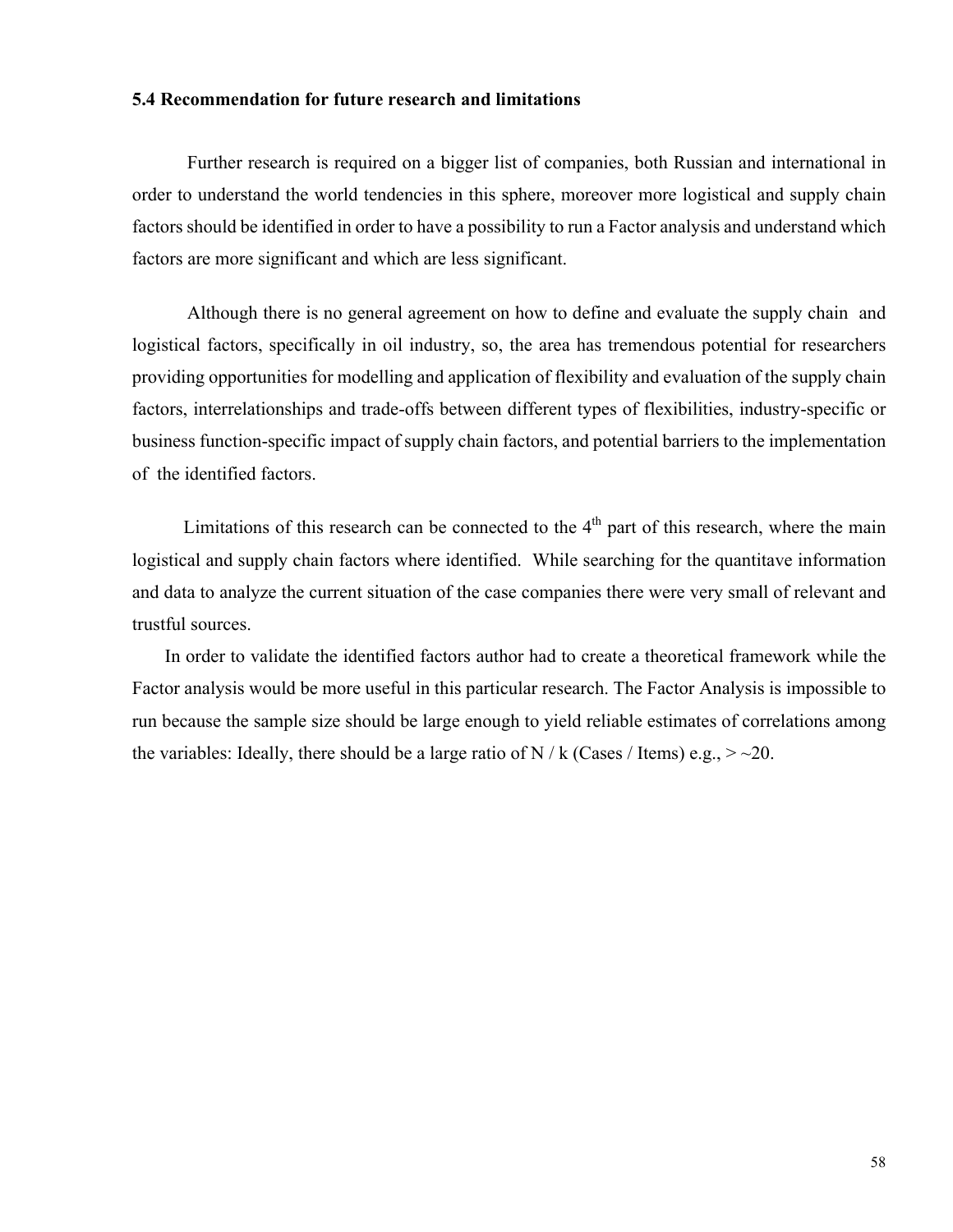### 5.4 Recommendation for future research and limitations

Further research is required on a bigger list of companies, both Russian and international in order to understand the world tendencies in this sphere, moreover more logistical and supply chain factors should be identified in order to have a possibility to run a Factor analysis and understand which factors are more significant and which are less significant.

Although there is no general agreement on how to define and evaluate the supply chain and logistical factors, specifically in oil industry, so, the area has tremendous potential for researchers providing opportunities for modelling and application of flexibility and evaluation of the supply chain factors, interrelationships and trade-offs between different types of flexibilities, industry-specific or business function-specific impact of supply chain factors, and potential barriers to the implementation of the identified factors.

Limitations of this research can be connected to the 4$^{th}$ part of this research, where the main logistical and supply chain factors where identified. While searching for the quantitave information and data to analyze the current situation of the case companies there were very small of relevant and trustful sources.

In order to validate the identified factors author had to create a theoretical framework while the Factor analysis would be more useful in this particular research. The Factor Analysis is impossible to run because the sample size should be large enough to yield reliable estimates of correlations among the variables: Ideally, there should be a large ratio of N / k (Cases / Items) e.g., > ~20.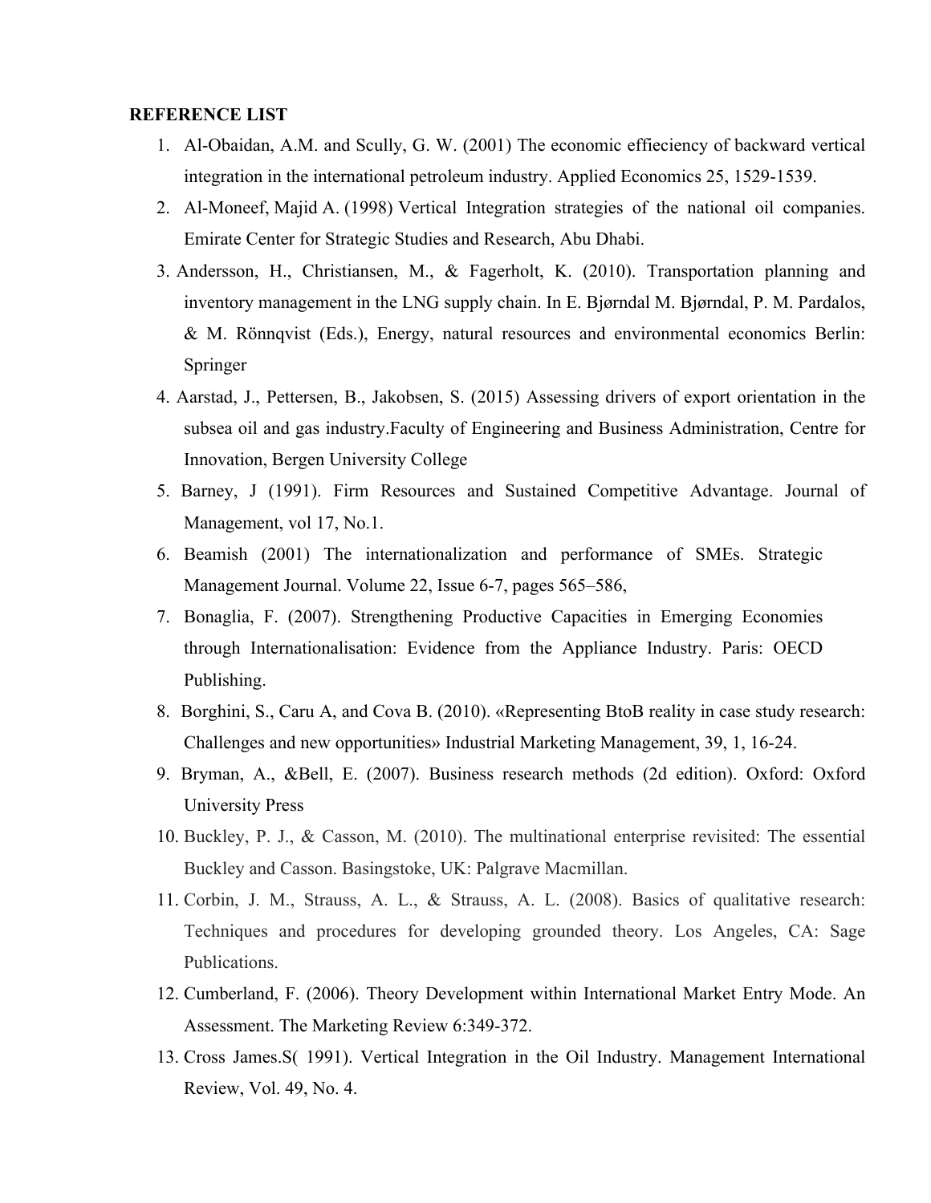**REFERENCE LIST**

1. Al-Obaidan, A.M. and Scully, G. W. (2001) The economic effieciency of backward vertical integration in the international petroleum industry. Applied Economics 25, 1529-1539.
2. Al-Moneef, Majid A. (1998) Vertical Integration strategies of the national oil companies. Emirate Center for Strategic Studies and Research, Abu Dhabi.
3. Andersson, H., Christiansen, M., & Fagerholt, K. (2010). Transportation planning and inventory management in the LNG supply chain. In E. Bjørndal M. Bjørndal, P. M. Pardalos, & M. Rönnqvist (Eds.), Energy, natural resources and environmental economics Berlin: Springer
4. Aarstad, J., Pettersen, B., Jakobsen, S. (2015) Assessing drivers of export orientation in the subsea oil and gas industry.Faculty of Engineering and Business Administration, Centre for Innovation, Bergen University College
5. Barney, J (1991). Firm Resources and Sustained Competitive Advantage. Journal of Management, vol 17, No.1.
6. Beamish (2001) The internationalization and performance of SMEs. Strategic Management Journal. Volume 22, Issue 6-7, pages 565–586,
7. Bonaglia, F. (2007). Strengthening Productive Capacities in Emerging Economies through Internationalisation: Evidence from the Appliance Industry. Paris: OECD Publishing.
8. Borghini, S., Caru A, and Cova B. (2010). «Representing BtoB reality in case study research: Challenges and new opportunities» Industrial Marketing Management, 39, 1, 16-24.
9. Bryman, A., &Bell, E. (2007). Business research methods (2d edition). Oxford: Oxford University Press
10. Buckley, P. J., & Casson, M. (2010). The multinational enterprise revisited: The essential Buckley and Casson. Basingstoke, UK: Palgrave Macmillan.
11. Corbin, J. M., Strauss, A. L., & Strauss, A. L. (2008). Basics of qualitative research: Techniques and procedures for developing grounded theory. Los Angeles, CA: Sage Publications.
12. Cumberland, F. (2006). Theory Development within International Market Entry Mode. An Assessment. The Marketing Review 6:349-372.
13. Cross James.S( 1991). Vertical Integration in the Oil Industry. Management International Review, Vol. 49, No. 4.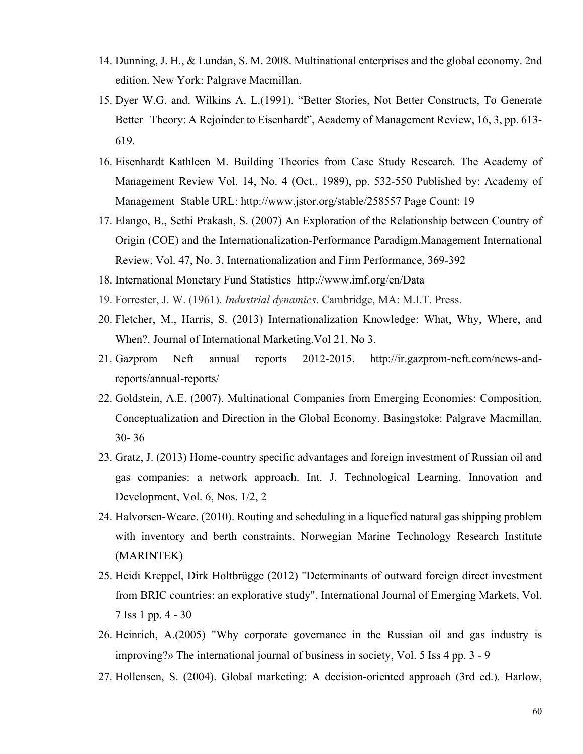14. Dunning, J. H., & Lundan, S. M. 2008. Multinational enterprises and the global economy. 2nd edition. New York: Palgrave Macmillan.
15. Dyer W.G. and. Wilkins A. L.(1991). "Better Stories, Not Better Constructs, To Generate Better Theory: A Rejoinder to Eisenhardt", Academy of Management Review, 16, 3, pp. 613-619.
16. Eisenhardt Kathleen M. Building Theories from Case Study Research. The Academy of Management Review Vol. 14, No. 4 (Oct., 1989), pp. 532-550 Published by: Academy of Management Stable URL: http://www.jstor.org/stable/258557 Page Count: 19
17. Elango, B., Sethi Prakash, S. (2007) An Exploration of the Relationship between Country of Origin (COE) and the Internationalization-Performance Paradigm.Management International Review, Vol. 47, No. 3, Internationalization and Firm Performance, 369-392
18. International Monetary Fund Statistics http://www.imf.org/en/Data
19. Forrester, J. W. (1961). *Industrial dynamics*. Cambridge, MA: M.I.T. Press.
20. Fletcher, M., Harris, S. (2013) Internationalization Knowledge: What, Why, Where, and When?. Journal of International Marketing.Vol 21. No 3.
21. Gazprom Neft annual reports 2012-2015. http://ir.gazprom-neft.com/news-and-reports/annual-reports/
22. Goldstein, A.E. (2007). Multinational Companies from Emerging Economies: Composition, Conceptualization and Direction in the Global Economy. Basingstoke: Palgrave Macmillan, 30- 36
23. Gratz, J. (2013) Home-country specific advantages and foreign investment of Russian oil and gas companies: a network approach. Int. J. Technological Learning, Innovation and Development, Vol. 6, Nos. 1/2, 2
24. Halvorsen-Weare. (2010). Routing and scheduling in a liquefied natural gas shipping problem with inventory and berth constraints. Norwegian Marine Technology Research Institute (MARINTEK)
25. Heidi Kreppel, Dirk Holtbrügge (2012) "Determinants of outward foreign direct investment from BRIC countries: an explorative study", International Journal of Emerging Markets, Vol. 7 Iss 1 pp. 4 - 30
26. Heinrich, A.(2005) "Why corporate governance in the Russian oil and gas industry is improving?» The international journal of business in society, Vol. 5 Iss 4 pp. 3 - 9
27. Hollensen, S. (2004). Global marketing: A decision-oriented approach (3rd ed.). Harlow,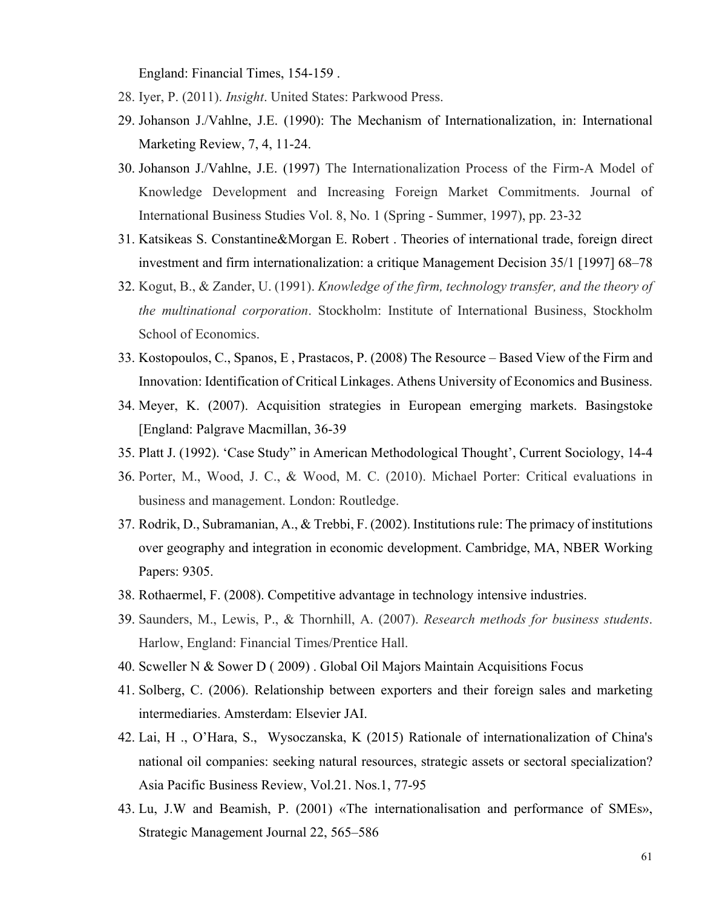England: Financial Times, 154-159 .

28. Iyer, P. (2011). *Insight*. United States: Parkwood Press.
29. Johanson J./Vahlne, J.E. (1990): The Mechanism of Internationalization, in: International Marketing Review, 7, 4, 11-24.
30. Johanson J./Vahlne, J.E. (1997) The Internationalization Process of the Firm-A Model of Knowledge Development and Increasing Foreign Market Commitments. Journal of International Business Studies Vol. 8, No. 1 (Spring - Summer, 1997), pp. 23-32
31. Katsikeas S. Constantine&Morgan E. Robert . Theories of international trade, foreign direct investment and firm internationalization: a critique Management Decision 35/1 [1997] 68–78
32. Kogut, B., & Zander, U. (1991). *Knowledge of the firm, technology transfer, and the theory of the multinational corporation*. Stockholm: Institute of International Business, Stockholm School of Economics.
33. Kostopoulos, C., Spanos, E , Prastacos, P. (2008) The Resource – Based View of the Firm and Innovation: Identification of Critical Linkages. Athens University of Economics and Business.
34. Meyer, K. (2007). Acquisition strategies in European emerging markets. Basingstoke [England: Palgrave Macmillan, 36-39
35. Platt J. (1992). 'Case Study" in American Methodological Thought', Current Sociology, 14-4
36. Porter, M., Wood, J. C., & Wood, M. C. (2010). Michael Porter: Critical evaluations in business and management. London: Routledge.
37. Rodrik, D., Subramanian, A., & Trebbi, F. (2002). Institutions rule: The primacy of institutions over geography and integration in economic development. Cambridge, MA, NBER Working Papers: 9305.
38. Rothaermel, F. (2008). Competitive advantage in technology intensive industries.
39. Saunders, M., Lewis, P., & Thornhill, A. (2007). *Research methods for business students*. Harlow, England: Financial Times/Prentice Hall.
40. Scweller N & Sower D ( 2009) . Global Oil Majors Maintain Acquisitions Focus
41. Solberg, C. (2006). Relationship between exporters and their foreign sales and marketing intermediaries. Amsterdam: Elsevier JAI.
42. Lai, H ., O'Hara, S., Wysoczanska, K (2015) Rationale of internationalization of China's national oil companies: seeking natural resources, strategic assets or sectoral specialization? Asia Pacific Business Review, Vol.21. Nos.1, 77-95
43. Lu, J.W and Beamish, P. (2001) «The internationalisation and performance of SMEs», Strategic Management Journal 22, 565–586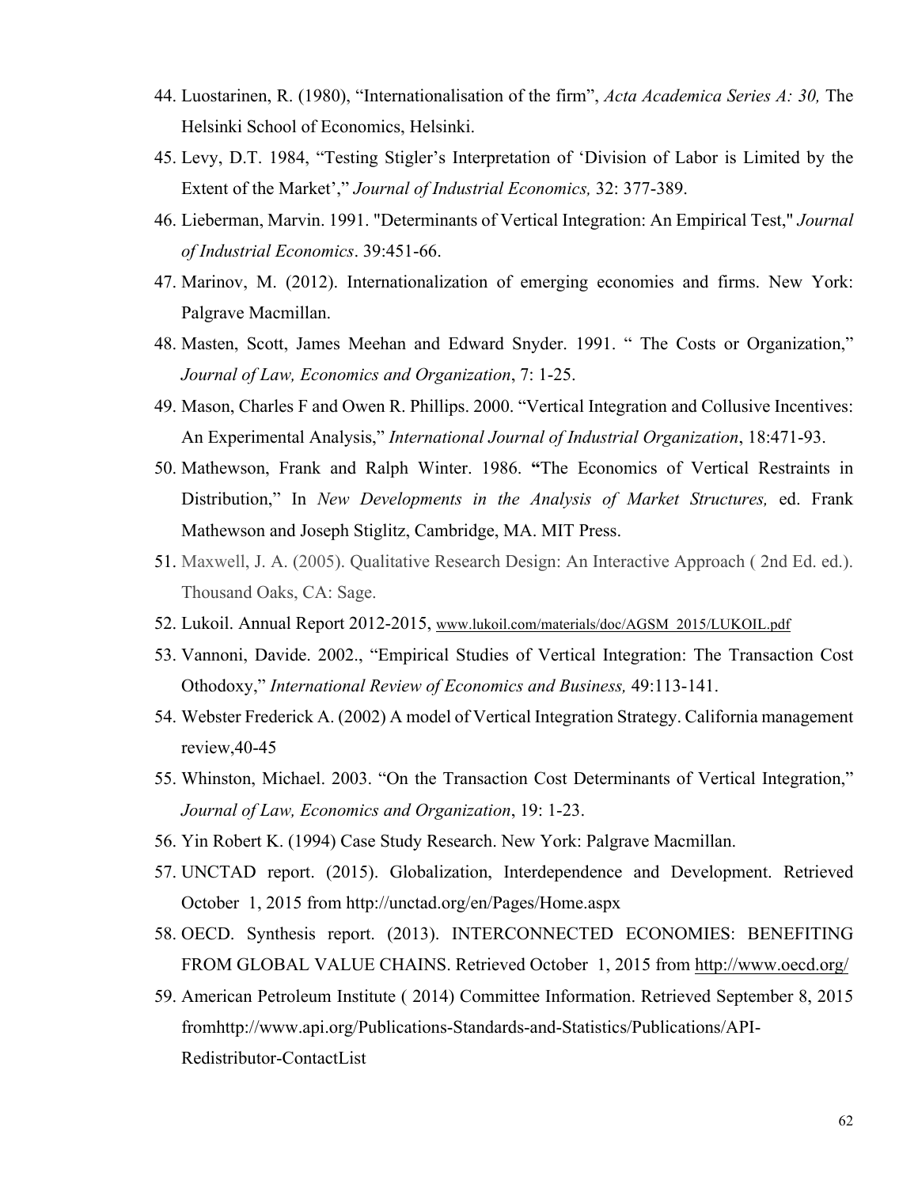44. Luostarinen, R. (1980), "Internationalisation of the firm", *Acta Academica Series A: 30,* The Helsinki School of Economics, Helsinki.
45. Levy, D.T. 1984, "Testing Stigler's Interpretation of 'Division of Labor is Limited by the Extent of the Market'," *Journal of Industrial Economics,* 32: 377-389.
46. Lieberman, Marvin. 1991. "Determinants of Vertical Integration: An Empirical Test," *Journal of Industrial Economics*. 39:451-66.
47. Marinov, M. (2012). Internationalization of emerging economies and firms. New York: Palgrave Macmillan.
48. Masten, Scott, James Meehan and Edward Snyder. 1991. " The Costs or Organization," *Journal of Law, Economics and Organization*, 7: 1-25.
49. Mason, Charles F and Owen R. Phillips. 2000. "Vertical Integration and Collusive Incentives: An Experimental Analysis," *International Journal of Industrial Organization*, 18:471-93.
50. Mathewson, Frank and Ralph Winter. 1986. **"**The Economics of Vertical Restraints in Distribution," In *New Developments in the Analysis of Market Structures,* ed. Frank Mathewson and Joseph Stiglitz, Cambridge, MA. MIT Press.
51. Maxwell, J. A. (2005). Qualitative Research Design: An Interactive Approach ( 2nd Ed. ed.). Thousand Oaks, CA: Sage.
52. Lukoil. Annual Report 2012-2015, www.lukoil.com/materials/doc/AGSM_2015/LUKOIL.pdf
53. Vannoni, Davide. 2002., "Empirical Studies of Vertical Integration: The Transaction Cost Othodoxy," *International Review of Economics and Business,* 49:113-141.
54. Webster Frederick A. (2002) A model of Vertical Integration Strategy. California management review,40-45
55. Whinston, Michael. 2003. "On the Transaction Cost Determinants of Vertical Integration," *Journal of Law, Economics and Organization*, 19: 1-23.
56. Yin Robert K. (1994) Case Study Research. New York: Palgrave Macmillan.
57. UNCTAD report. (2015). Globalization, Interdependence and Development. Retrieved October 1, 2015 from http://unctad.org/en/Pages/Home.aspx
58. OECD. Synthesis report. (2013). INTERCONNECTED ECONOMIES: BENEFITING FROM GLOBAL VALUE CHAINS. Retrieved October 1, 2015 from http://www.oecd.org/
59. American Petroleum Institute ( 2014) Committee Information. Retrieved September 8, 2015 fromhttp://www.api.org/Publications-Standards-and-Statistics/Publications/API-Redistributor-ContactList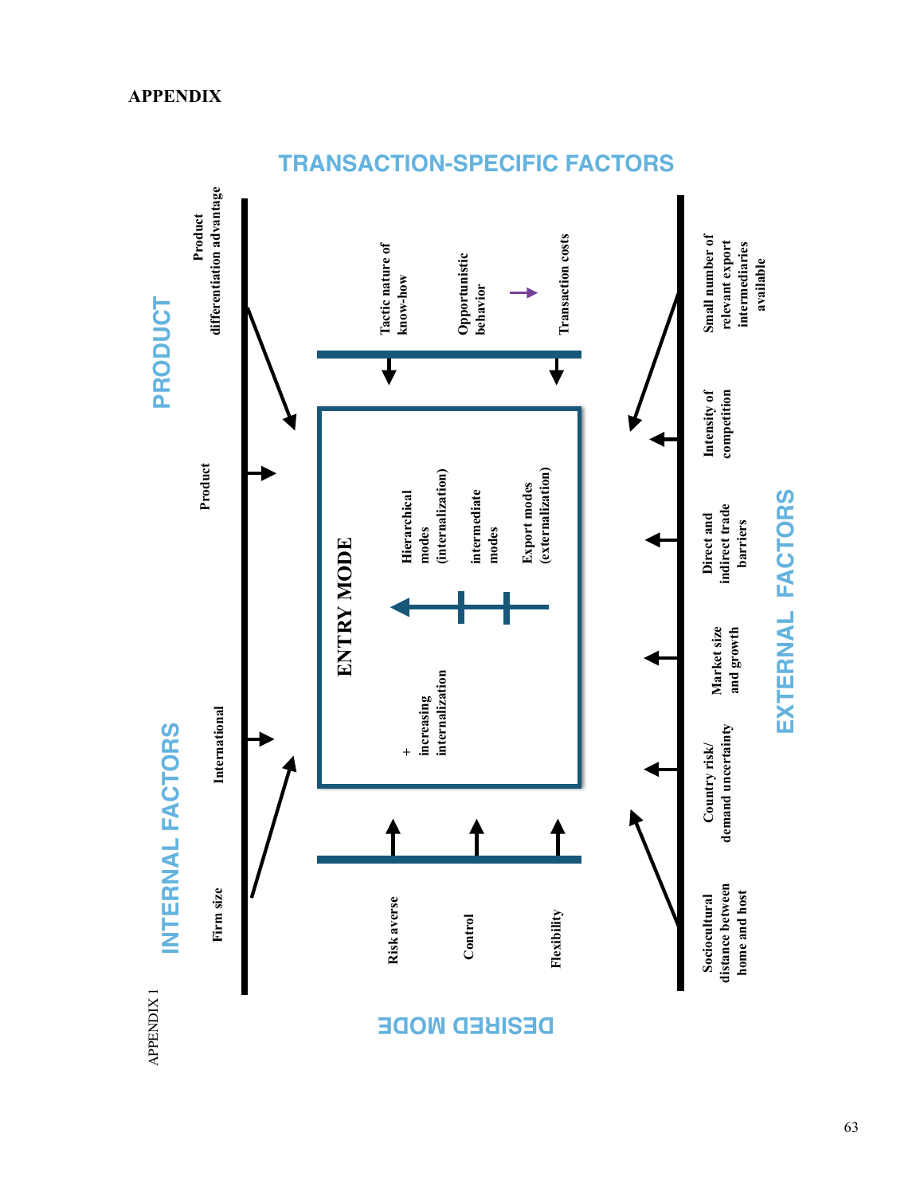# APPENDIX

APPENDIX 1

TRANSACTION-SPECIFIC FACTORS

Tactic nature of know-how

Opportunistic behavior → Transaction costs

PRODUCT

Product differentiation advantage

Product

INTERNAL FACTORS

International

Firm size

ENTRY MODE

+ increasing internalization

Hierarchical modes (internalization)

intermediate modes

Export modes (externalization)

DESIRED MODE

Risk averse

Control

Flexibility

EXTERNAL FACTORS

Small number of relevant export intermediaries available

Intensity of competition

Direct and indirect trade barriers

Market size and growth

Country risk/ demand uncertainty

Sociocultural distance between home and host